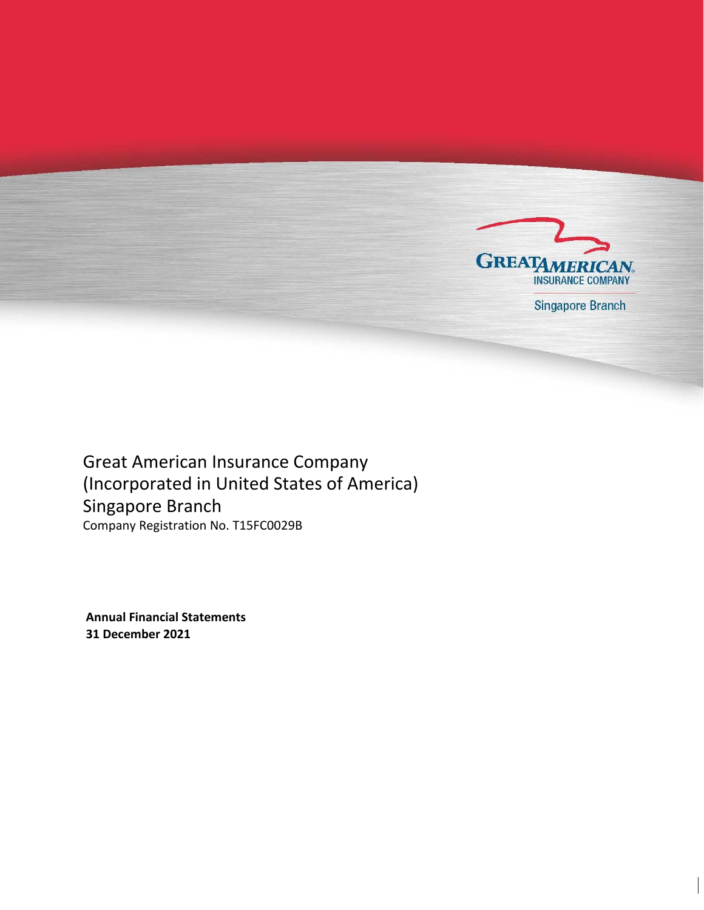GREAT AMERICAN INSURANCE COMPANY

Singapore Branch

# Great American Insurance Company
# (Incorporated in United States of America)
# Singapore Branch

Company Registration No. T15FC0029B

**Annual Financial Statements**
**31 December 2021**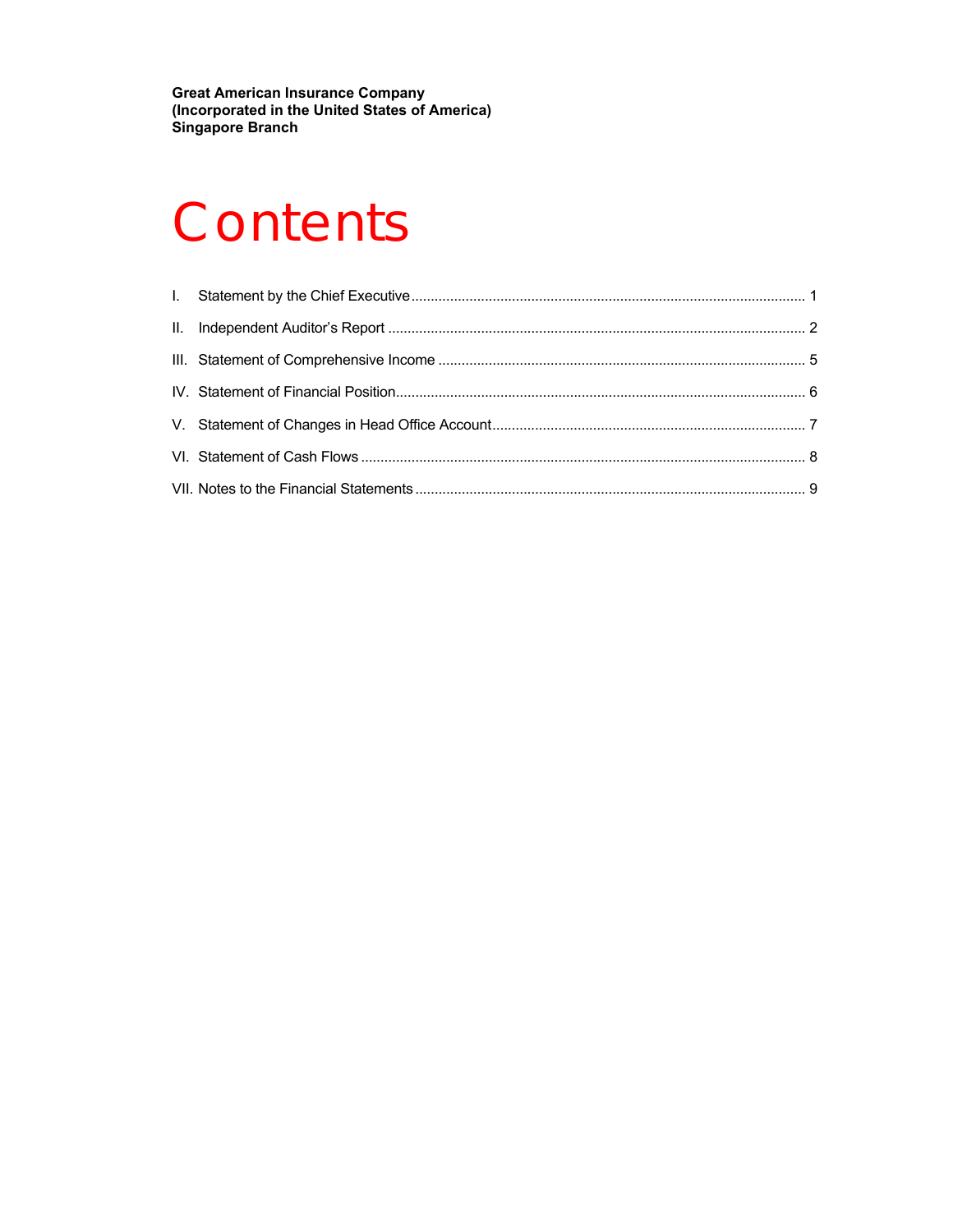**Great American Insurance Company**
**(Incorporated in the United States of America)**
**Singapore Branch**

# Contents

| | | |
|---|---|---|
| I. | Statement by the Chief Executive | 1 |
| II. | Independent Auditor's Report | 2 |
| III. | Statement of Comprehensive Income | 5 |
| IV. | Statement of Financial Position | 6 |
| V. | Statement of Changes in Head Office Account | 7 |
| VI. | Statement of Cash Flows | 8 |
| VII. | Notes to the Financial Statements | 9 |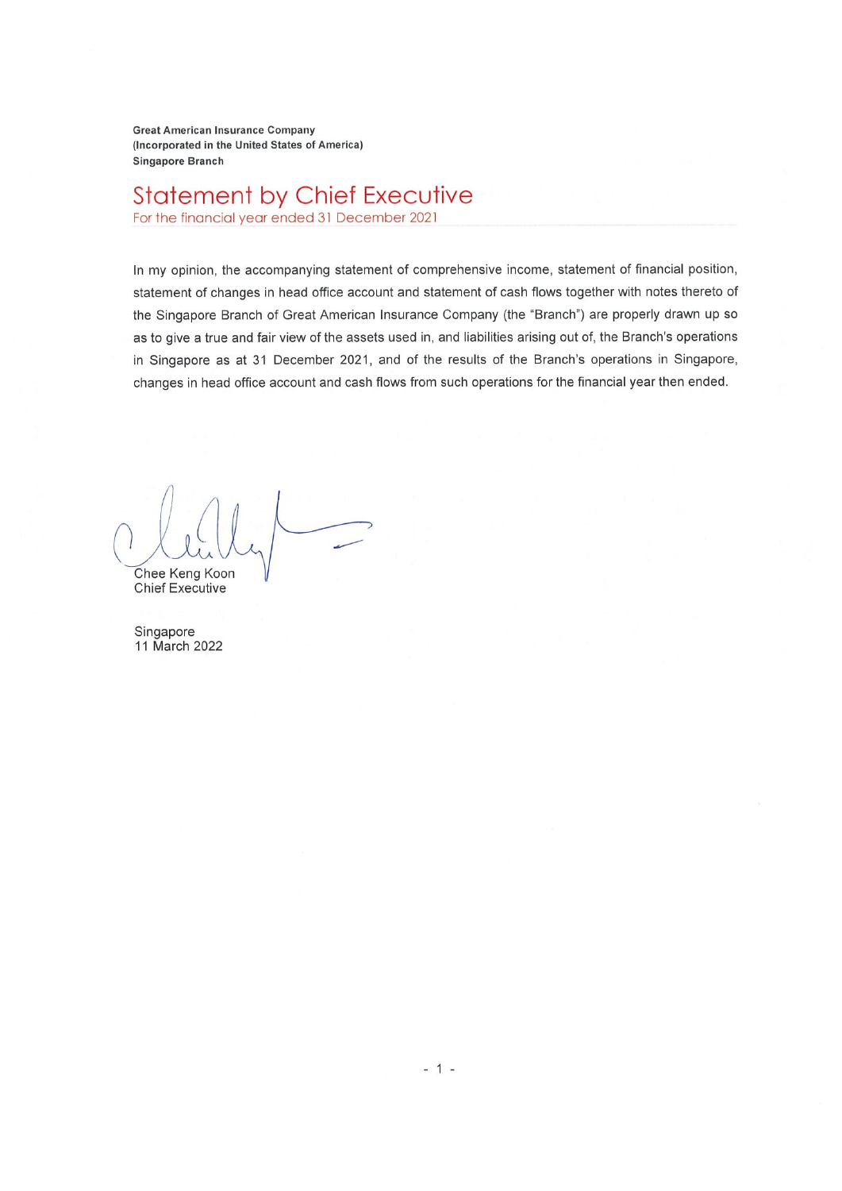**Great American Insurance Company**
**(Incorporated in the United States of America)**
**Singapore Branch**

# Statement by Chief Executive

For the financial year ended 31 December 2021

In my opinion, the accompanying statement of comprehensive income, statement of financial position, statement of changes in head office account and statement of cash flows together with notes thereto of the Singapore Branch of Great American Insurance Company (the "Branch") are properly drawn up so as to give a true and fair view of the assets used in, and liabilities arising out of, the Branch's operations in Singapore as at 31 December 2021, and of the results of the Branch's operations in Singapore, changes in head office account and cash flows from such operations for the financial year then ended.

Chee Keng Koon
Chief Executive

Singapore
11 March 2022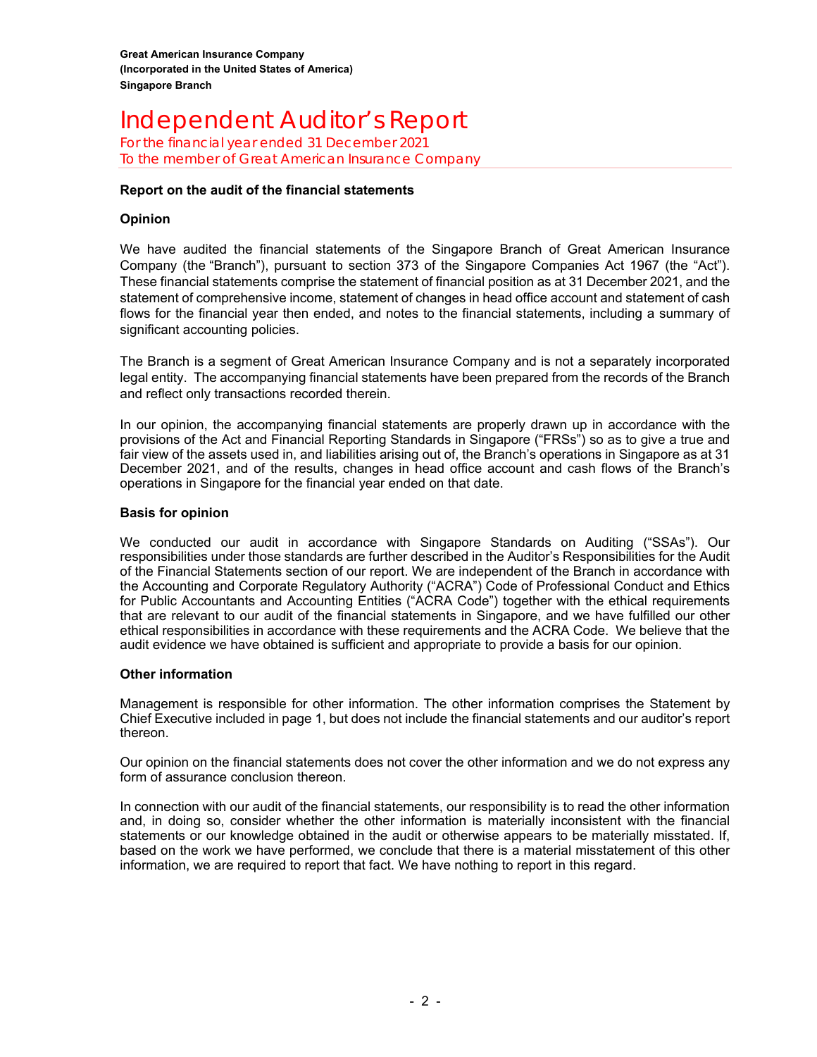Great American Insurance Company
(Incorporated in the United States of America)
Singapore Branch

# Independent Auditor's Report

For the financial year ended 31 December 2021
To the member of Great American Insurance Company

## Report on the audit of the financial statements

### Opinion

We have audited the financial statements of the Singapore Branch of Great American Insurance Company (the "Branch"), pursuant to section 373 of the Singapore Companies Act 1967 (the "Act"). These financial statements comprise the statement of financial position as at 31 December 2021, and the statement of comprehensive income, statement of changes in head office account and statement of cash flows for the financial year then ended, and notes to the financial statements, including a summary of significant accounting policies.

The Branch is a segment of Great American Insurance Company and is not a separately incorporated legal entity. The accompanying financial statements have been prepared from the records of the Branch and reflect only transactions recorded therein.

In our opinion, the accompanying financial statements are properly drawn up in accordance with the provisions of the Act and Financial Reporting Standards in Singapore ("FRSs") so as to give a true and fair view of the assets used in, and liabilities arising out of, the Branch's operations in Singapore as at 31 December 2021, and of the results, changes in head office account and cash flows of the Branch's operations in Singapore for the financial year ended on that date.

### Basis for opinion

We conducted our audit in accordance with Singapore Standards on Auditing ("SSAs"). Our responsibilities under those standards are further described in the Auditor's Responsibilities for the Audit of the Financial Statements section of our report. We are independent of the Branch in accordance with the Accounting and Corporate Regulatory Authority ("ACRA") Code of Professional Conduct and Ethics for Public Accountants and Accounting Entities ("ACRA Code") together with the ethical requirements that are relevant to our audit of the financial statements in Singapore, and we have fulfilled our other ethical responsibilities in accordance with these requirements and the ACRA Code. We believe that the audit evidence we have obtained is sufficient and appropriate to provide a basis for our opinion.

### Other information

Management is responsible for other information. The other information comprises the Statement by Chief Executive included in page 1, but does not include the financial statements and our auditor's report thereon.

Our opinion on the financial statements does not cover the other information and we do not express any form of assurance conclusion thereon.

In connection with our audit of the financial statements, our responsibility is to read the other information and, in doing so, consider whether the other information is materially inconsistent with the financial statements or our knowledge obtained in the audit or otherwise appears to be materially misstated. If, based on the work we have performed, we conclude that there is a material misstatement of this other information, we are required to report that fact. We have nothing to report in this regard.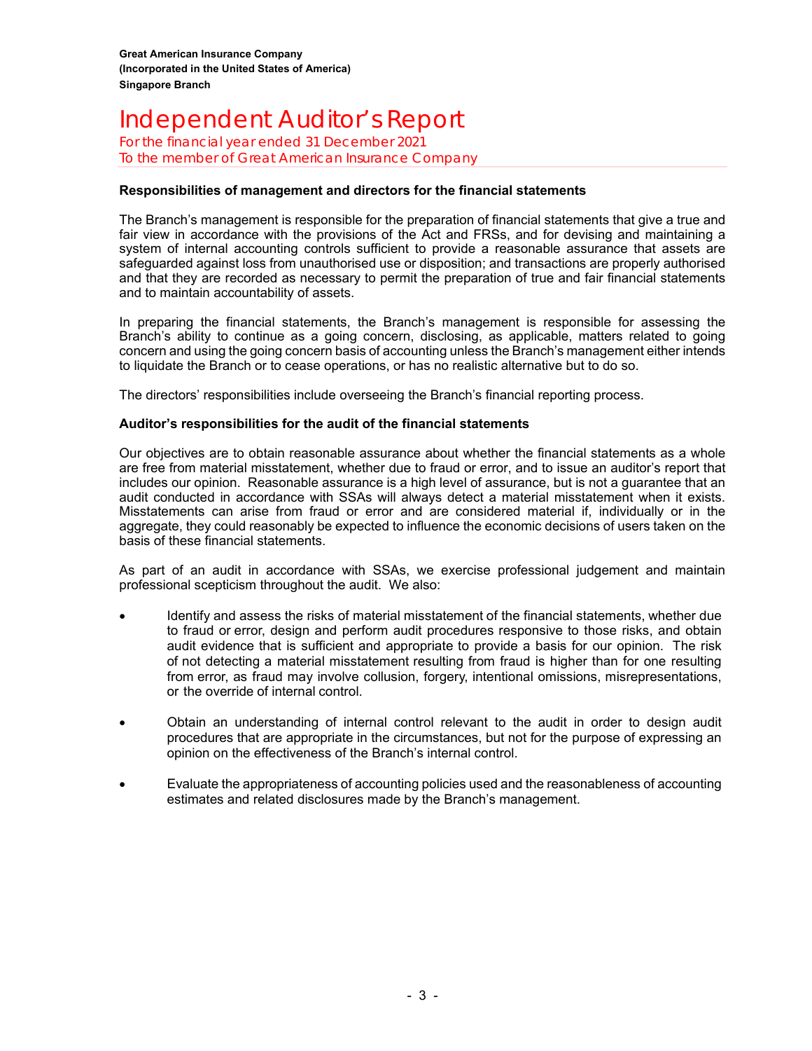**Great American Insurance Company**
**(Incorporated in the United States of America)**
**Singapore Branch**

# Independent Auditor's Report

For the financial year ended 31 December 2021
To the member of Great American Insurance Company

**Responsibilities of management and directors for the financial statements**

The Branch's management is responsible for the preparation of financial statements that give a true and fair view in accordance with the provisions of the Act and FRSs, and for devising and maintaining a system of internal accounting controls sufficient to provide a reasonable assurance that assets are safeguarded against loss from unauthorised use or disposition; and transactions are properly authorised and that they are recorded as necessary to permit the preparation of true and fair financial statements and to maintain accountability of assets.

In preparing the financial statements, the Branch's management is responsible for assessing the Branch's ability to continue as a going concern, disclosing, as applicable, matters related to going concern and using the going concern basis of accounting unless the Branch's management either intends to liquidate the Branch or to cease operations, or has no realistic alternative but to do so.

The directors' responsibilities include overseeing the Branch's financial reporting process.

**Auditor's responsibilities for the audit of the financial statements**

Our objectives are to obtain reasonable assurance about whether the financial statements as a whole are free from material misstatement, whether due to fraud or error, and to issue an auditor's report that includes our opinion. Reasonable assurance is a high level of assurance, but is not a guarantee that an audit conducted in accordance with SSAs will always detect a material misstatement when it exists. Misstatements can arise from fraud or error and are considered material if, individually or in the aggregate, they could reasonably be expected to influence the economic decisions of users taken on the basis of these financial statements.

As part of an audit in accordance with SSAs, we exercise professional judgement and maintain professional scepticism throughout the audit. We also:

- Identify and assess the risks of material misstatement of the financial statements, whether due to fraud or error, design and perform audit procedures responsive to those risks, and obtain audit evidence that is sufficient and appropriate to provide a basis for our opinion. The risk of not detecting a material misstatement resulting from fraud is higher than for one resulting from error, as fraud may involve collusion, forgery, intentional omissions, misrepresentations, or the override of internal control.

- Obtain an understanding of internal control relevant to the audit in order to design audit procedures that are appropriate in the circumstances, but not for the purpose of expressing an opinion on the effectiveness of the Branch's internal control.

- Evaluate the appropriateness of accounting policies used and the reasonableness of accounting estimates and related disclosures made by the Branch's management.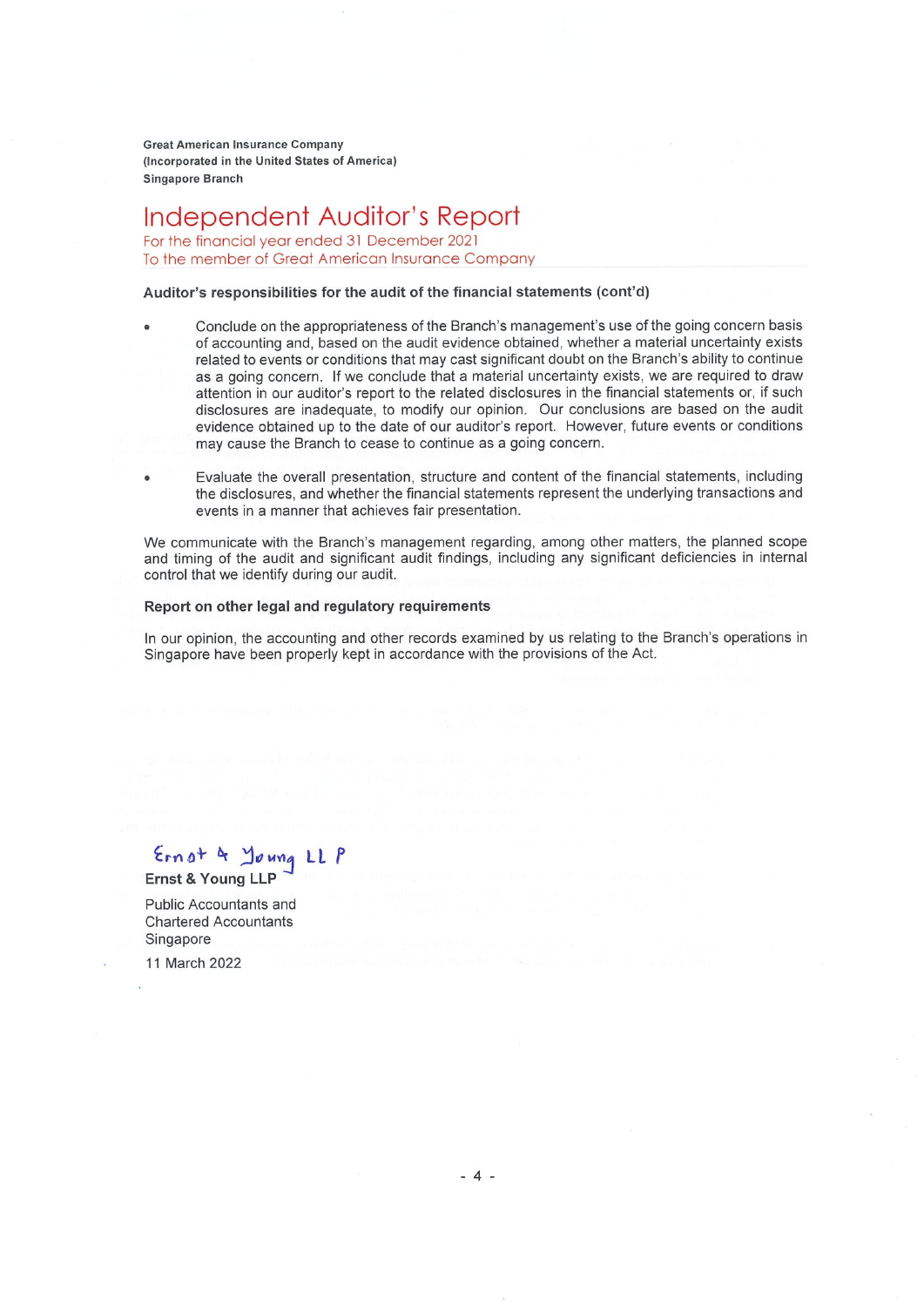**Great American Insurance Company**
**(Incorporated in the United States of America)**
**Singapore Branch**

# Independent Auditor's Report

For the financial year ended 31 December 2021
To the member of Great American Insurance Company

**Auditor's responsibilities for the audit of the financial statements (cont'd)**

- Conclude on the appropriateness of the Branch's management's use of the going concern basis of accounting and, based on the audit evidence obtained, whether a material uncertainty exists related to events or conditions that may cast significant doubt on the Branch's ability to continue as a going concern. If we conclude that a material uncertainty exists, we are required to draw attention in our auditor's report to the related disclosures in the financial statements or, if such disclosures are inadequate, to modify our opinion. Our conclusions are based on the audit evidence obtained up to the date of our auditor's report. However, future events or conditions may cause the Branch to cease to continue as a going concern.

- Evaluate the overall presentation, structure and content of the financial statements, including the disclosures, and whether the financial statements represent the underlying transactions and events in a manner that achieves fair presentation.

We communicate with the Branch's management regarding, among other matters, the planned scope and timing of the audit and significant audit findings, including any significant deficiencies in internal control that we identify during our audit.

**Report on other legal and regulatory requirements**

In our opinion, the accounting and other records examined by us relating to the Branch's operations in Singapore have been properly kept in accordance with the provisions of the Act.

Ernst & Young LLP

**Ernst & Young LLP**

Public Accountants and
Chartered Accountants
Singapore

11 March 2022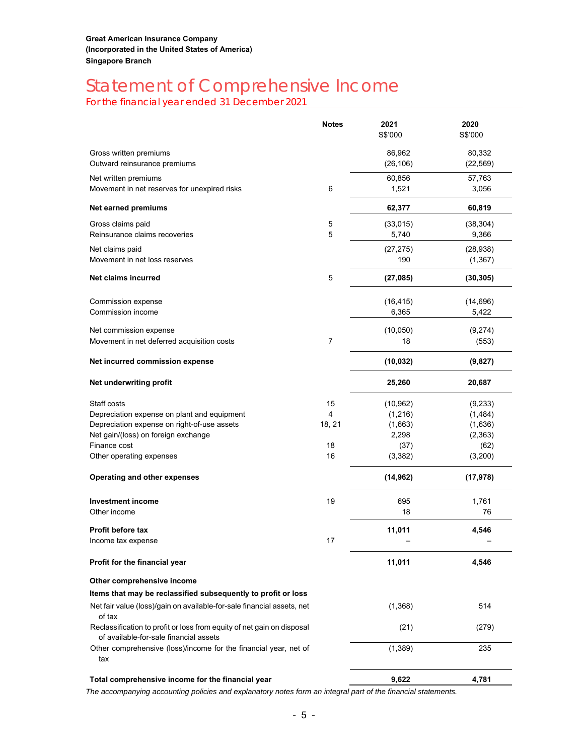**Great American Insurance Company**
**(Incorporated in the United States of America)**
**Singapore Branch**

# Statement of Comprehensive Income

## For the financial year ended 31 December 2021

| | Notes | 2021<br>S$'000 | 2020<br>S$'000 |
|---|---|---|---|
| Gross written premiums | | 86,962 | 80,332 |
| Outward reinsurance premiums | | (26,106) | (22,569) |
| Net written premiums | | 60,856 | 57,763 |
| Movement in net reserves for unexpired risks | 6 | 1,521 | 3,056 |
| **Net earned premiums** | | **62,377** | **60,819** |
| Gross claims paid | 5 | (33,015) | (38,304) |
| Reinsurance claims recoveries | 5 | 5,740 | 9,366 |
| Net claims paid | | (27,275) | (28,938) |
| Movement in net loss reserves | | 190 | (1,367) |
| **Net claims incurred** | 5 | **(27,085)** | **(30,305)** |
| Commission expense | | (16,415) | (14,696) |
| Commission income | | 6,365 | 5,422 |
| Net commission expense | | (10,050) | (9,274) |
| Movement in net deferred acquisition costs | 7 | 18 | (553) |
| **Net incurred commission expense** | | **(10,032)** | **(9,827)** |
| **Net underwriting profit** | | **25,260** | **20,687** |
| Staff costs | 15 | (10,962) | (9,233) |
| Depreciation expense on plant and equipment | 4 | (1,216) | (1,484) |
| Depreciation expense on right-of-use assets | 18, 21 | (1,663) | (1,636) |
| Net gain/(loss) on foreign exchange | | 2,298 | (2,363) |
| Finance cost | 18 | (37) | (62) |
| Other operating expenses | 16 | (3,382) | (3,200) |
| **Operating and other expenses** | | **(14,962)** | **(17,978)** |
| **Investment income** | 19 | 695 | 1,761 |
| Other income | | 18 | 76 |
| **Profit before tax** | | **11,011** | **4,546** |
| Income tax expense | 17 | – | – |
| **Profit for the financial year** | | **11,011** | **4,546** |
| **Other comprehensive income** | | | |
| **Items that may be reclassified subsequently to profit or loss** | | | |
| Net fair value (loss)/gain on available-for-sale financial assets, net of tax | | (1,368) | 514 |
| Reclassification to profit or loss from equity of net gain on disposal of available-for-sale financial assets | | (21) | (279) |
| Other comprehensive (loss)/income for the financial year, net of tax | | (1,389) | 235 |
| **Total comprehensive income for the financial year** | | **9,622** | **4,781** |

*The accompanying accounting policies and explanatory notes form an integral part of the financial statements.*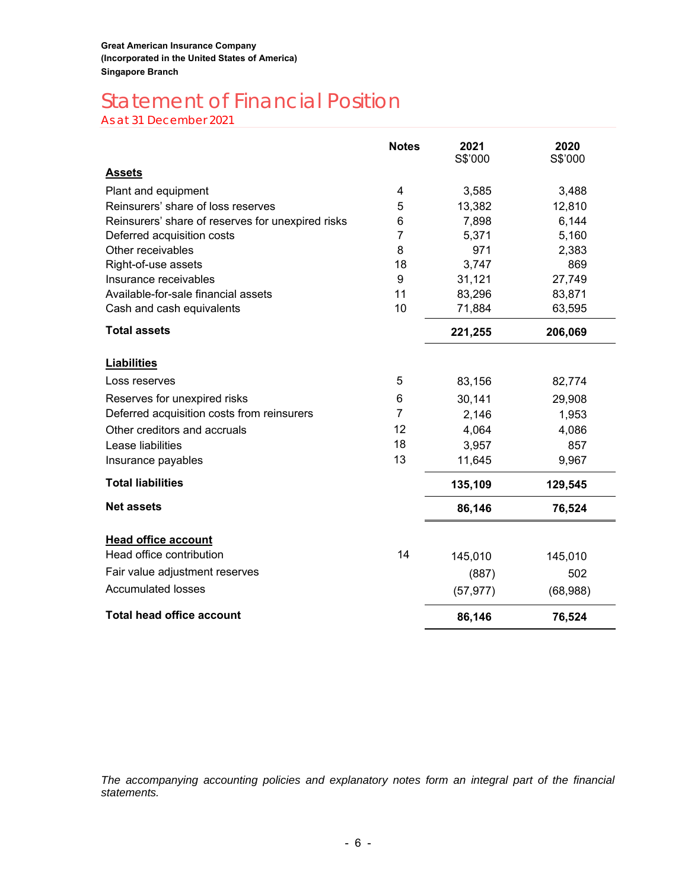**Great American Insurance Company**
**(Incorporated in the United States of America)**
**Singapore Branch**

# Statement of Financial Position

## As at 31 December 2021

| | Notes | 2021 S$'000 | 2020 S$'000 |
|---|---|---|---|
| **Assets** | | | |
| Plant and equipment | 4 | 3,585 | 3,488 |
| Reinsurers' share of loss reserves | 5 | 13,382 | 12,810 |
| Reinsurers' share of reserves for unexpired risks | 6 | 7,898 | 6,144 |
| Deferred acquisition costs | 7 | 5,371 | 5,160 |
| Other receivables | 8 | 971 | 2,383 |
| Right-of-use assets | 18 | 3,747 | 869 |
| Insurance receivables | 9 | 31,121 | 27,749 |
| Available-for-sale financial assets | 11 | 83,296 | 83,871 |
| Cash and cash equivalents | 10 | 71,884 | 63,595 |
| **Total assets** | | **221,255** | **206,069** |
| **Liabilities** | | | |
| Loss reserves | 5 | 83,156 | 82,774 |
| Reserves for unexpired risks | 6 | 30,141 | 29,908 |
| Deferred acquisition costs from reinsurers | 7 | 2,146 | 1,953 |
| Other creditors and accruals | 12 | 4,064 | 4,086 |
| Lease liabilities | 18 | 3,957 | 857 |
| Insurance payables | 13 | 11,645 | 9,967 |
| **Total liabilities** | | **135,109** | **129,545** |
| **Net assets** | | **86,146** | **76,524** |
| **Head office account** | | | |
| Head office contribution | 14 | 145,010 | 145,010 |
| Fair value adjustment reserves | | (887) | 502 |
| Accumulated losses | | (57,977) | (68,988) |
| **Total head office account** | | **86,146** | **76,524** |

*The accompanying accounting policies and explanatory notes form an integral part of the financial statements.*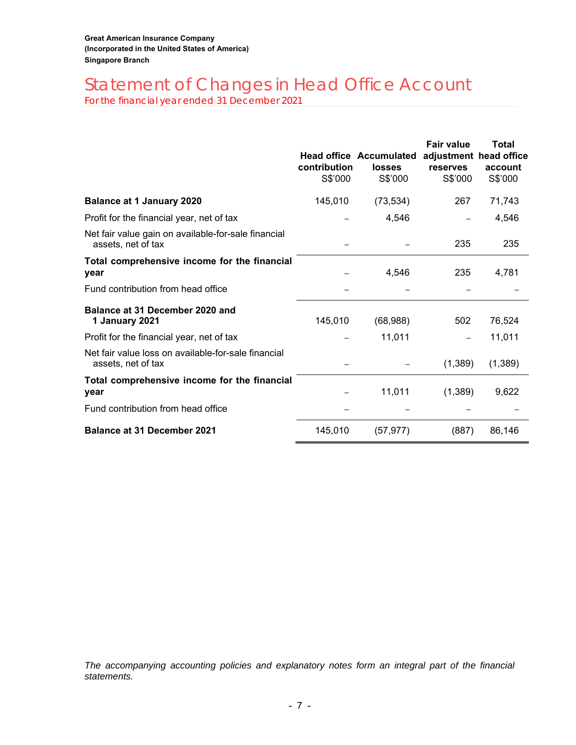Great American Insurance Company
(Incorporated in the United States of America)
Singapore Branch

# Statement of Changes in Head Office Account

For the financial year ended 31 December 2021

| | Head office contribution S$'000 | Accumulated losses S$'000 | Fair value adjustment reserves S$'000 | Total head office account S$'000 |
|---|---|---|---|---|
| **Balance at 1 January 2020** | 145,010 | (73,534) | 267 | 71,743 |
| Profit for the financial year, net of tax | – | 4,546 | – | 4,546 |
| Net fair value gain on available-for-sale financial assets, net of tax | – | – | 235 | 235 |
| **Total comprehensive income for the financial year** | – | 4,546 | 235 | 4,781 |
| Fund contribution from head office | – | – | – | – |
| **Balance at 31 December 2020 and 1 January 2021** | 145,010 | (68,988) | 502 | 76,524 |
| Profit for the financial year, net of tax | – | 11,011 | – | 11,011 |
| Net fair value loss on available-for-sale financial assets, net of tax | – | – | (1,389) | (1,389) |
| **Total comprehensive income for the financial year** | – | 11,011 | (1,389) | 9,622 |
| Fund contribution from head office | – | – | – | – |
| **Balance at 31 December 2021** | 145,010 | (57,977) | (887) | 86,146 |

*The accompanying accounting policies and explanatory notes form an integral part of the financial statements.*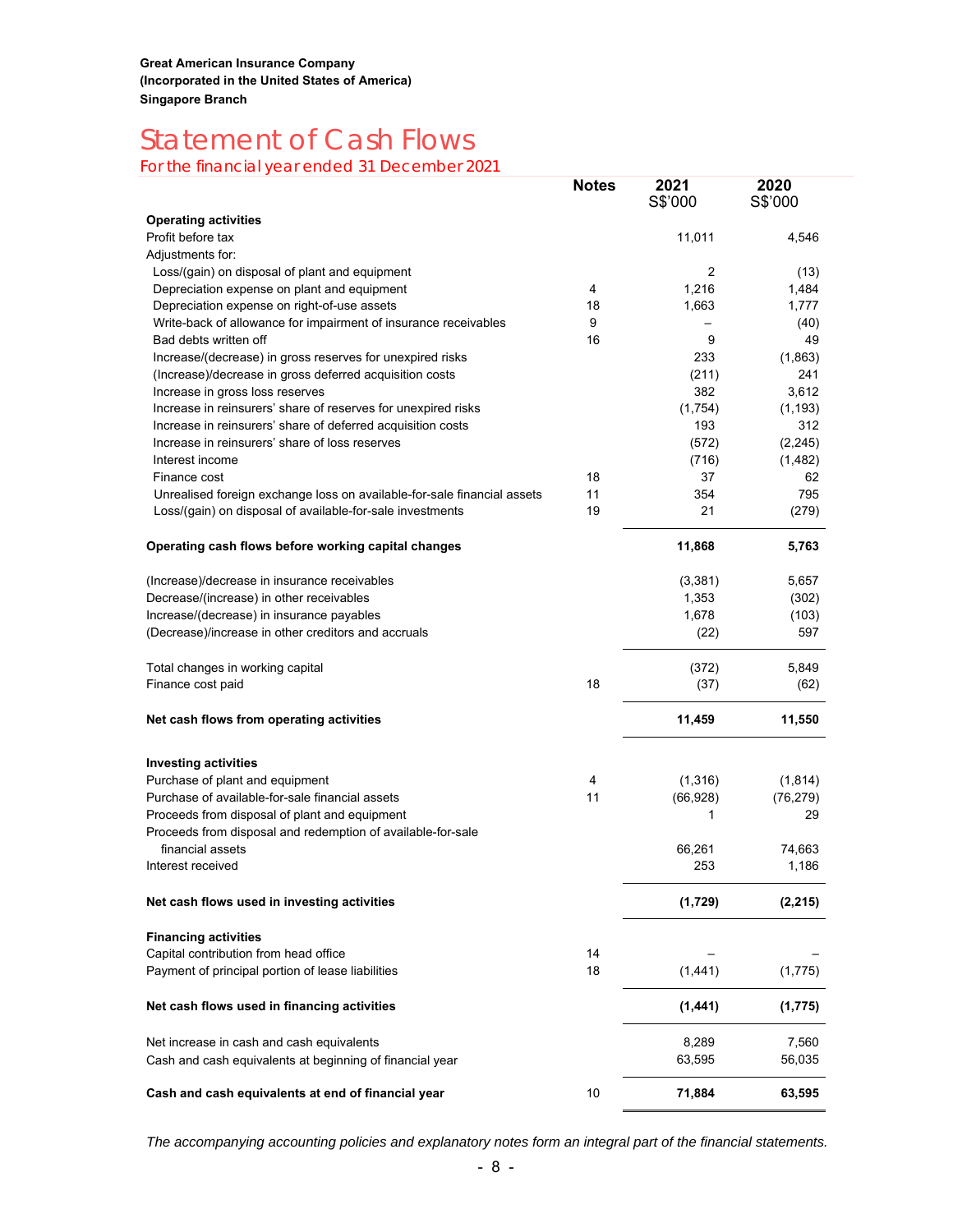**Great American Insurance Company**
**(Incorporated in the United States of America)**
**Singapore Branch**

# Statement of Cash Flows

## For the financial year ended 31 December 2021

| | Notes | 2021 S$'000 | 2020 S$'000 |
|---|---|---|---|
| **Operating activities** | | | |
| Profit before tax | | 11,011 | 4,546 |
| Adjustments for: | | | |
| Loss/(gain) on disposal of plant and equipment | | 2 | (13) |
| Depreciation expense on plant and equipment | 4 | 1,216 | 1,484 |
| Depreciation expense on right-of-use assets | 18 | 1,663 | 1,777 |
| Write-back of allowance for impairment of insurance receivables | 9 | – | (40) |
| Bad debts written off | 16 | 9 | 49 |
| Increase/(decrease) in gross reserves for unexpired risks | | 233 | (1,863) |
| (Increase)/decrease in gross deferred acquisition costs | | (211) | 241 |
| Increase in gross loss reserves | | 382 | 3,612 |
| Increase in reinsurers' share of reserves for unexpired risks | | (1,754) | (1,193) |
| Increase in reinsurers' share of deferred acquisition costs | | 193 | 312 |
| Increase in reinsurers' share of loss reserves | | (572) | (2,245) |
| Interest income | | (716) | (1,482) |
| Finance cost | 18 | 37 | 62 |
| Unrealised foreign exchange loss on available-for-sale financial assets | 11 | 354 | 795 |
| Loss/(gain) on disposal of available-for-sale investments | 19 | 21 | (279) |
| **Operating cash flows before working capital changes** | | **11,868** | **5,763** |
| (Increase)/decrease in insurance receivables | | (3,381) | 5,657 |
| Decrease/(increase) in other receivables | | 1,353 | (302) |
| Increase/(decrease) in insurance payables | | 1,678 | (103) |
| (Decrease)/increase in other creditors and accruals | | (22) | 597 |
| Total changes in working capital | | (372) | 5,849 |
| Finance cost paid | 18 | (37) | (62) |
| **Net cash flows from operating activities** | | **11,459** | **11,550** |
| **Investing activities** | | | |
| Purchase of plant and equipment | 4 | (1,316) | (1,814) |
| Purchase of available-for-sale financial assets | 11 | (66,928) | (76,279) |
| Proceeds from disposal of plant and equipment | | 1 | 29 |
| Proceeds from disposal and redemption of available-for-sale financial assets | | 66,261 | 74,663 |
| Interest received | | 253 | 1,186 |
| **Net cash flows used in investing activities** | | **(1,729)** | **(2,215)** |
| **Financing activities** | | | |
| Capital contribution from head office | 14 | – | – |
| Payment of principal portion of lease liabilities | 18 | (1,441) | (1,775) |
| **Net cash flows used in financing activities** | | **(1,441)** | **(1,775)** |
| Net increase in cash and cash equivalents | | 8,289 | 7,560 |
| Cash and cash equivalents at beginning of financial year | | 63,595 | 56,035 |
| **Cash and cash equivalents at end of financial year** | 10 | **71,884** | **63,595** |

*The accompanying accounting policies and explanatory notes form an integral part of the financial statements.*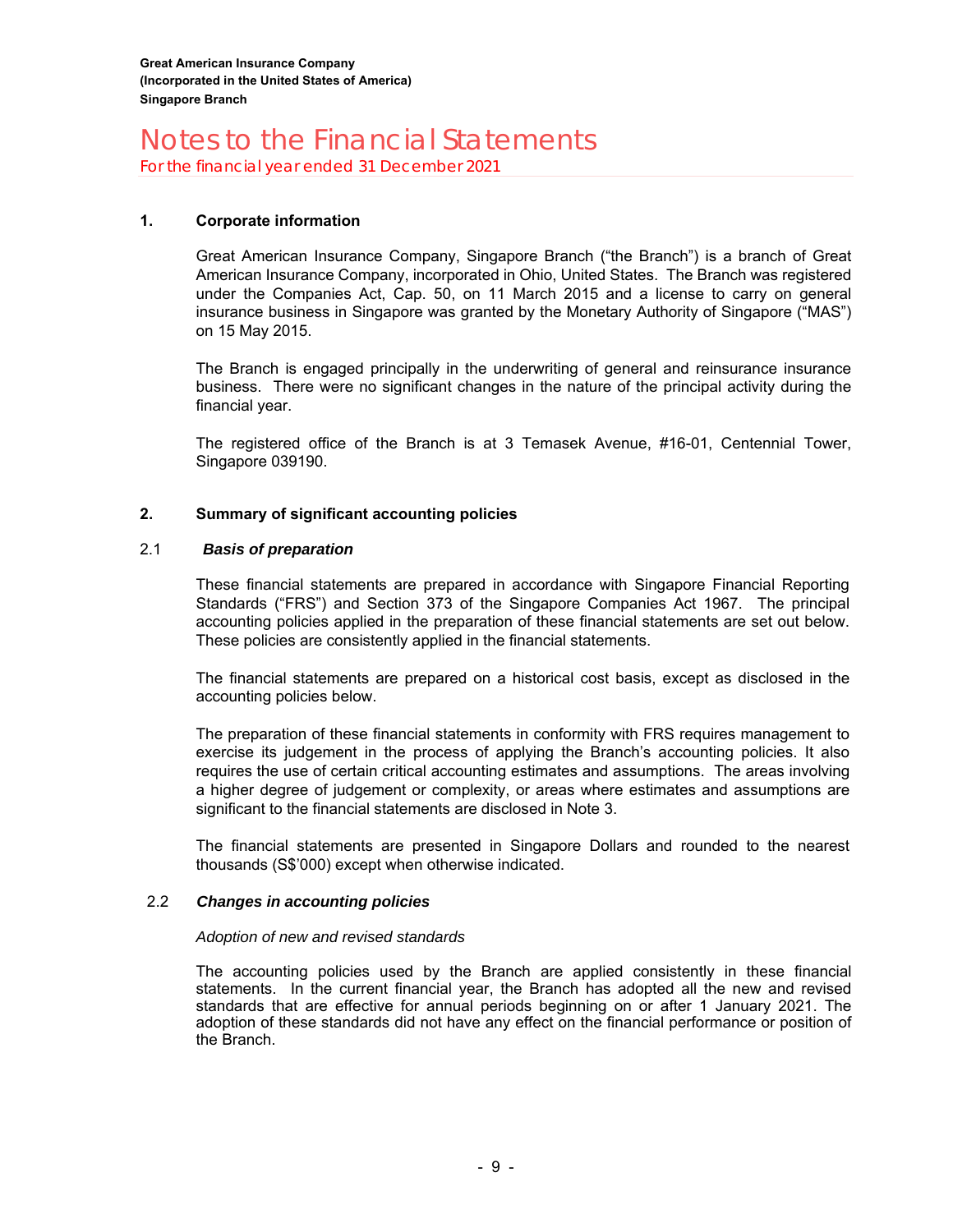**Great American Insurance Company**
**(Incorporated in the United States of America)**
**Singapore Branch**

# Notes to the Financial Statements

For the financial year ended 31 December 2021

## 1. Corporate information

Great American Insurance Company, Singapore Branch ("the Branch") is a branch of Great American Insurance Company, incorporated in Ohio, United States. The Branch was registered under the Companies Act, Cap. 50, on 11 March 2015 and a license to carry on general insurance business in Singapore was granted by the Monetary Authority of Singapore ("MAS") on 15 May 2015.

The Branch is engaged principally in the underwriting of general and reinsurance insurance business. There were no significant changes in the nature of the principal activity during the financial year.

The registered office of the Branch is at 3 Temasek Avenue, #16-01, Centennial Tower, Singapore 039190.

## 2. Summary of significant accounting policies

### 2.1 *Basis of preparation*

These financial statements are prepared in accordance with Singapore Financial Reporting Standards ("FRS") and Section 373 of the Singapore Companies Act 1967. The principal accounting policies applied in the preparation of these financial statements are set out below. These policies are consistently applied in the financial statements.

The financial statements are prepared on a historical cost basis, except as disclosed in the accounting policies below.

The preparation of these financial statements in conformity with FRS requires management to exercise its judgement in the process of applying the Branch's accounting policies. It also requires the use of certain critical accounting estimates and assumptions. The areas involving a higher degree of judgement or complexity, or areas where estimates and assumptions are significant to the financial statements are disclosed in Note 3.

The financial statements are presented in Singapore Dollars and rounded to the nearest thousands (S$'000) except when otherwise indicated.

### 2.2 *Changes in accounting policies*

*Adoption of new and revised standards*

The accounting policies used by the Branch are applied consistently in these financial statements. In the current financial year, the Branch has adopted all the new and revised standards that are effective for annual periods beginning on or after 1 January 2021. The adoption of these standards did not have any effect on the financial performance or position of the Branch.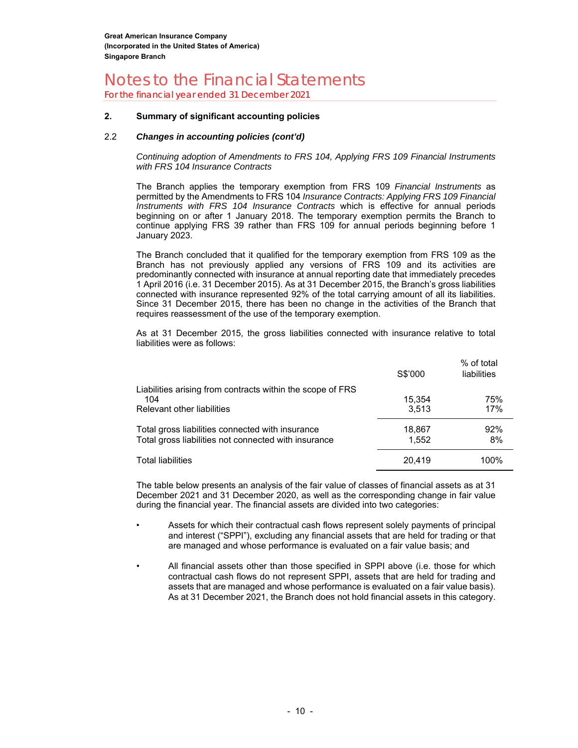## Notes to the Financial Statements

For the financial year ended 31 December 2021

### 2. Summary of significant accounting policies

#### 2.2 *Changes in accounting policies (cont'd)*

*Continuing adoption of Amendments to FRS 104, Applying FRS 109 Financial Instruments with FRS 104 Insurance Contracts*

The Branch applies the temporary exemption from FRS 109 *Financial Instruments* as permitted by the Amendments to FRS 104 *Insurance Contracts: Applying FRS 109 Financial Instruments with FRS 104 Insurance Contracts* which is effective for annual periods beginning on or after 1 January 2018. The temporary exemption permits the Branch to continue applying FRS 39 rather than FRS 109 for annual periods beginning before 1 January 2023.

The Branch concluded that it qualified for the temporary exemption from FRS 109 as the Branch has not previously applied any versions of FRS 109 and its activities are predominantly connected with insurance at annual reporting date that immediately precedes 1 April 2016 (i.e. 31 December 2015). As at 31 December 2015, the Branch's gross liabilities connected with insurance represented 92% of the total carrying amount of all its liabilities. Since 31 December 2015, there has been no change in the activities of the Branch that requires reassessment of the use of the temporary exemption.

As at 31 December 2015, the gross liabilities connected with insurance relative to total liabilities were as follows:

| | S$'000 | % of total liabilities |
|---|---|---|
| Liabilities arising from contracts within the scope of FRS 104 | 15,354 | 75% |
| Relevant other liabilities | 3,513 | 17% |
| Total gross liabilities connected with insurance | 18,867 | 92% |
| Total gross liabilities not connected with insurance | 1,552 | 8% |
| Total liabilities | 20,419 | 100% |

The table below presents an analysis of the fair value of classes of financial assets as at 31 December 2021 and 31 December 2020, as well as the corresponding change in fair value during the financial year. The financial assets are divided into two categories:

- Assets for which their contractual cash flows represent solely payments of principal and interest ("SPPI"), excluding any financial assets that are held for trading or that are managed and whose performance is evaluated on a fair value basis; and
- All financial assets other than those specified in SPPI above (i.e. those for which contractual cash flows do not represent SPPI, assets that are held for trading and assets that are managed and whose performance is evaluated on a fair value basis). As at 31 December 2021, the Branch does not hold financial assets in this category.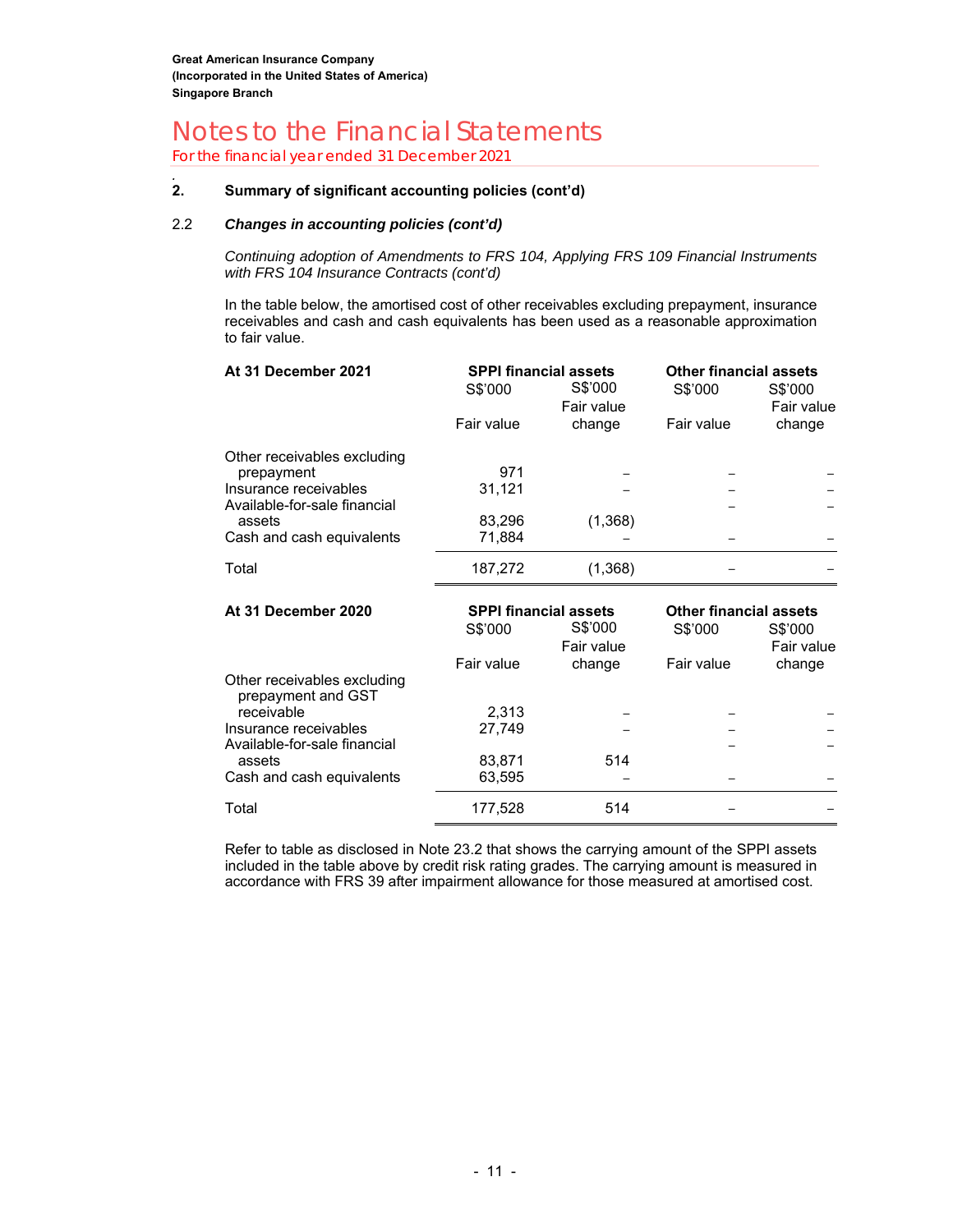Great American Insurance Company
(Incorporated in the United States of America)
Singapore Branch

# Notes to the Financial Statements

For the financial year ended 31 December 2021

## 2. Summary of significant accounting policies (cont'd)

### 2.2 *Changes in accounting policies (cont'd)*

*Continuing adoption of Amendments to FRS 104, Applying FRS 109 Financial Instruments with FRS 104 Insurance Contracts (cont'd)*

In the table below, the amortised cost of other receivables excluding prepayment, insurance receivables and cash and cash equivalents has been used as a reasonable approximation to fair value.

| At 31 December 2021 | SPPI financial assets | | Other financial assets | |
|---|---|---|---|---|
| | S$'000 | S$'000 | S$'000 | S$'000 |
| | Fair value | Fair value change | Fair value | Fair value change |
| Other receivables excluding prepayment | 971 | – | – | – |
| Insurance receivables | 31,121 | – | – | – |
| Available-for-sale financial assets | 83,296 | (1,368) | – | – |
| Cash and cash equivalents | 71,884 | – | – | – |
| Total | 187,272 | (1,368) | – | – |

| At 31 December 2020 | SPPI financial assets | | Other financial assets | |
|---|---|---|---|---|
| | S$'000 | S$'000 | S$'000 | S$'000 |
| | Fair value | Fair value change | Fair value | Fair value change |
| Other receivables excluding prepayment and GST receivable | 2,313 | – | – | – |
| Insurance receivables | 27,749 | – | – | – |
| Available-for-sale financial assets | 83,871 | 514 | – | – |
| Cash and cash equivalents | 63,595 | – | – | – |
| Total | 177,528 | 514 | – | – |

Refer to table as disclosed in Note 23.2 that shows the carrying amount of the SPPI assets included in the table above by credit risk rating grades. The carrying amount is measured in accordance with FRS 39 after impairment allowance for those measured at amortised cost.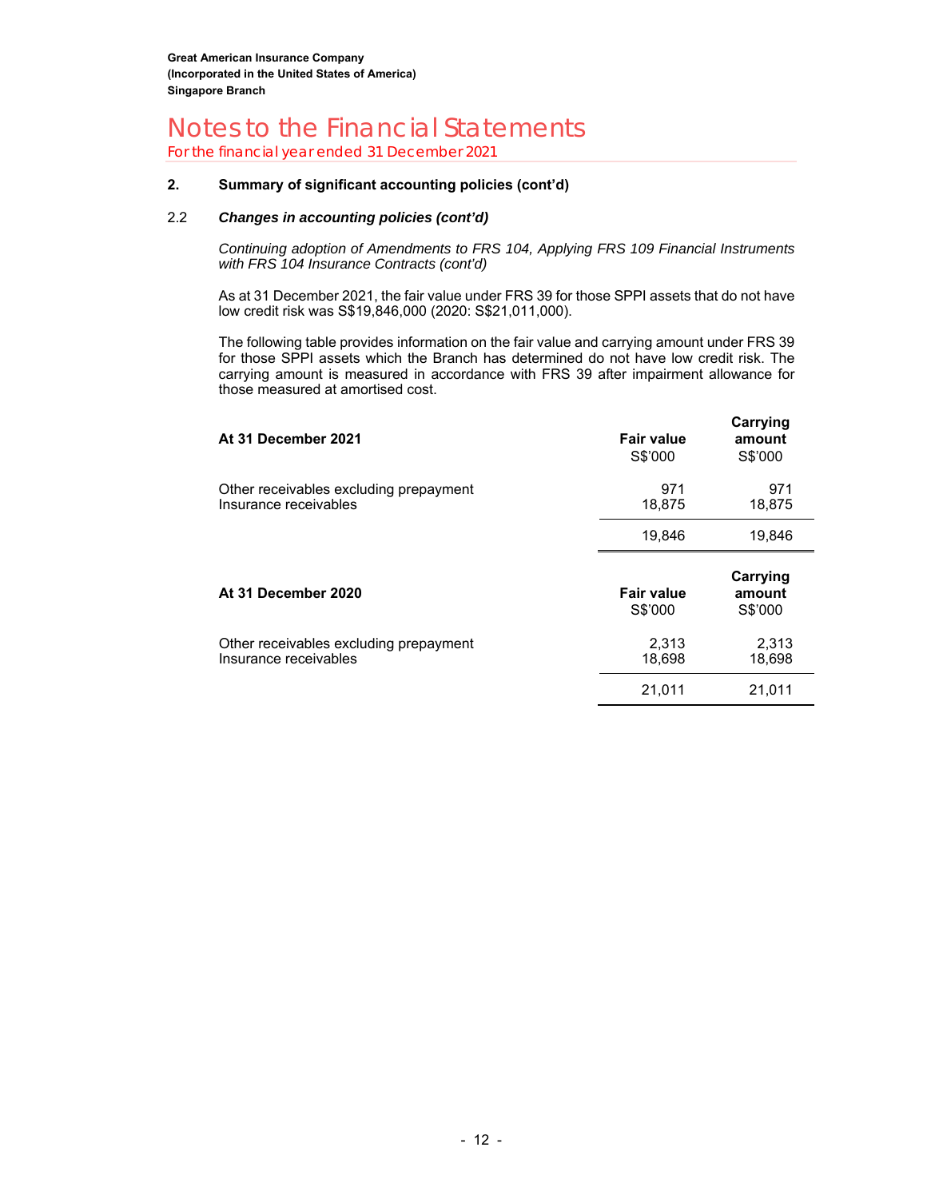Great American Insurance Company
(Incorporated in the United States of America)
Singapore Branch

# Notes to the Financial Statements

For the financial year ended 31 December 2021

## 2. Summary of significant accounting policies (cont'd)

### 2.2 *Changes in accounting policies (cont'd)*

*Continuing adoption of Amendments to FRS 104, Applying FRS 109 Financial Instruments with FRS 104 Insurance Contracts (cont'd)*

As at 31 December 2021, the fair value under FRS 39 for those SPPI assets that do not have low credit risk was S$19,846,000 (2020: S$21,011,000).

The following table provides information on the fair value and carrying amount under FRS 39 for those SPPI assets which the Branch has determined do not have low credit risk. The carrying amount is measured in accordance with FRS 39 after impairment allowance for those measured at amortised cost.

| At 31 December 2021 | Fair value S$'000 | Carrying amount S$'000 |
|---|---|---|
| Other receivables excluding prepayment | 971 | 971 |
| Insurance receivables | 18,875 | 18,875 |
| | 19,846 | 19,846 |

| At 31 December 2020 | Fair value S$'000 | Carrying amount S$'000 |
|---|---|---|
| Other receivables excluding prepayment | 2,313 | 2,313 |
| Insurance receivables | 18,698 | 18,698 |
| | 21,011 | 21,011 |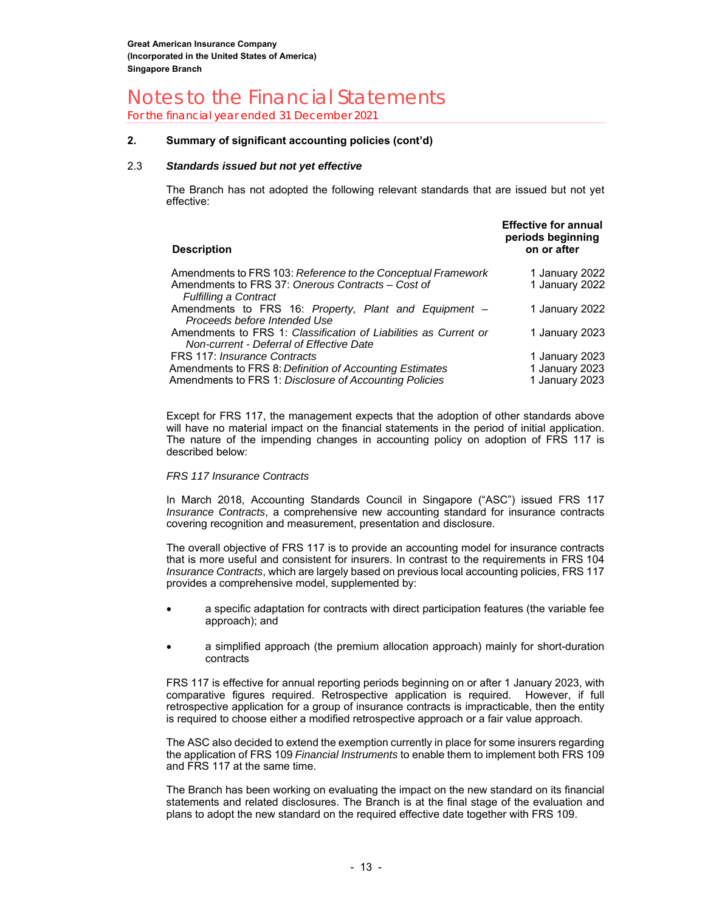## 2. Summary of significant accounting policies (cont'd)

### 2.3 *Standards issued but not yet effective*

The Branch has not adopted the following relevant standards that are issued but not yet effective:

| Description | Effective for annual periods beginning on or after |
|---|---|
| Amendments to FRS 103: *Reference to the Conceptual Framework* | 1 January 2022 |
| Amendments to FRS 37: *Onerous Contracts – Cost of Fulfilling a Contract* | 1 January 2022 |
| Amendments to FRS 16: *Property, Plant and Equipment – Proceeds before Intended Use* | 1 January 2022 |
| Amendments to FRS 1: *Classification of Liabilities as Current or Non-current - Deferral of Effective Date* | 1 January 2023 |
| FRS 117: *Insurance Contracts* | 1 January 2023 |
| Amendments to FRS 8: *Definition of Accounting Estimates* | 1 January 2023 |
| Amendments to FRS 1: *Disclosure of Accounting Policies* | 1 January 2023 |

Except for FRS 117, the management expects that the adoption of other standards above will have no material impact on the financial statements in the period of initial application. The nature of the impending changes in accounting policy on adoption of FRS 117 is described below:

*FRS 117 Insurance Contracts*

In March 2018, Accounting Standards Council in Singapore ("ASC") issued FRS 117 *Insurance Contracts*, a comprehensive new accounting standard for insurance contracts covering recognition and measurement, presentation and disclosure.

The overall objective of FRS 117 is to provide an accounting model for insurance contracts that is more useful and consistent for insurers. In contrast to the requirements in FRS 104 *Insurance Contracts*, which are largely based on previous local accounting policies, FRS 117 provides a comprehensive model, supplemented by:

- a specific adaptation for contracts with direct participation features (the variable fee approach); and
- a simplified approach (the premium allocation approach) mainly for short-duration contracts

FRS 117 is effective for annual reporting periods beginning on or after 1 January 2023, with comparative figures required. Retrospective application is required. However, if full retrospective application for a group of insurance contracts is impracticable, then the entity is required to choose either a modified retrospective approach or a fair value approach.

The ASC also decided to extend the exemption currently in place for some insurers regarding the application of FRS 109 *Financial Instruments* to enable them to implement both FRS 109 and FRS 117 at the same time.

The Branch has been working on evaluating the impact on the new standard on its financial statements and related disclosures. The Branch is at the final stage of the evaluation and plans to adopt the new standard on the required effective date together with FRS 109.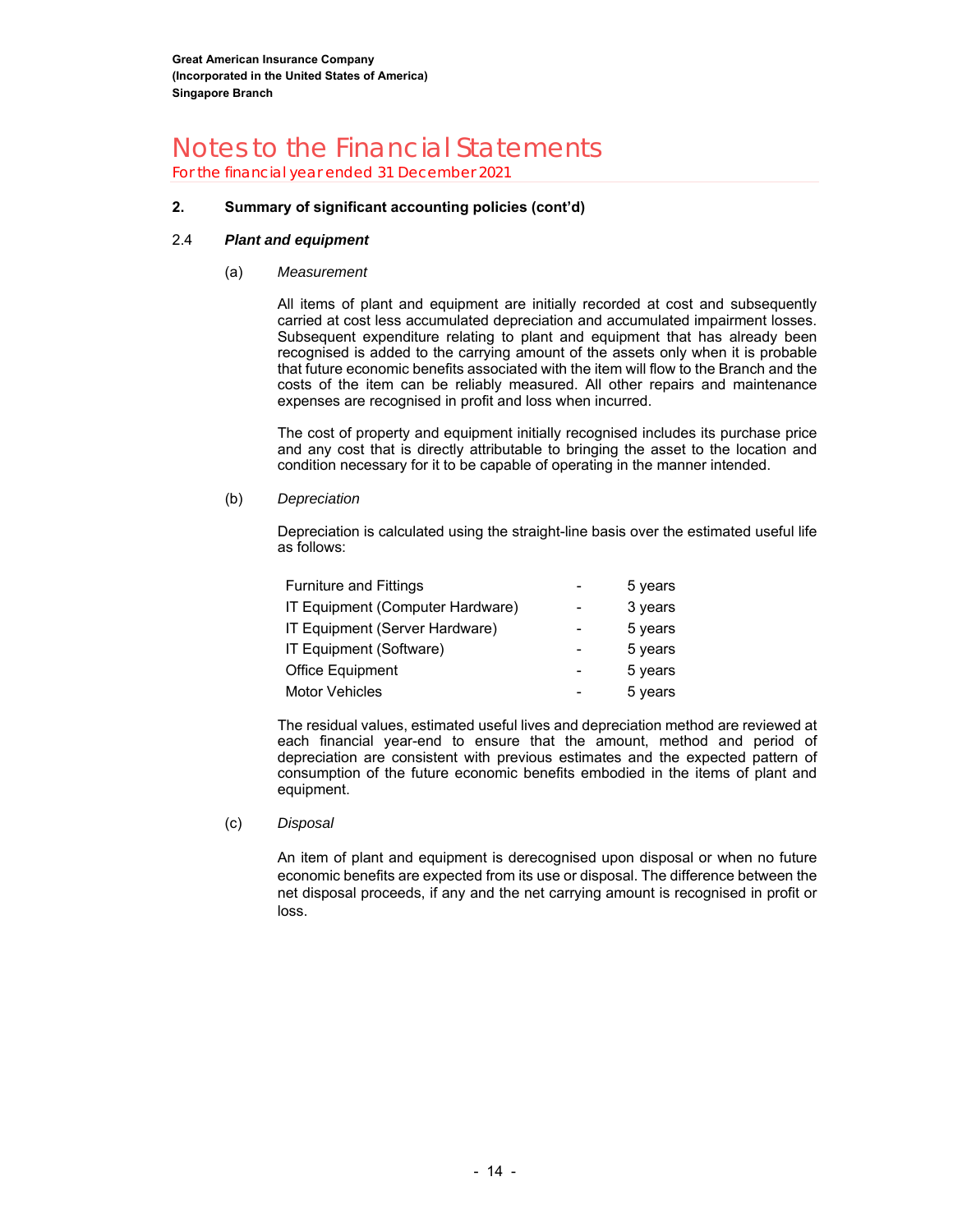# Notes to the Financial Statements

*For the financial year ended 31 December 2021*

## 2. Summary of significant accounting policies (cont'd)

### 2.4 *Plant and equipment*

(a) *Measurement*

All items of plant and equipment are initially recorded at cost and subsequently carried at cost less accumulated depreciation and accumulated impairment losses. Subsequent expenditure relating to plant and equipment that has already been recognised is added to the carrying amount of the assets only when it is probable that future economic benefits associated with the item will flow to the Branch and the costs of the item can be reliably measured. All other repairs and maintenance expenses are recognised in profit and loss when incurred.

The cost of property and equipment initially recognised includes its purchase price and any cost that is directly attributable to bringing the asset to the location and condition necessary for it to be capable of operating in the manner intended.

(b) *Depreciation*

Depreciation is calculated using the straight-line basis over the estimated useful life as follows:

| | | |
|---|---|---|
| Furniture and Fittings | - | 5 years |
| IT Equipment (Computer Hardware) | - | 3 years |
| IT Equipment (Server Hardware) | - | 5 years |
| IT Equipment (Software) | - | 5 years |
| Office Equipment | - | 5 years |
| Motor Vehicles | - | 5 years |

The residual values, estimated useful lives and depreciation method are reviewed at each financial year-end to ensure that the amount, method and period of depreciation are consistent with previous estimates and the expected pattern of consumption of the future economic benefits embodied in the items of plant and equipment.

(c) *Disposal*

An item of plant and equipment is derecognised upon disposal or when no future economic benefits are expected from its use or disposal. The difference between the net disposal proceeds, if any and the net carrying amount is recognised in profit or loss.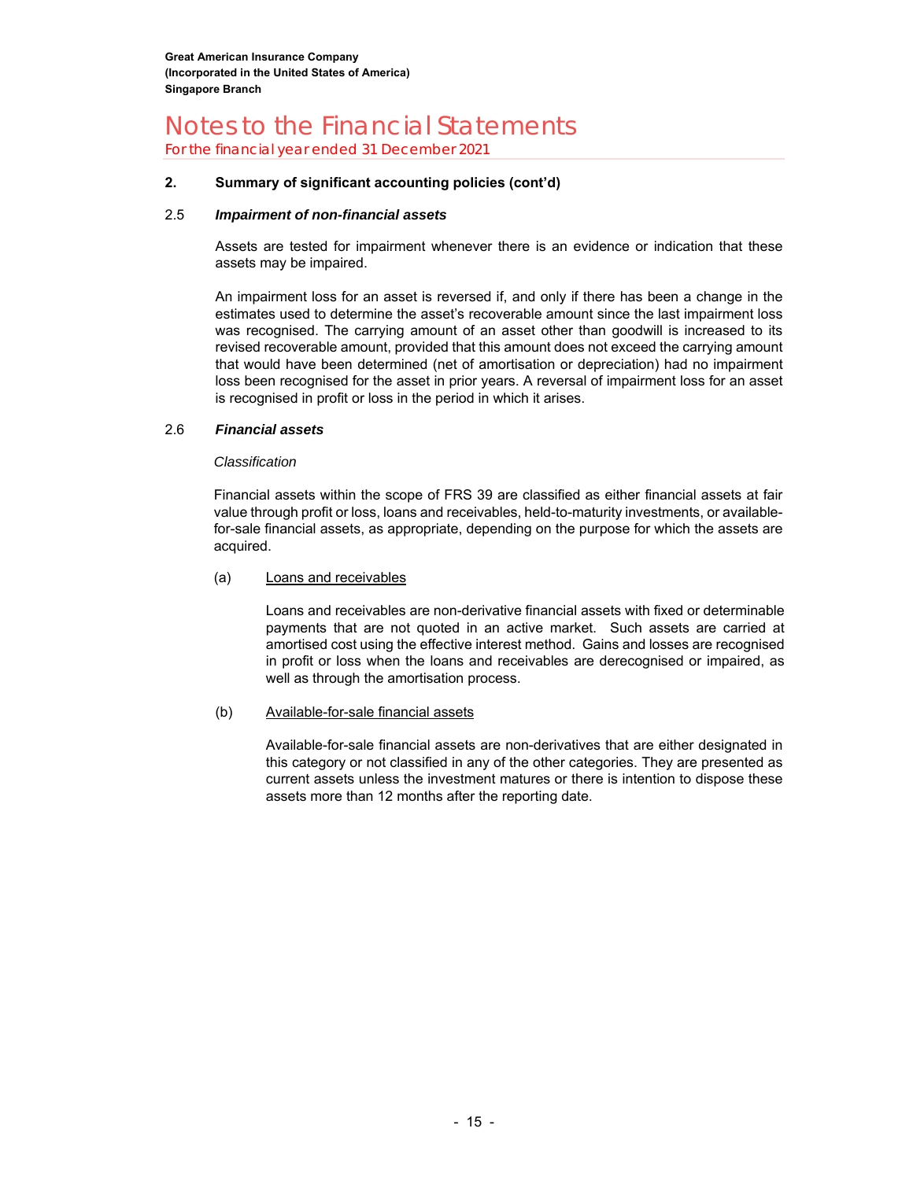## 2. Summary of significant accounting policies (cont'd)

### 2.5 *Impairment of non-financial assets*

Assets are tested for impairment whenever there is an evidence or indication that these assets may be impaired.

An impairment loss for an asset is reversed if, and only if there has been a change in the estimates used to determine the asset's recoverable amount since the last impairment loss was recognised. The carrying amount of an asset other than goodwill is increased to its revised recoverable amount, provided that this amount does not exceed the carrying amount that would have been determined (net of amortisation or depreciation) had no impairment loss been recognised for the asset in prior years. A reversal of impairment loss for an asset is recognised in profit or loss in the period in which it arises.

### 2.6 *Financial assets*

*Classification*

Financial assets within the scope of FRS 39 are classified as either financial assets at fair value through profit or loss, loans and receivables, held-to-maturity investments, or available-for-sale financial assets, as appropriate, depending on the purpose for which the assets are acquired.

(a) Loans and receivables

Loans and receivables are non-derivative financial assets with fixed or determinable payments that are not quoted in an active market. Such assets are carried at amortised cost using the effective interest method. Gains and losses are recognised in profit or loss when the loans and receivables are derecognised or impaired, as well as through the amortisation process.

(b) Available-for-sale financial assets

Available-for-sale financial assets are non-derivatives that are either designated in this category or not classified in any of the other categories. They are presented as current assets unless the investment matures or there is intention to dispose these assets more than 12 months after the reporting date.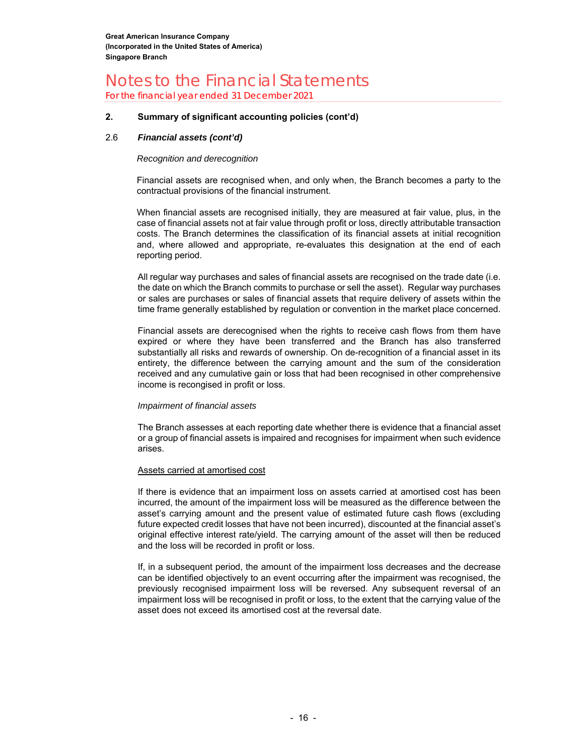## 2. Summary of significant accounting policies (cont'd)

### 2.6 *Financial assets (cont'd)*

*Recognition and derecognition*

Financial assets are recognised when, and only when, the Branch becomes a party to the contractual provisions of the financial instrument.

When financial assets are recognised initially, they are measured at fair value, plus, in the case of financial assets not at fair value through profit or loss, directly attributable transaction costs. The Branch determines the classification of its financial assets at initial recognition and, where allowed and appropriate, re-evaluates this designation at the end of each reporting period.

All regular way purchases and sales of financial assets are recognised on the trade date (i.e. the date on which the Branch commits to purchase or sell the asset). Regular way purchases or sales are purchases or sales of financial assets that require delivery of assets within the time frame generally established by regulation or convention in the market place concerned.

Financial assets are derecognised when the rights to receive cash flows from them have expired or where they have been transferred and the Branch has also transferred substantially all risks and rewards of ownership. On de-recognition of a financial asset in its entirety, the difference between the carrying amount and the sum of the consideration received and any cumulative gain or loss that had been recognised in other comprehensive income is recongised in profit or loss.

*Impairment of financial assets*

The Branch assesses at each reporting date whether there is evidence that a financial asset or a group of financial assets is impaired and recognises for impairment when such evidence arises.

<u>Assets carried at amortised cost</u>

If there is evidence that an impairment loss on assets carried at amortised cost has been incurred, the amount of the impairment loss will be measured as the difference between the asset's carrying amount and the present value of estimated future cash flows (excluding future expected credit losses that have not been incurred), discounted at the financial asset's original effective interest rate/yield. The carrying amount of the asset will then be reduced and the loss will be recorded in profit or loss.

If, in a subsequent period, the amount of the impairment loss decreases and the decrease can be identified objectively to an event occurring after the impairment was recognised, the previously recognised impairment loss will be reversed. Any subsequent reversal of an impairment loss will be recognised in profit or loss, to the extent that the carrying value of the asset does not exceed its amortised cost at the reversal date.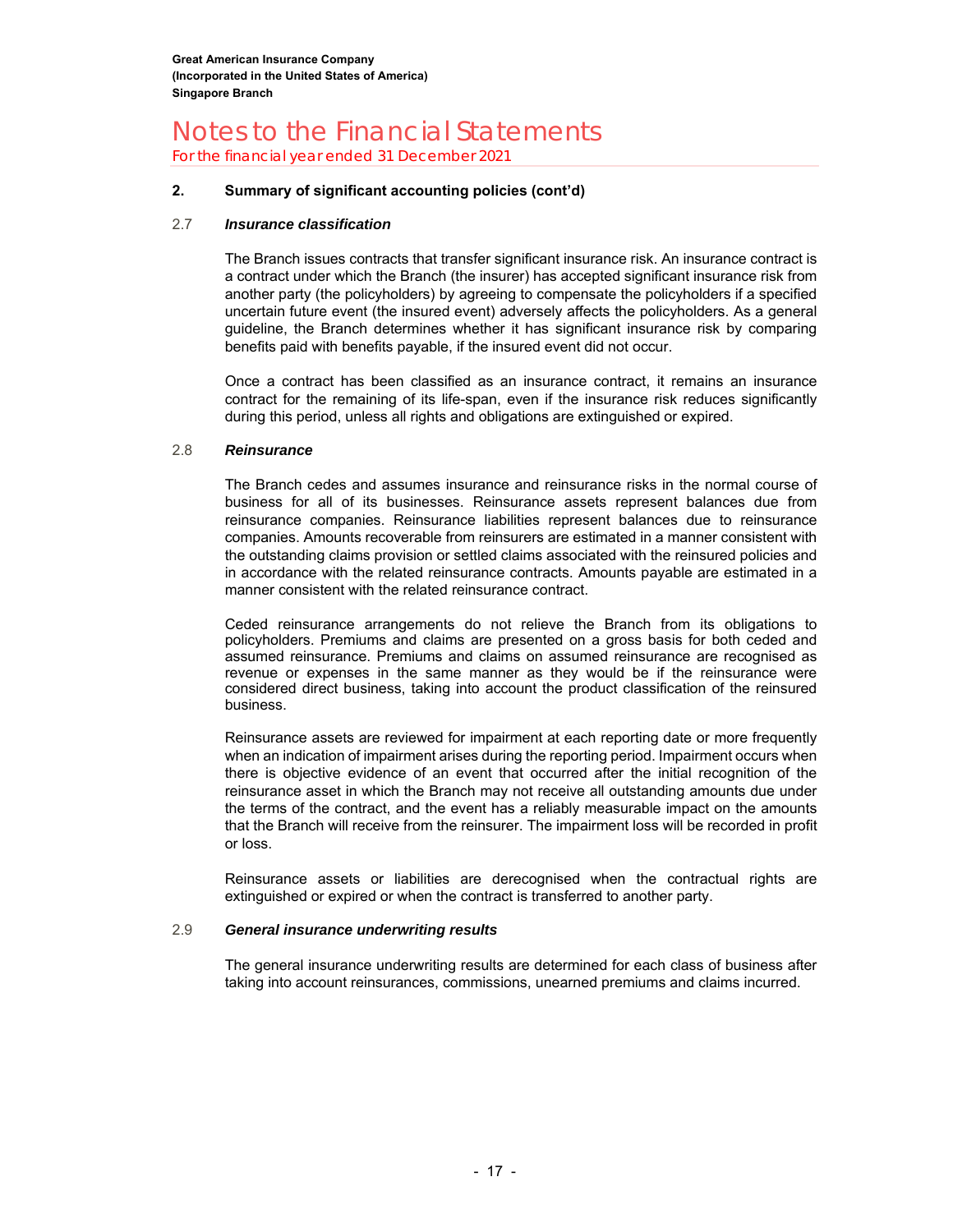## 2. Summary of significant accounting policies (cont'd)

### 2.7 *Insurance classification*

The Branch issues contracts that transfer significant insurance risk. An insurance contract is a contract under which the Branch (the insurer) has accepted significant insurance risk from another party (the policyholders) by agreeing to compensate the policyholders if a specified uncertain future event (the insured event) adversely affects the policyholders. As a general guideline, the Branch determines whether it has significant insurance risk by comparing benefits paid with benefits payable, if the insured event did not occur.

Once a contract has been classified as an insurance contract, it remains an insurance contract for the remaining of its life-span, even if the insurance risk reduces significantly during this period, unless all rights and obligations are extinguished or expired.

### 2.8 *Reinsurance*

The Branch cedes and assumes insurance and reinsurance risks in the normal course of business for all of its businesses. Reinsurance assets represent balances due from reinsurance companies. Reinsurance liabilities represent balances due to reinsurance companies. Amounts recoverable from reinsurers are estimated in a manner consistent with the outstanding claims provision or settled claims associated with the reinsured policies and in accordance with the related reinsurance contracts. Amounts payable are estimated in a manner consistent with the related reinsurance contract.

Ceded reinsurance arrangements do not relieve the Branch from its obligations to policyholders. Premiums and claims are presented on a gross basis for both ceded and assumed reinsurance. Premiums and claims on assumed reinsurance are recognised as revenue or expenses in the same manner as they would be if the reinsurance were considered direct business, taking into account the product classification of the reinsured business.

Reinsurance assets are reviewed for impairment at each reporting date or more frequently when an indication of impairment arises during the reporting period. Impairment occurs when there is objective evidence of an event that occurred after the initial recognition of the reinsurance asset in which the Branch may not receive all outstanding amounts due under the terms of the contract, and the event has a reliably measurable impact on the amounts that the Branch will receive from the reinsurer. The impairment loss will be recorded in profit or loss.

Reinsurance assets or liabilities are derecognised when the contractual rights are extinguished or expired or when the contract is transferred to another party.

### 2.9 *General insurance underwriting results*

The general insurance underwriting results are determined for each class of business after taking into account reinsurances, commissions, unearned premiums and claims incurred.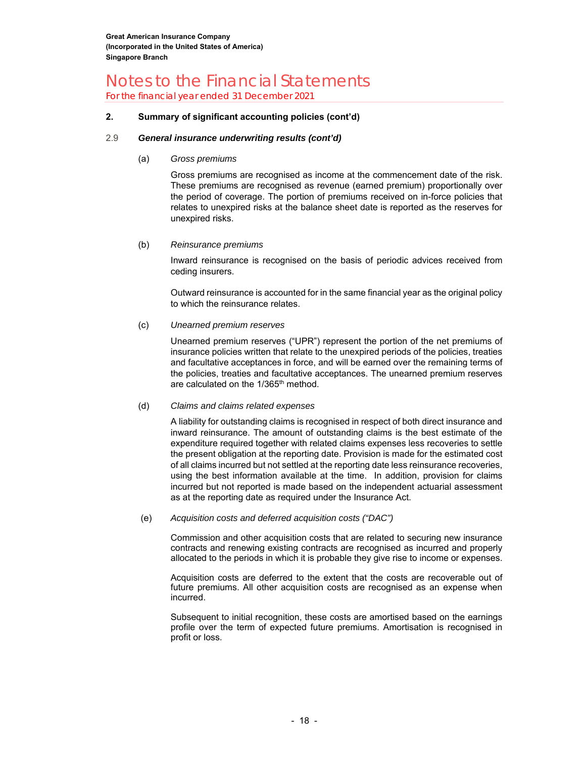## 2. Summary of significant accounting policies (cont'd)

### 2.9 *General insurance underwriting results (cont'd)*

(a) *Gross premiums*

Gross premiums are recognised as income at the commencement date of the risk. These premiums are recognised as revenue (earned premium) proportionally over the period of coverage. The portion of premiums received on in-force policies that relates to unexpired risks at the balance sheet date is reported as the reserves for unexpired risks.

(b) *Reinsurance premiums*

Inward reinsurance is recognised on the basis of periodic advices received from ceding insurers.

Outward reinsurance is accounted for in the same financial year as the original policy to which the reinsurance relates.

(c) *Unearned premium reserves*

Unearned premium reserves ("UPR") represent the portion of the net premiums of insurance policies written that relate to the unexpired periods of the policies, treaties and facultative acceptances in force, and will be earned over the remaining terms of the policies, treaties and facultative acceptances. The unearned premium reserves are calculated on the 1/365$^{th}$ method.

(d) *Claims and claims related expenses*

A liability for outstanding claims is recognised in respect of both direct insurance and inward reinsurance. The amount of outstanding claims is the best estimate of the expenditure required together with related claims expenses less recoveries to settle the present obligation at the reporting date. Provision is made for the estimated cost of all claims incurred but not settled at the reporting date less reinsurance recoveries, using the best information available at the time. In addition, provision for claims incurred but not reported is made based on the independent actuarial assessment as at the reporting date as required under the Insurance Act.

(e) *Acquisition costs and deferred acquisition costs ("DAC")*

Commission and other acquisition costs that are related to securing new insurance contracts and renewing existing contracts are recognised as incurred and properly allocated to the periods in which it is probable they give rise to income or expenses.

Acquisition costs are deferred to the extent that the costs are recoverable out of future premiums. All other acquisition costs are recognised as an expense when incurred.

Subsequent to initial recognition, these costs are amortised based on the earnings profile over the term of expected future premiums. Amortisation is recognised in profit or loss.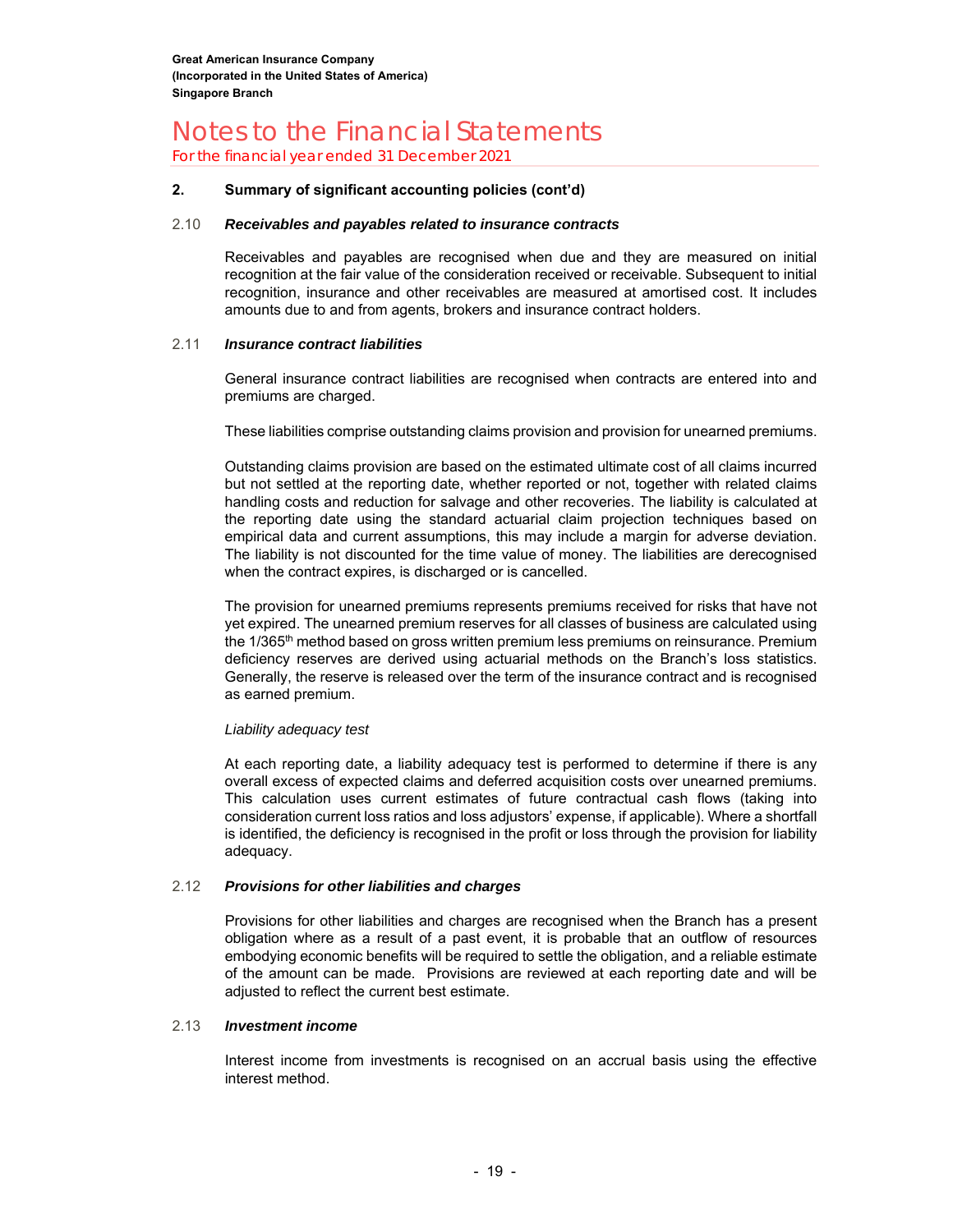## 2. Summary of significant accounting policies (cont'd)

### 2.10 *Receivables and payables related to insurance contracts*

Receivables and payables are recognised when due and they are measured on initial recognition at the fair value of the consideration received or receivable. Subsequent to initial recognition, insurance and other receivables are measured at amortised cost. It includes amounts due to and from agents, brokers and insurance contract holders.

### 2.11 *Insurance contract liabilities*

General insurance contract liabilities are recognised when contracts are entered into and premiums are charged.

These liabilities comprise outstanding claims provision and provision for unearned premiums.

Outstanding claims provision are based on the estimated ultimate cost of all claims incurred but not settled at the reporting date, whether reported or not, together with related claims handling costs and reduction for salvage and other recoveries. The liability is calculated at the reporting date using the standard actuarial claim projection techniques based on empirical data and current assumptions, this may include a margin for adverse deviation. The liability is not discounted for the time value of money. The liabilities are derecognised when the contract expires, is discharged or is cancelled.

The provision for unearned premiums represents premiums received for risks that have not yet expired. The unearned premium reserves for all classes of business are calculated using the $1/365^{th}$ method based on gross written premium less premiums on reinsurance. Premium deficiency reserves are derived using actuarial methods on the Branch's loss statistics. Generally, the reserve is released over the term of the insurance contract and is recognised as earned premium.

*Liability adequacy test*

At each reporting date, a liability adequacy test is performed to determine if there is any overall excess of expected claims and deferred acquisition costs over unearned premiums. This calculation uses current estimates of future contractual cash flows (taking into consideration current loss ratios and loss adjustors' expense, if applicable). Where a shortfall is identified, the deficiency is recognised in the profit or loss through the provision for liability adequacy.

### 2.12 *Provisions for other liabilities and charges*

Provisions for other liabilities and charges are recognised when the Branch has a present obligation where as a result of a past event, it is probable that an outflow of resources embodying economic benefits will be required to settle the obligation, and a reliable estimate of the amount can be made. Provisions are reviewed at each reporting date and will be adjusted to reflect the current best estimate.

### 2.13 *Investment income*

Interest income from investments is recognised on an accrual basis using the effective interest method.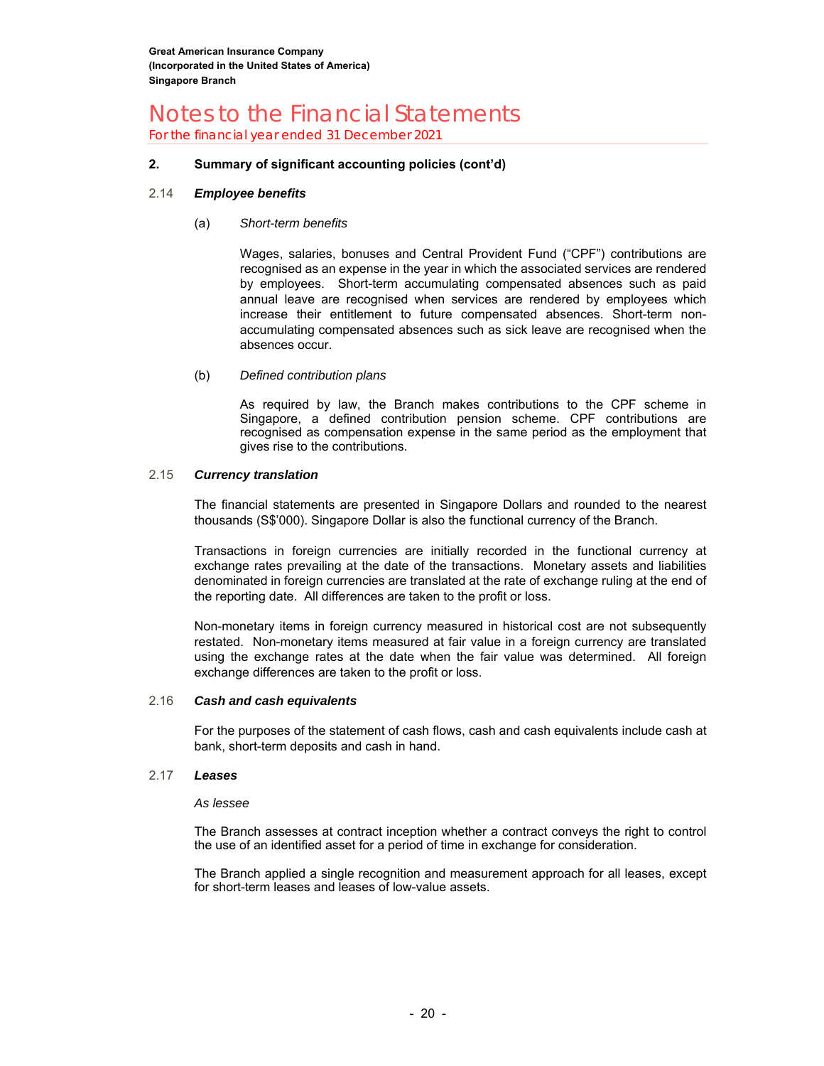## 2. Summary of significant accounting policies (cont'd)

### 2.14 *Employee benefits*

(a) *Short-term benefits*

Wages, salaries, bonuses and Central Provident Fund ("CPF") contributions are recognised as an expense in the year in which the associated services are rendered by employees. Short-term accumulating compensated absences such as paid annual leave are recognised when services are rendered by employees which increase their entitlement to future compensated absences. Short-term non-accumulating compensated absences such as sick leave are recognised when the absences occur.

(b) *Defined contribution plans*

As required by law, the Branch makes contributions to the CPF scheme in Singapore, a defined contribution pension scheme. CPF contributions are recognised as compensation expense in the same period as the employment that gives rise to the contributions.

### 2.15 *Currency translation*

The financial statements are presented in Singapore Dollars and rounded to the nearest thousands (S$'000). Singapore Dollar is also the functional currency of the Branch.

Transactions in foreign currencies are initially recorded in the functional currency at exchange rates prevailing at the date of the transactions. Monetary assets and liabilities denominated in foreign currencies are translated at the rate of exchange ruling at the end of the reporting date. All differences are taken to the profit or loss.

Non-monetary items in foreign currency measured in historical cost are not subsequently restated. Non-monetary items measured at fair value in a foreign currency are translated using the exchange rates at the date when the fair value was determined. All foreign exchange differences are taken to the profit or loss.

### 2.16 *Cash and cash equivalents*

For the purposes of the statement of cash flows, cash and cash equivalents include cash at bank, short-term deposits and cash in hand.

### 2.17 *Leases*

*As lessee*

The Branch assesses at contract inception whether a contract conveys the right to control the use of an identified asset for a period of time in exchange for consideration.

The Branch applied a single recognition and measurement approach for all leases, except for short-term leases and leases of low-value assets.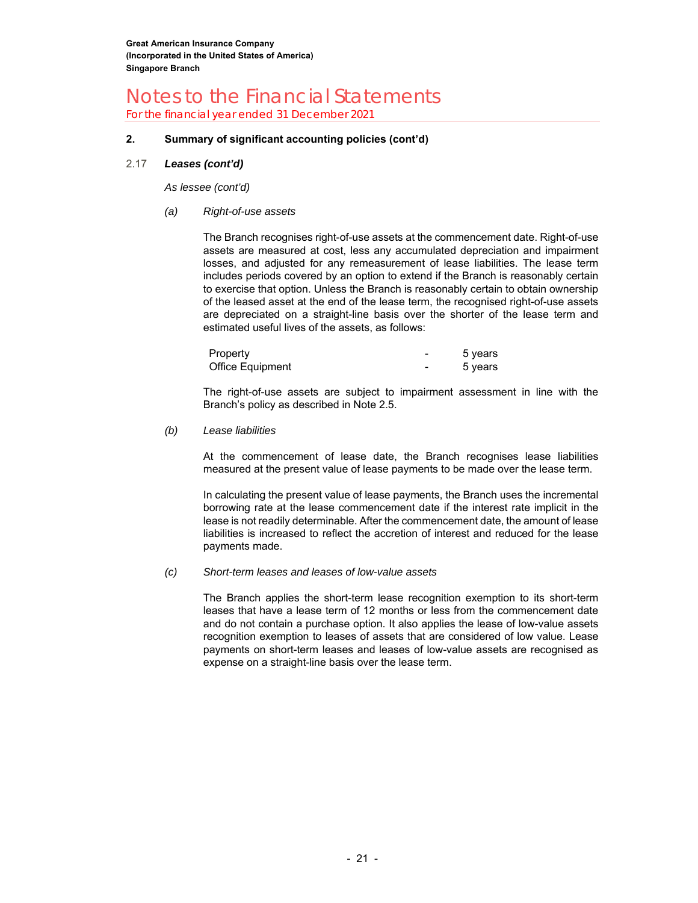## 2. Summary of significant accounting policies (cont'd)

### 2.17 *Leases (cont'd)*

*As lessee (cont'd)*

*(a) Right-of-use assets*

The Branch recognises right-of-use assets at the commencement date. Right-of-use assets are measured at cost, less any accumulated depreciation and impairment losses, and adjusted for any remeasurement of lease liabilities. The lease term includes periods covered by an option to extend if the Branch is reasonably certain to exercise that option. Unless the Branch is reasonably certain to obtain ownership of the leased asset at the end of the lease term, the recognised right-of-use assets are depreciated on a straight-line basis over the shorter of the lease term and estimated useful lives of the assets, as follows:

| | | |
|---|---|---|
| Property | - | 5 years |
| Office Equipment | - | 5 years |

The right-of-use assets are subject to impairment assessment in line with the Branch's policy as described in Note 2.5.

*(b) Lease liabilities*

At the commencement of lease date, the Branch recognises lease liabilities measured at the present value of lease payments to be made over the lease term.

In calculating the present value of lease payments, the Branch uses the incremental borrowing rate at the lease commencement date if the interest rate implicit in the lease is not readily determinable. After the commencement date, the amount of lease liabilities is increased to reflect the accretion of interest and reduced for the lease payments made.

*(c) Short-term leases and leases of low-value assets*

The Branch applies the short-term lease recognition exemption to its short-term leases that have a lease term of 12 months or less from the commencement date and do not contain a purchase option. It also applies the lease of low-value assets recognition exemption to leases of assets that are considered of low value. Lease payments on short-term leases and leases of low-value assets are recognised as expense on a straight-line basis over the lease term.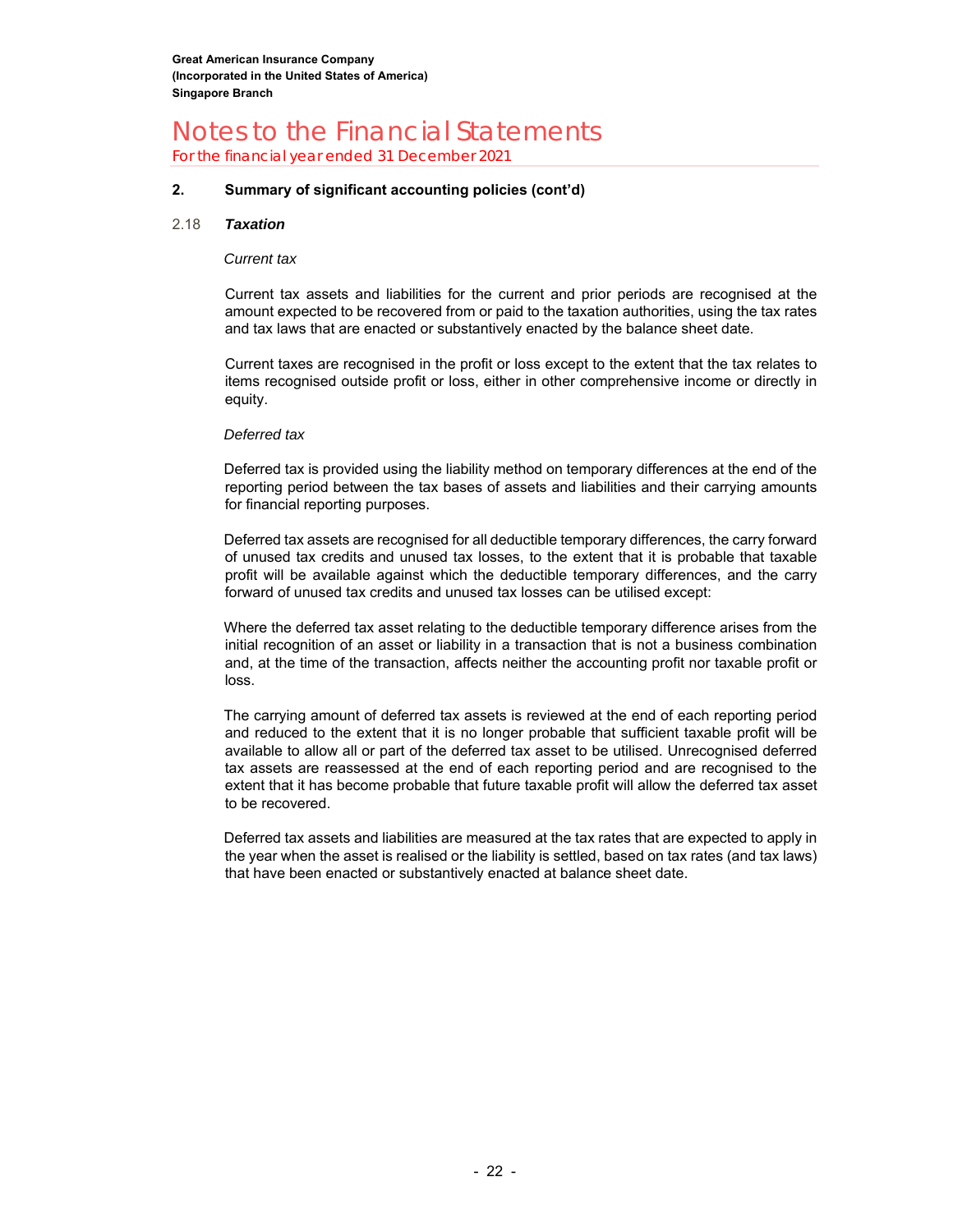## 2. Summary of significant accounting policies (cont'd)

### 2.18 *Taxation*

*Current tax*

Current tax assets and liabilities for the current and prior periods are recognised at the amount expected to be recovered from or paid to the taxation authorities, using the tax rates and tax laws that are enacted or substantively enacted by the balance sheet date.

Current taxes are recognised in the profit or loss except to the extent that the tax relates to items recognised outside profit or loss, either in other comprehensive income or directly in equity.

*Deferred tax*

Deferred tax is provided using the liability method on temporary differences at the end of the reporting period between the tax bases of assets and liabilities and their carrying amounts for financial reporting purposes.

Deferred tax assets are recognised for all deductible temporary differences, the carry forward of unused tax credits and unused tax losses, to the extent that it is probable that taxable profit will be available against which the deductible temporary differences, and the carry forward of unused tax credits and unused tax losses can be utilised except:

Where the deferred tax asset relating to the deductible temporary difference arises from the initial recognition of an asset or liability in a transaction that is not a business combination and, at the time of the transaction, affects neither the accounting profit nor taxable profit or loss.

The carrying amount of deferred tax assets is reviewed at the end of each reporting period and reduced to the extent that it is no longer probable that sufficient taxable profit will be available to allow all or part of the deferred tax asset to be utilised. Unrecognised deferred tax assets are reassessed at the end of each reporting period and are recognised to the extent that it has become probable that future taxable profit will allow the deferred tax asset to be recovered.

Deferred tax assets and liabilities are measured at the tax rates that are expected to apply in the year when the asset is realised or the liability is settled, based on tax rates (and tax laws) that have been enacted or substantively enacted at balance sheet date.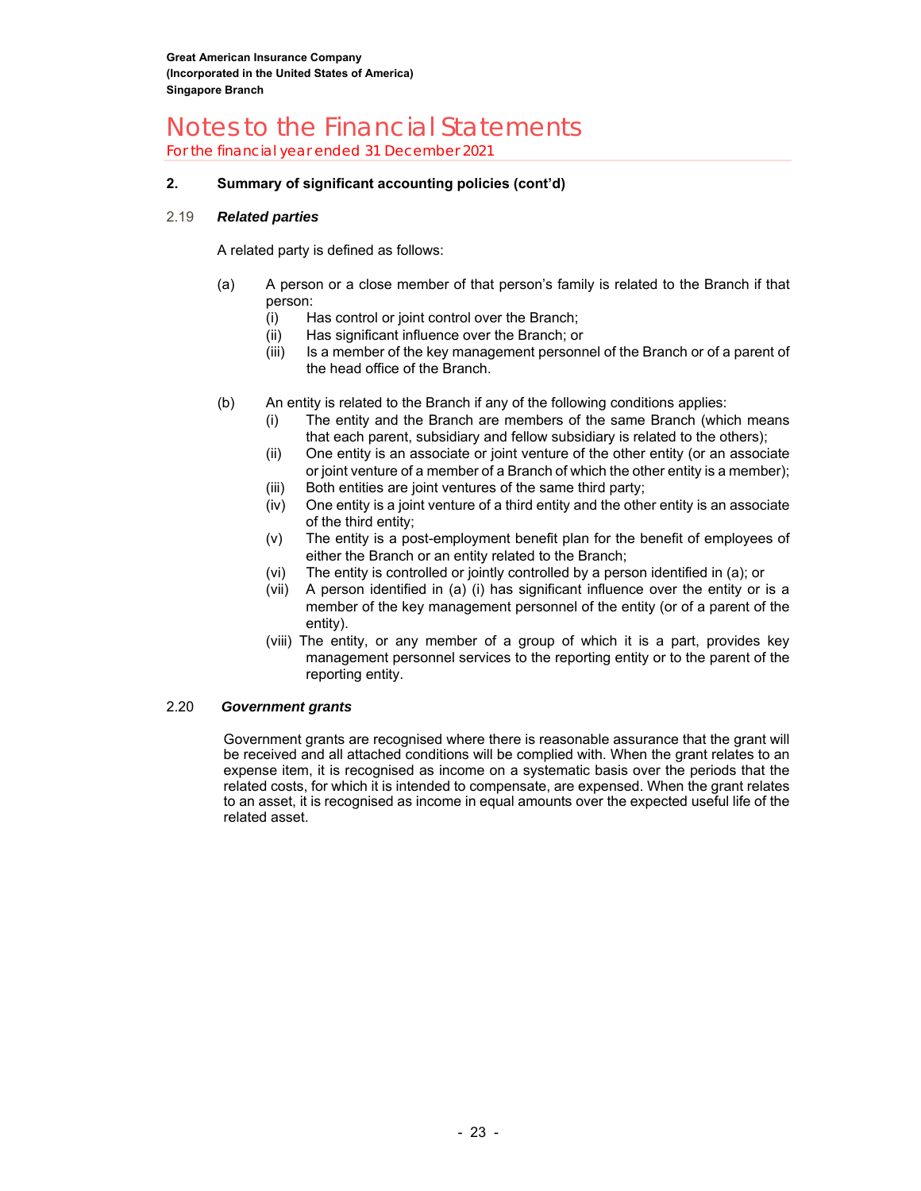## 2. Summary of significant accounting policies (cont'd)

### 2.19 *Related parties*

A related party is defined as follows:

(a) A person or a close member of that person's family is related to the Branch if that person:

   (i) Has control or joint control over the Branch;
   
   (ii) Has significant influence over the Branch; or
   
   (iii) Is a member of the key management personnel of the Branch or of a parent of the head office of the Branch.

(b) An entity is related to the Branch if any of the following conditions applies:

   (i) The entity and the Branch are members of the same Branch (which means that each parent, subsidiary and fellow subsidiary is related to the others);
   
   (ii) One entity is an associate or joint venture of the other entity (or an associate or joint venture of a member of a Branch of which the other entity is a member);
   
   (iii) Both entities are joint ventures of the same third party;
   
   (iv) One entity is a joint venture of a third entity and the other entity is an associate of the third entity;
   
   (v) The entity is a post-employment benefit plan for the benefit of employees of either the Branch or an entity related to the Branch;
   
   (vi) The entity is controlled or jointly controlled by a person identified in (a); or
   
   (vii) A person identified in (a) (i) has significant influence over the entity or is a member of the key management personnel of the entity (or of a parent of the entity).
   
   (viii) The entity, or any member of a group of which it is a part, provides key management personnel services to the reporting entity or to the parent of the reporting entity.

### 2.20 *Government grants*

Government grants are recognised where there is reasonable assurance that the grant will be received and all attached conditions will be complied with. When the grant relates to an expense item, it is recognised as income on a systematic basis over the periods that the related costs, for which it is intended to compensate, are expensed. When the grant relates to an asset, it is recognised as income in equal amounts over the expected useful life of the related asset.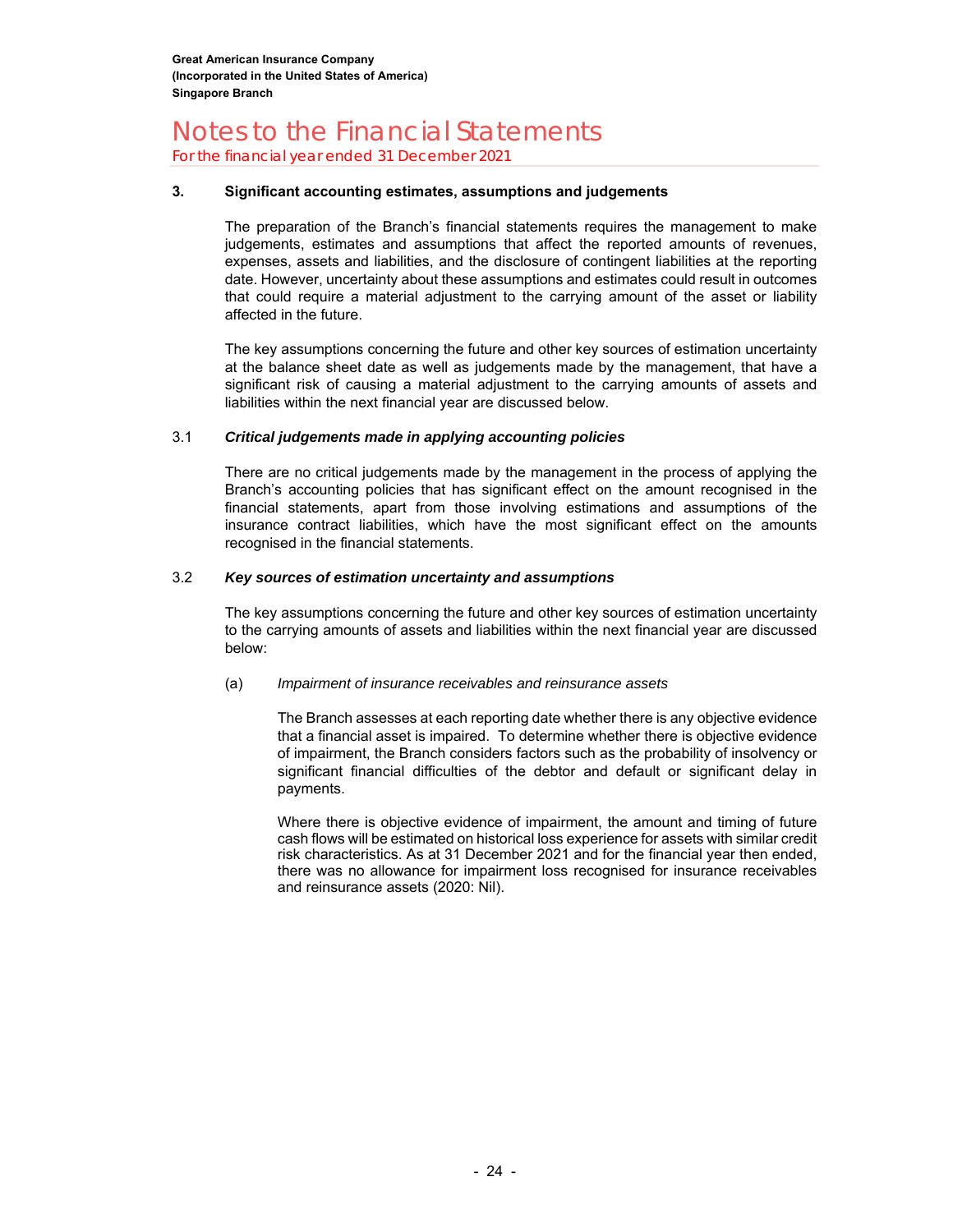## 3. Significant accounting estimates, assumptions and judgements

The preparation of the Branch's financial statements requires the management to make judgements, estimates and assumptions that affect the reported amounts of revenues, expenses, assets and liabilities, and the disclosure of contingent liabilities at the reporting date. However, uncertainty about these assumptions and estimates could result in outcomes that could require a material adjustment to the carrying amount of the asset or liability affected in the future.

The key assumptions concerning the future and other key sources of estimation uncertainty at the balance sheet date as well as judgements made by the management, that have a significant risk of causing a material adjustment to the carrying amounts of assets and liabilities within the next financial year are discussed below.

### 3.1 *Critical judgements made in applying accounting policies*

There are no critical judgements made by the management in the process of applying the Branch's accounting policies that has significant effect on the amount recognised in the financial statements, apart from those involving estimations and assumptions of the insurance contract liabilities, which have the most significant effect on the amounts recognised in the financial statements.

### 3.2 *Key sources of estimation uncertainty and assumptions*

The key assumptions concerning the future and other key sources of estimation uncertainty to the carrying amounts of assets and liabilities within the next financial year are discussed below:

(a) *Impairment of insurance receivables and reinsurance assets*

The Branch assesses at each reporting date whether there is any objective evidence that a financial asset is impaired. To determine whether there is objective evidence of impairment, the Branch considers factors such as the probability of insolvency or significant financial difficulties of the debtor and default or significant delay in payments.

Where there is objective evidence of impairment, the amount and timing of future cash flows will be estimated on historical loss experience for assets with similar credit risk characteristics. As at 31 December 2021 and for the financial year then ended, there was no allowance for impairment loss recognised for insurance receivables and reinsurance assets (2020: Nil).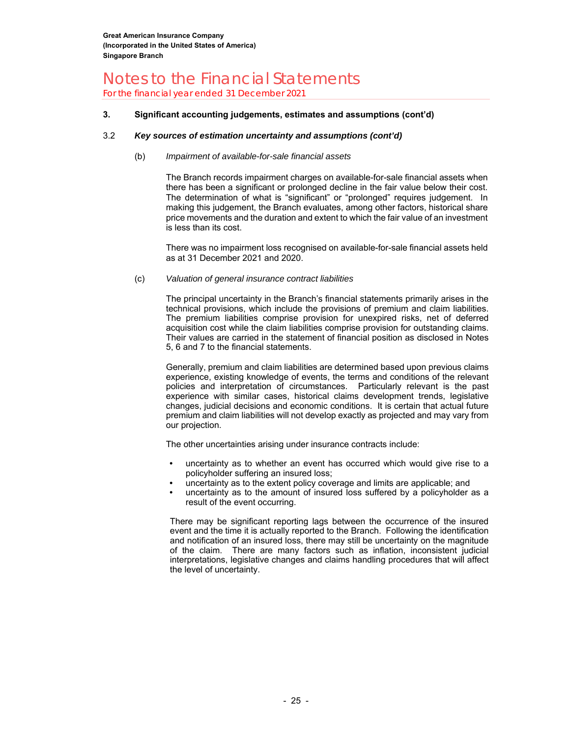Great American Insurance Company
(Incorporated in the United States of America)
Singapore Branch

# Notes to the Financial Statements

For the financial year ended 31 December 2021

## 3. Significant accounting judgements, estimates and assumptions (cont'd)

### 3.2 *Key sources of estimation uncertainty and assumptions (cont'd)*

(b) *Impairment of available-for-sale financial assets*

The Branch records impairment charges on available-for-sale financial assets when there has been a significant or prolonged decline in the fair value below their cost. The determination of what is "significant" or "prolonged" requires judgement. In making this judgement, the Branch evaluates, among other factors, historical share price movements and the duration and extent to which the fair value of an investment is less than its cost.

There was no impairment loss recognised on available-for-sale financial assets held as at 31 December 2021 and 2020.

(c) *Valuation of general insurance contract liabilities*

The principal uncertainty in the Branch's financial statements primarily arises in the technical provisions, which include the provisions of premium and claim liabilities. The premium liabilities comprise provision for unexpired risks, net of deferred acquisition cost while the claim liabilities comprise provision for outstanding claims. Their values are carried in the statement of financial position as disclosed in Notes 5, 6 and 7 to the financial statements.

Generally, premium and claim liabilities are determined based upon previous claims experience, existing knowledge of events, the terms and conditions of the relevant policies and interpretation of circumstances. Particularly relevant is the past experience with similar cases, historical claims development trends, legislative changes, judicial decisions and economic conditions. It is certain that actual future premium and claim liabilities will not develop exactly as projected and may vary from our projection.

The other uncertainties arising under insurance contracts include:

- uncertainty as to whether an event has occurred which would give rise to a policyholder suffering an insured loss;
- uncertainty as to the extent policy coverage and limits are applicable; and
- uncertainty as to the amount of insured loss suffered by a policyholder as a result of the event occurring.

There may be significant reporting lags between the occurrence of the insured event and the time it is actually reported to the Branch. Following the identification and notification of an insured loss, there may still be uncertainty on the magnitude of the claim. There are many factors such as inflation, inconsistent judicial interpretations, legislative changes and claims handling procedures that will affect the level of uncertainty.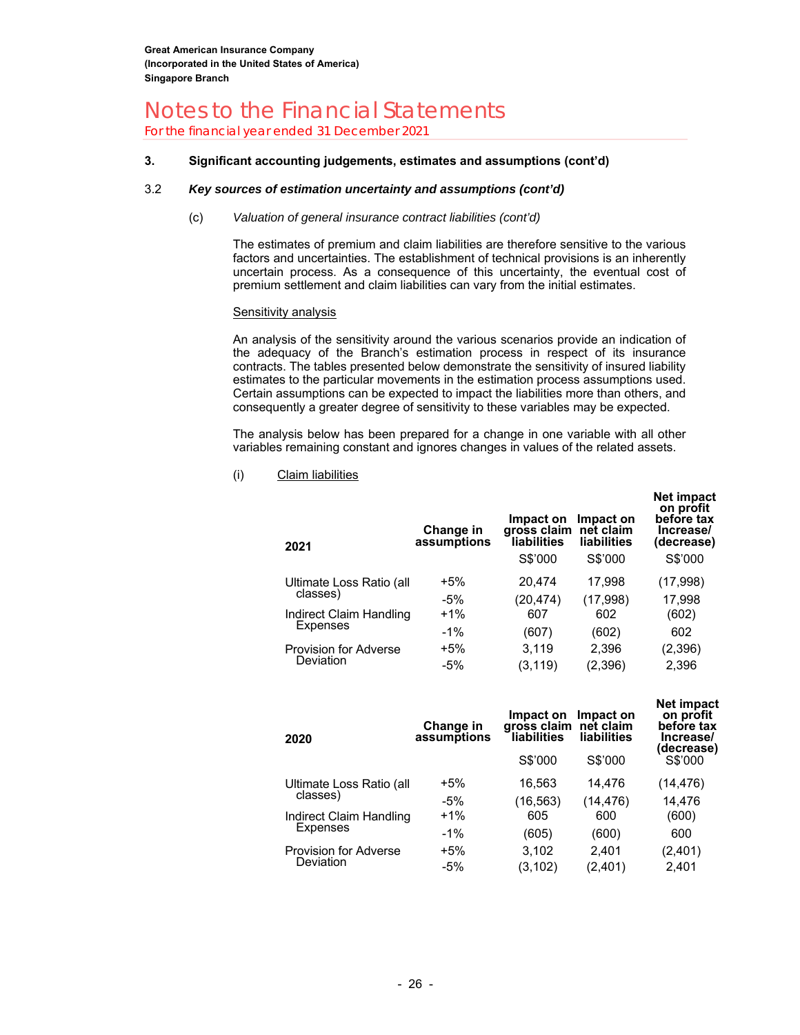# Notes to the Financial Statements

For the financial year ended 31 December 2021

## 3. Significant accounting judgements, estimates and assumptions (cont'd)

### 3.2 *Key sources of estimation uncertainty and assumptions (cont'd)*

(c) *Valuation of general insurance contract liabilities (cont'd)*

The estimates of premium and claim liabilities are therefore sensitive to the various factors and uncertainties. The establishment of technical provisions is an inherently uncertain process. As a consequence of this uncertainty, the eventual cost of premium settlement and claim liabilities can vary from the initial estimates.

Sensitivity analysis

An analysis of the sensitivity around the various scenarios provide an indication of the adequacy of the Branch's estimation process in respect of its insurance contracts. The tables presented below demonstrate the sensitivity of insured liability estimates to the particular movements in the estimation process assumptions used. Certain assumptions can be expected to impact the liabilities more than others, and consequently a greater degree of sensitivity to these variables may be expected.

The analysis below has been prepared for a change in one variable with all other variables remaining constant and ignores changes in values of the related assets.

(i) Claim liabilities

| **2021** | **Change in assumptions** | **Impact on gross claim liabilities** | **Impact on net claim liabilities** | **Net impact on profit before tax Increase/ (decrease)** |
|---|---|---|---|---|
| | | S$'000 | S$'000 | S$'000 |
| Ultimate Loss Ratio (all classes) | +5% | 20,474 | 17,998 | (17,998) |
| | -5% | (20,474) | (17,998) | 17,998 |
| Indirect Claim Handling Expenses | +1% | 607 | 602 | (602) |
| | -1% | (607) | (602) | 602 |
| Provision for Adverse Deviation | +5% | 3,119 | 2,396 | (2,396) |
| | -5% | (3,119) | (2,396) | 2,396 |

| **2020** | **Change in assumptions** | **Impact on gross claim liabilities** | **Impact on net claim liabilities** | **Net impact on profit before tax Increase/ (decrease)** |
|---|---|---|---|---|
| | | S$'000 | S$'000 | S$'000 |
| Ultimate Loss Ratio (all classes) | +5% | 16,563 | 14,476 | (14,476) |
| | -5% | (16,563) | (14,476) | 14,476 |
| Indirect Claim Handling Expenses | +1% | 605 | 600 | (600) |
| | -1% | (605) | (600) | 600 |
| Provision for Adverse Deviation | +5% | 3,102 | 2,401 | (2,401) |
| | -5% | (3,102) | (2,401) | 2,401 |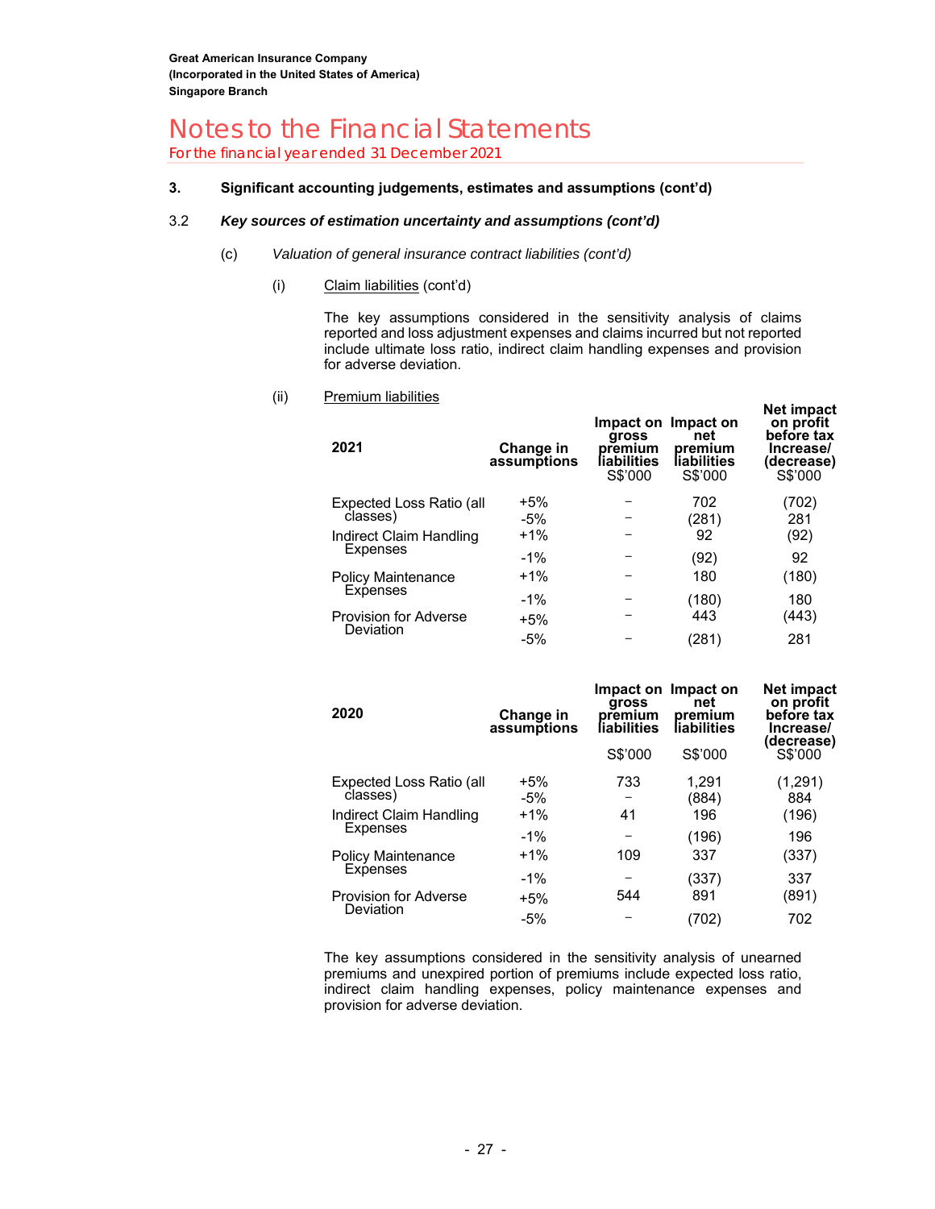## Notes to the Financial Statements

For the financial year ended 31 December 2021

### 3. Significant accounting judgements, estimates and assumptions (cont'd)

#### 3.2 *Key sources of estimation uncertainty and assumptions (cont'd)*

(c) *Valuation of general insurance contract liabilities (cont'd)*

(i) Claim liabilities (cont'd)

The key assumptions considered in the sensitivity analysis of claims reported and loss adjustment expenses and claims incurred but not reported include ultimate loss ratio, indirect claim handling expenses and provision for adverse deviation.

(ii) Premium liabilities

| 2021 | Change in assumptions | Impact on gross premium liabilities S$'000 | Impact on net premium liabilities S$'000 | Net impact on profit before tax Increase/ (decrease) S$'000 |
|---|---|---|---|---|
| Expected Loss Ratio (all classes) | +5% | – | 702 | (702) |
| | -5% | – | (281) | 281 |
| Indirect Claim Handling Expenses | +1% | – | 92 | (92) |
| | -1% | – | (92) | 92 |
| Policy Maintenance Expenses | +1% | – | 180 | (180) |
| | -1% | – | (180) | 180 |
| Provision for Adverse Deviation | +5% | – | 443 | (443) |
| | -5% | – | (281) | 281 |

| 2020 | Change in assumptions | Impact on gross premium liabilities S$'000 | Impact on net premium liabilities S$'000 | Net impact on profit before tax Increase/ (decrease) S$'000 |
|---|---|---|---|---|
| Expected Loss Ratio (all classes) | +5% | 733 | 1,291 | (1,291) |
| | -5% | – | (884) | 884 |
| Indirect Claim Handling Expenses | +1% | 41 | 196 | (196) |
| | -1% | – | (196) | 196 |
| Policy Maintenance Expenses | +1% | 109 | 337 | (337) |
| | -1% | – | (337) | 337 |
| Provision for Adverse Deviation | +5% | 544 | 891 | (891) |
| | -5% | – | (702) | 702 |

The key assumptions considered in the sensitivity analysis of unearned premiums and unexpired portion of premiums include expected loss ratio, indirect claim handling expenses, policy maintenance expenses and provision for adverse deviation.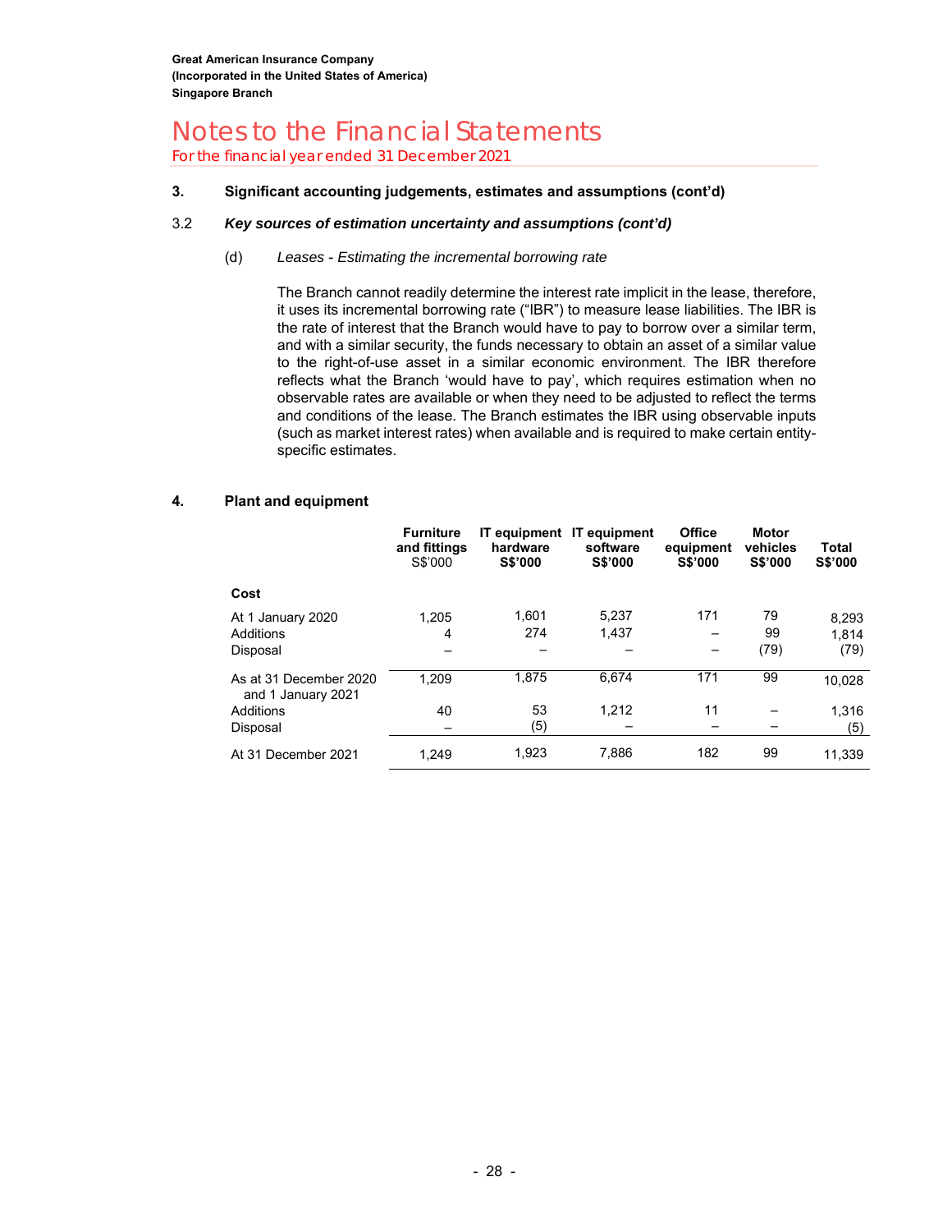Great American Insurance Company
(Incorporated in the United States of America)
Singapore Branch

# Notes to the Financial Statements

For the financial year ended 31 December 2021

## 3. Significant accounting judgements, estimates and assumptions (cont'd)

### 3.2 *Key sources of estimation uncertainty and assumptions (cont'd)*

(d) *Leases - Estimating the incremental borrowing rate*

The Branch cannot readily determine the interest rate implicit in the lease, therefore, it uses its incremental borrowing rate ("IBR") to measure lease liabilities. The IBR is the rate of interest that the Branch would have to pay to borrow over a similar term, and with a similar security, the funds necessary to obtain an asset of a similar value to the right-of-use asset in a similar economic environment. The IBR therefore reflects what the Branch 'would have to pay', which requires estimation when no observable rates are available or when they need to be adjusted to reflect the terms and conditions of the lease. The Branch estimates the IBR using observable inputs (such as market interest rates) when available and is required to make certain entity-specific estimates.

## 4. Plant and equipment

| | Furniture and fittings S$'000 | IT equipment hardware S$'000 | IT equipment software S$'000 | Office equipment S$'000 | Motor vehicles S$'000 | Total S$'000 |
|---|---|---|---|---|---|---|
| **Cost** | | | | | | |
| At 1 January 2020 | 1,205 | 1,601 | 5,237 | 171 | 79 | 8,293 |
| Additions | 4 | 274 | 1,437 | – | 99 | 1,814 |
| Disposal | – | – | – | – | (79) | (79) |
| As at 31 December 2020 and 1 January 2021 | 1,209 | 1,875 | 6,674 | 171 | 99 | 10,028 |
| Additions | 40 | 53 | 1,212 | 11 | – | 1,316 |
| Disposal | – | (5) | – | – | – | (5) |
| At 31 December 2021 | 1,249 | 1,923 | 7,886 | 182 | 99 | 11,339 |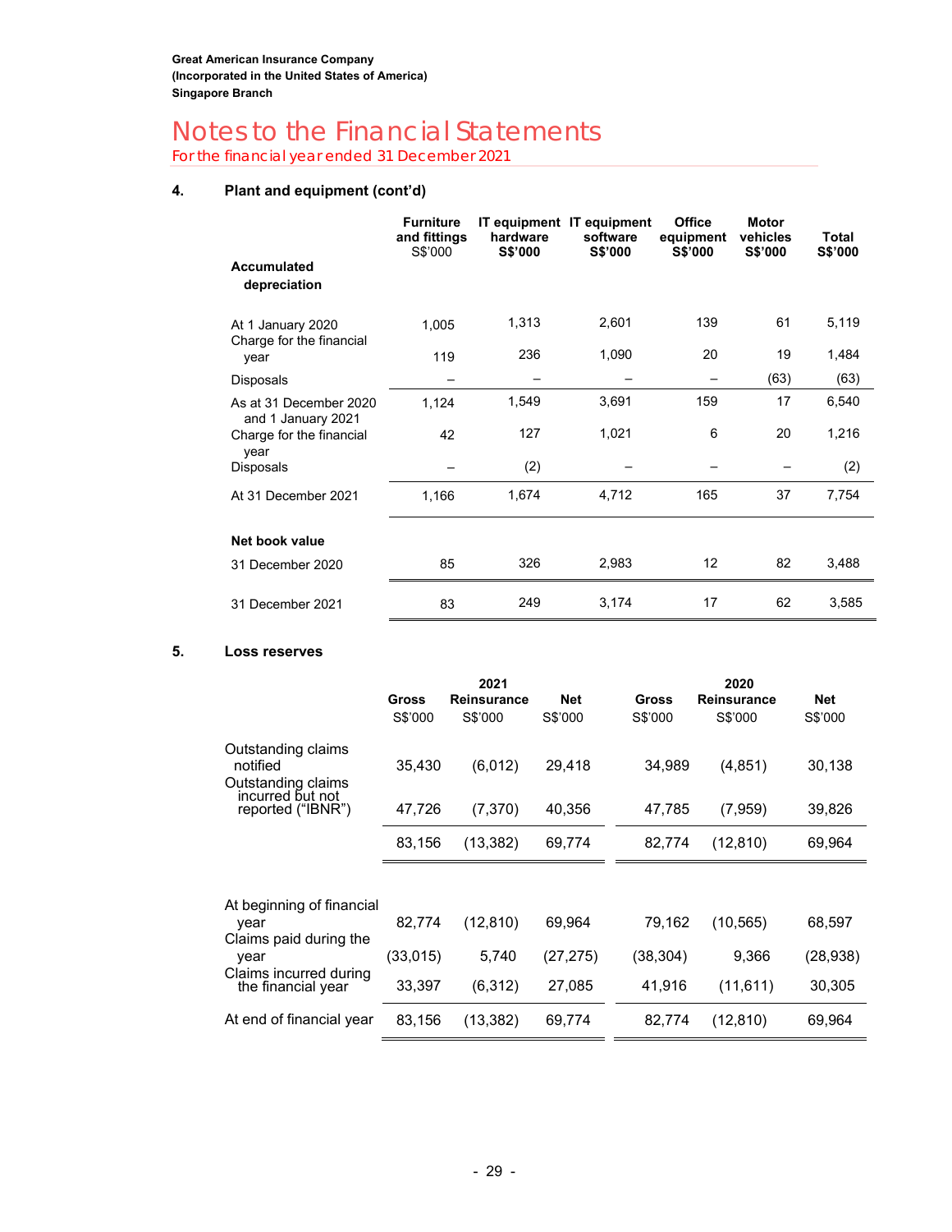Great American Insurance Company
(Incorporated in the United States of America)
Singapore Branch

# Notes to the Financial Statements
For the financial year ended 31 December 2021

## 4. Plant and equipment (cont'd)

| | Furniture and fittings S$'000 | IT equipment hardware S$'000 | IT equipment software S$'000 | Office equipment S$'000 | Motor vehicles S$'000 | Total S$'000 |
|---|---|---|---|---|---|---|
| **Accumulated depreciation** | | | | | | |
| At 1 January 2020 | 1,005 | 1,313 | 2,601 | 139 | 61 | 5,119 |
| Charge for the financial year | 119 | 236 | 1,090 | 20 | 19 | 1,484 |
| Disposals | – | – | – | – | (63) | (63) |
| As at 31 December 2020 and 1 January 2021 | 1,124 | 1,549 | 3,691 | 159 | 17 | 6,540 |
| Charge for the financial year | 42 | 127 | 1,021 | 6 | 20 | 1,216 |
| Disposals | – | (2) | – | – | – | (2) |
| At 31 December 2021 | 1,166 | 1,674 | 4,712 | 165 | 37 | 7,754 |
| **Net book value** | | | | | | |
| 31 December 2020 | 85 | 326 | 2,983 | 12 | 82 | 3,488 |
| 31 December 2021 | 83 | 249 | 3,174 | 17 | 62 | 3,585 |

## 5. Loss reserves

| | 2021 Gross S$'000 | 2021 Reinsurance S$'000 | 2021 Net S$'000 | 2020 Gross S$'000 | 2020 Reinsurance S$'000 | 2020 Net S$'000 |
|---|---|---|---|---|---|---|
| Outstanding claims notified | 35,430 | (6,012) | 29,418 | 34,989 | (4,851) | 30,138 |
| Outstanding claims incurred but not reported ("IBNR") | 47,726 | (7,370) | 40,356 | 47,785 | (7,959) | 39,826 |
| | 83,156 | (13,382) | 69,774 | 82,774 | (12,810) | 69,964 |
| At beginning of financial year | 82,774 | (12,810) | 69,964 | 79,162 | (10,565) | 68,597 |
| Claims paid during the year | (33,015) | 5,740 | (27,275) | (38,304) | 9,366 | (28,938) |
| Claims incurred during the financial year | 33,397 | (6,312) | 27,085 | 41,916 | (11,611) | 30,305 |
| At end of financial year | 83,156 | (13,382) | 69,774 | 82,774 | (12,810) | 69,964 |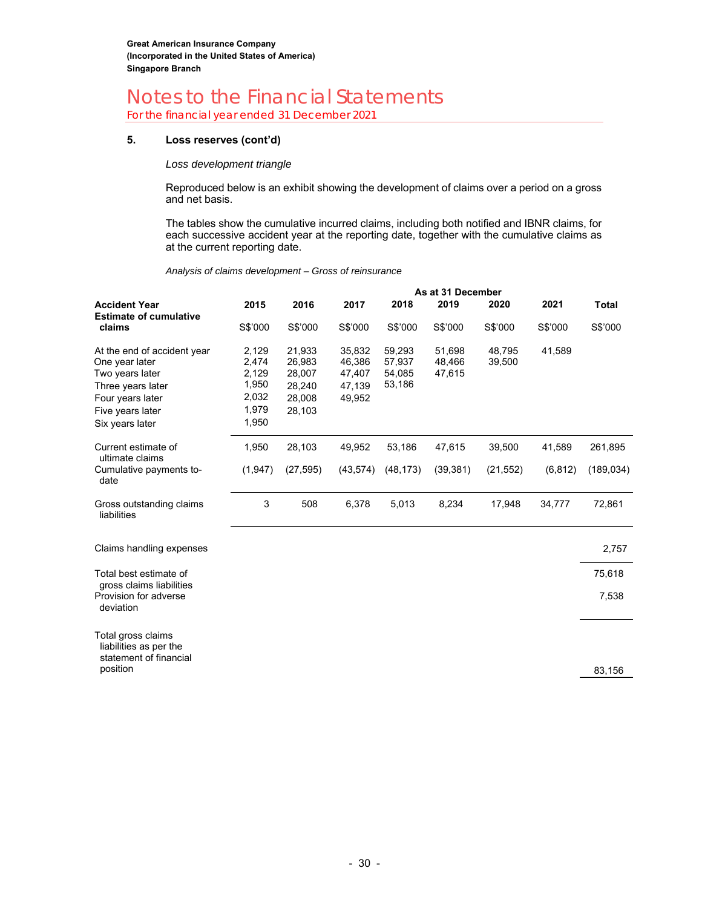**Great American Insurance Company**
**(Incorporated in the United States of America)**
**Singapore Branch**

# Notes to the Financial Statements

For the financial year ended 31 December 2021

## 5. Loss reserves (cont'd)

*Loss development triangle*

Reproduced below is an exhibit showing the development of claims over a period on a gross and net basis.

The tables show the cumulative incurred claims, including both notified and IBNR claims, for each successive accident year at the reporting date, together with the cumulative claims as at the current reporting date.

*Analysis of claims development – Gross of reinsurance*

| | As at 31 December | | | | | | | |
|---|---|---|---|---|---|---|---|---|
| **Accident Year** | **2015** | **2016** | **2017** | **2018** | **2019** | **2020** | **2021** | **Total** |
| **Estimate of cumulative claims** | S$'000 | S$'000 | S$'000 | S$'000 | S$'000 | S$'000 | S$'000 | S$'000 |
| At the end of accident year | 2,129 | 21,933 | 35,832 | 59,293 | 51,698 | 48,795 | 41,589 | |
| One year later | 2,474 | 26,983 | 46,386 | 57,937 | 48,466 | 39,500 | | |
| Two years later | 2,129 | 28,007 | 47,407 | 54,085 | 47,615 | | | |
| Three years later | 1,950 | 28,240 | 47,139 | 53,186 | | | | |
| Four years later | 2,032 | 28,008 | 49,952 | | | | | |
| Five years later | 1,979 | 28,103 | | | | | | |
| Six years later | 1,950 | | | | | | | |
| Current estimate of ultimate claims | 1,950 | 28,103 | 49,952 | 53,186 | 47,615 | 39,500 | 41,589 | 261,895 |
| Cumulative payments to-date | (1,947) | (27,595) | (43,574) | (48,173) | (39,381) | (21,552) | (6,812) | (189,034) |
| Gross outstanding claims liabilities | 3 | 508 | 6,378 | 5,013 | 8,234 | 17,948 | 34,777 | 72,861 |
| Claims handling expenses | | | | | | | | 2,757 |
| Total best estimate of gross claims liabilities | | | | | | | | 75,618 |
| Provision for adverse deviation | | | | | | | | 7,538 |
| Total gross claims liabilities as per the statement of financial position | | | | | | | | 83,156 |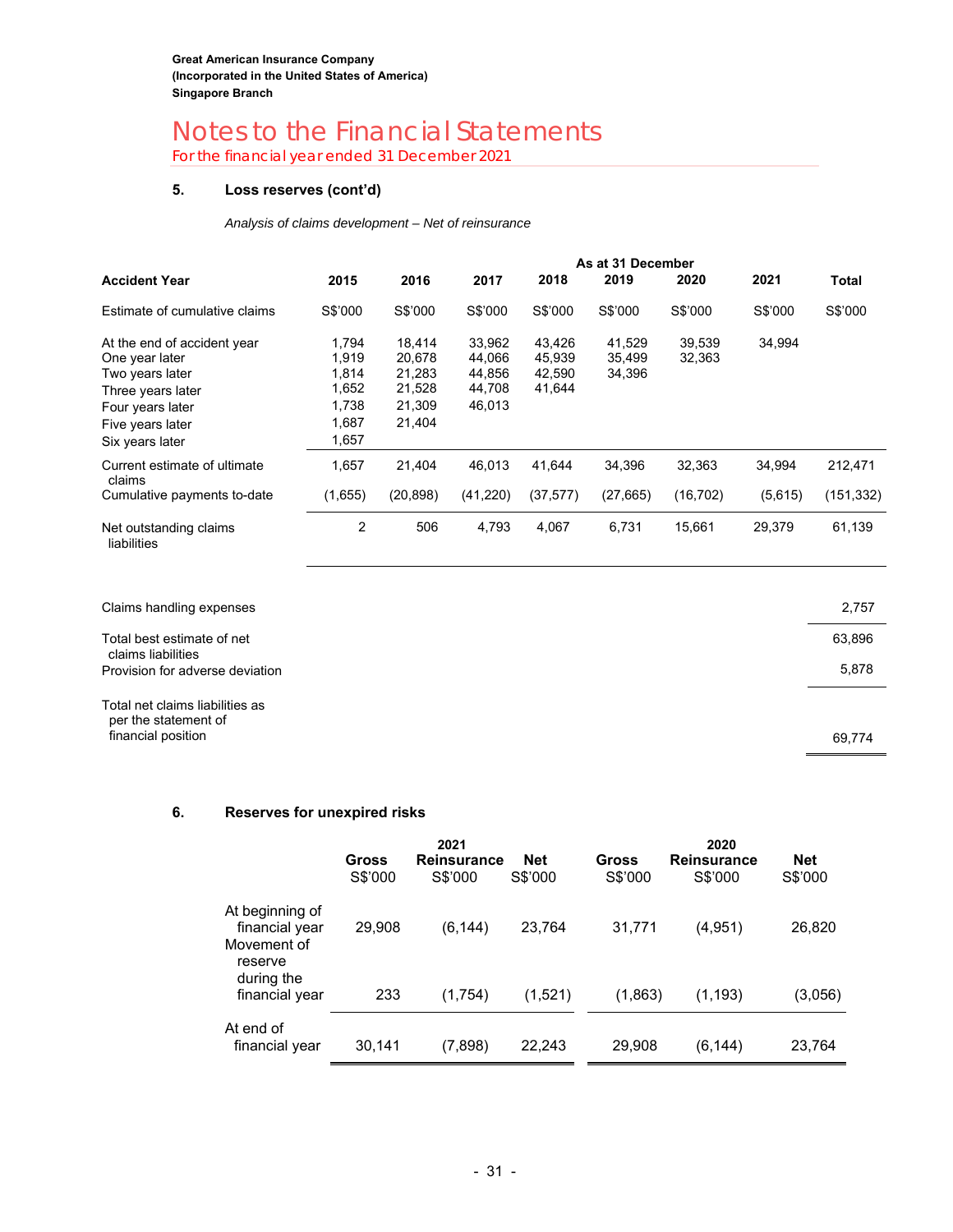## 5. Loss reserves (cont'd)

*Analysis of claims development – Net of reinsurance*

| | As at 31 December | | | | | | | |
|---|---|---|---|---|---|---|---|---|
| **Accident Year** | **2015** | **2016** | **2017** | **2018** | **2019** | **2020** | **2021** | **Total** |
| Estimate of cumulative claims | S$'000 | S$'000 | S$'000 | S$'000 | S$'000 | S$'000 | S$'000 | S$'000 |
| At the end of accident year | 1,794 | 18,414 | 33,962 | 43,426 | 41,529 | 39,539 | 34,994 | |
| One year later | 1,919 | 20,678 | 44,066 | 45,939 | 35,499 | 32,363 | | |
| Two years later | 1,814 | 21,283 | 44,856 | 42,590 | 34,396 | | | |
| Three years later | 1,652 | 21,528 | 44,708 | 41,644 | | | | |
| Four years later | 1,738 | 21,309 | 46,013 | | | | | |
| Five years later | 1,687 | 21,404 | | | | | | |
| Six years later | 1,657 | | | | | | | |
| Current estimate of ultimate claims | 1,657 | 21,404 | 46,013 | 41,644 | 34,396 | 32,363 | 34,994 | 212,471 |
| Cumulative payments to-date | (1,655) | (20,898) | (41,220) | (37,577) | (27,665) | (16,702) | (5,615) | (151,332) |
| Net outstanding claims liabilities | 2 | 506 | 4,793 | 4,067 | 6,731 | 15,661 | 29,379 | 61,139 |
| | | | | | | | | |
| Claims handling expenses | | | | | | | | 2,757 |
| Total best estimate of net claims liabilities | | | | | | | | 63,896 |
| Provision for adverse deviation | | | | | | | | 5,878 |
| Total net claims liabilities as per the statement of financial position | | | | | | | | 69,774 |

## 6. Reserves for unexpired risks

| | 2021 | | | 2020 | | |
|---|---|---|---|---|---|---|
| | **Gross** S$'000 | **Reinsurance** S$'000 | **Net** S$'000 | **Gross** S$'000 | **Reinsurance** S$'000 | **Net** S$'000 |
| At beginning of financial year | 29,908 | (6,144) | 23,764 | 31,771 | (4,951) | 26,820 |
| Movement of reserve during the financial year | 233 | (1,754) | (1,521) | (1,863) | (1,193) | (3,056) |
| At end of financial year | 30,141 | (7,898) | 22,243 | 29,908 | (6,144) | 23,764 |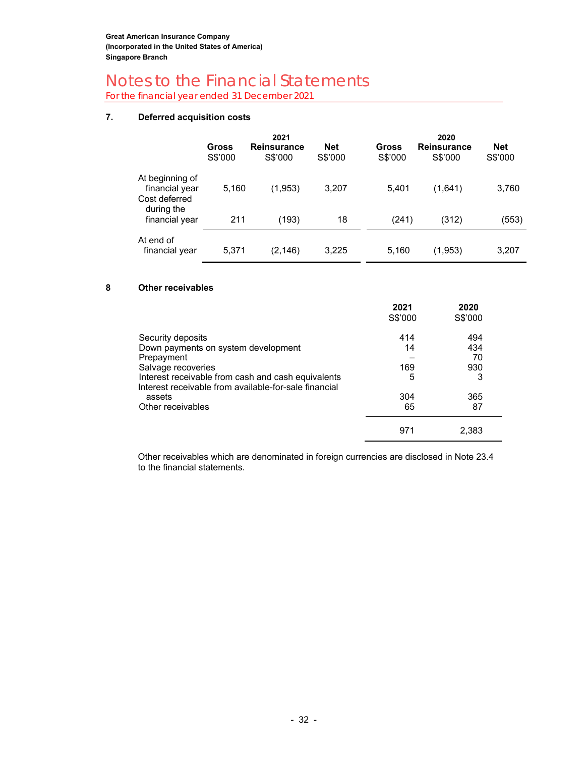Great American Insurance Company
(Incorporated in the United States of America)
Singapore Branch

# Notes to the Financial Statements

For the financial year ended 31 December 2021

## 7. Deferred acquisition costs

| | 2021 | | | 2020 | | |
|---|---|---|---|---|---|---|
| | Gross S$'000 | Reinsurance S$'000 | Net S$'000 | Gross S$'000 | Reinsurance S$'000 | Net S$'000 |
| At beginning of financial year | 5,160 | (1,953) | 3,207 | 5,401 | (1,641) | 3,760 |
| Cost deferred during the financial year | 211 | (193) | 18 | (241) | (312) | (553) |
| At end of financial year | 5,371 | (2,146) | 3,225 | 5,160 | (1,953) | 3,207 |

## 8 Other receivables

| | 2021 S$'000 | 2020 S$'000 |
|---|---|---|
| Security deposits | 414 | 494 |
| Down payments on system development | 14 | 434 |
| Prepayment | – | 70 |
| Salvage recoveries | 169 | 930 |
| Interest receivable from cash and cash equivalents | 5 | 3 |
| Interest receivable from available-for-sale financial assets | 304 | 365 |
| Other receivables | 65 | 87 |
| | 971 | 2,383 |

Other receivables which are denominated in foreign currencies are disclosed in Note 23.4 to the financial statements.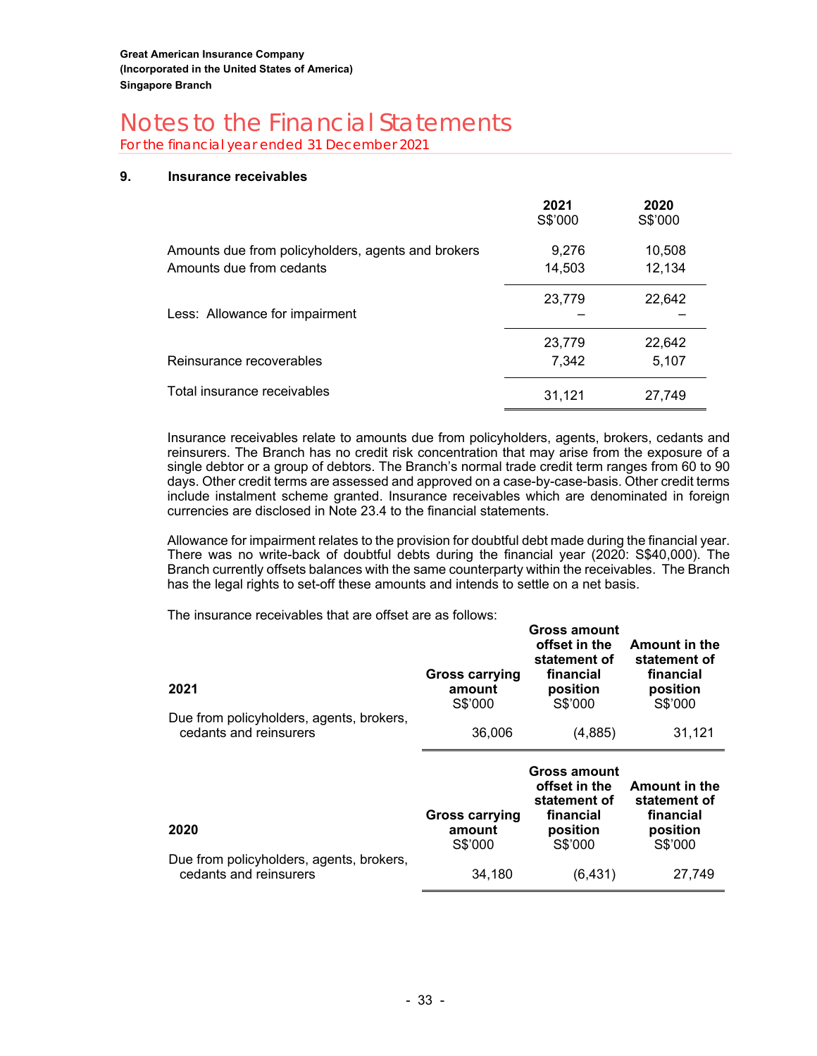Great American Insurance Company
(Incorporated in the United States of America)
Singapore Branch

# Notes to the Financial Statements

For the financial year ended 31 December 2021

## 9. Insurance receivables

| | 2021<br>S$'000 | 2020<br>S$'000 |
|---|---|---|
| Amounts due from policyholders, agents and brokers | 9,276 | 10,508 |
| Amounts due from cedants | 14,503 | 12,134 |
| | 23,779 | 22,642 |
| Less: Allowance for impairment | – | – |
| | 23,779 | 22,642 |
| Reinsurance recoverables | 7,342 | 5,107 |
| Total insurance receivables | 31,121 | 27,749 |

Insurance receivables relate to amounts due from policyholders, agents, brokers, cedants and reinsurers. The Branch has no credit risk concentration that may arise from the exposure of a single debtor or a group of debtors. The Branch's normal trade credit term ranges from 60 to 90 days. Other credit terms are assessed and approved on a case-by-case-basis. Other credit terms include instalment scheme granted. Insurance receivables which are denominated in foreign currencies are disclosed in Note 23.4 to the financial statements.

Allowance for impairment relates to the provision for doubtful debt made during the financial year. There was no write-back of doubtful debts during the financial year (2020: S$40,000). The Branch currently offsets balances with the same counterparty within the receivables. The Branch has the legal rights to set-off these amounts and intends to settle on a net basis.

The insurance receivables that are offset are as follows:

| 2021 | Gross carrying amount<br>S$'000 | Gross amount offset in the statement of financial position<br>S$'000 | Amount in the statement of financial position<br>S$'000 |
|---|---|---|---|
| Due from policyholders, agents, brokers, cedants and reinsurers | 36,006 | (4,885) | 31,121 |

| 2020 | Gross carrying amount<br>S$'000 | Gross amount offset in the statement of financial position<br>S$'000 | Amount in the statement of financial position<br>S$'000 |
|---|---|---|---|
| Due from policyholders, agents, brokers, cedants and reinsurers | 34,180 | (6,431) | 27,749 |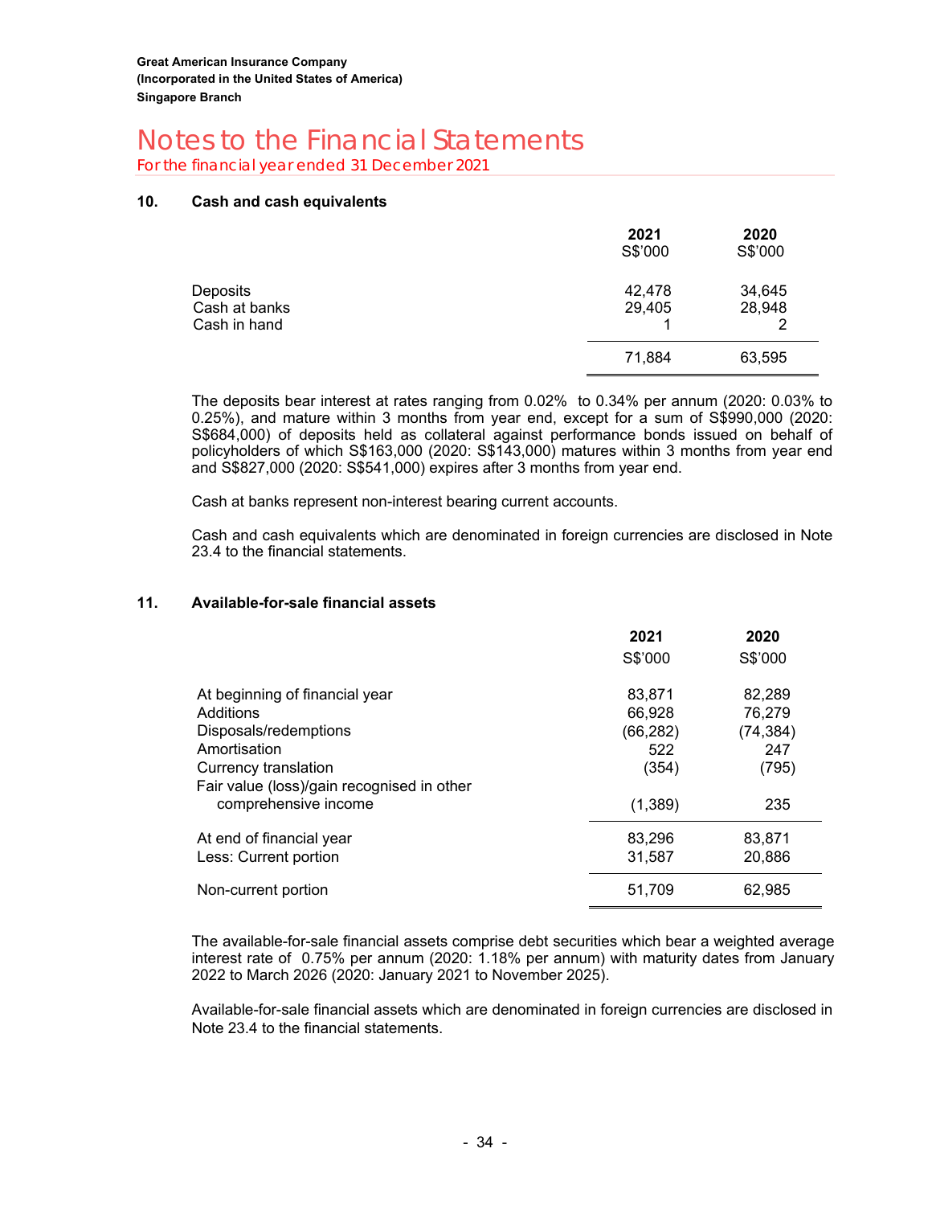Great American Insurance Company
(Incorporated in the United States of America)
Singapore Branch

# Notes to the Financial Statements

For the financial year ended 31 December 2021

## 10. Cash and cash equivalents

| | 2021 | 2020 |
|---|---|---|
| | S$'000 | S$'000 |
| Deposits | 42,478 | 34,645 |
| Cash at banks | 29,405 | 28,948 |
| Cash in hand | 1 | 2 |
| | 71,884 | 63,595 |

The deposits bear interest at rates ranging from 0.02% to 0.34% per annum (2020: 0.03% to 0.25%), and mature within 3 months from year end, except for a sum of S$990,000 (2020: S$684,000) of deposits held as collateral against performance bonds issued on behalf of policyholders of which S$163,000 (2020: S$143,000) matures within 3 months from year end and S$827,000 (2020: S$541,000) expires after 3 months from year end.

Cash at banks represent non-interest bearing current accounts.

Cash and cash equivalents which are denominated in foreign currencies are disclosed in Note 23.4 to the financial statements.

## 11. Available-for-sale financial assets

| | 2021 | 2020 |
|---|---|---|
| | S$'000 | S$'000 |
| At beginning of financial year | 83,871 | 82,289 |
| Additions | 66,928 | 76,279 |
| Disposals/redemptions | (66,282) | (74,384) |
| Amortisation | 522 | 247 |
| Currency translation | (354) | (795) |
| Fair value (loss)/gain recognised in other comprehensive income | (1,389) | 235 |
| At end of financial year | 83,296 | 83,871 |
| Less: Current portion | 31,587 | 20,886 |
| Non-current portion | 51,709 | 62,985 |

The available-for-sale financial assets comprise debt securities which bear a weighted average interest rate of 0.75% per annum (2020: 1.18% per annum) with maturity dates from January 2022 to March 2026 (2020: January 2021 to November 2025).

Available-for-sale financial assets which are denominated in foreign currencies are disclosed in Note 23.4 to the financial statements.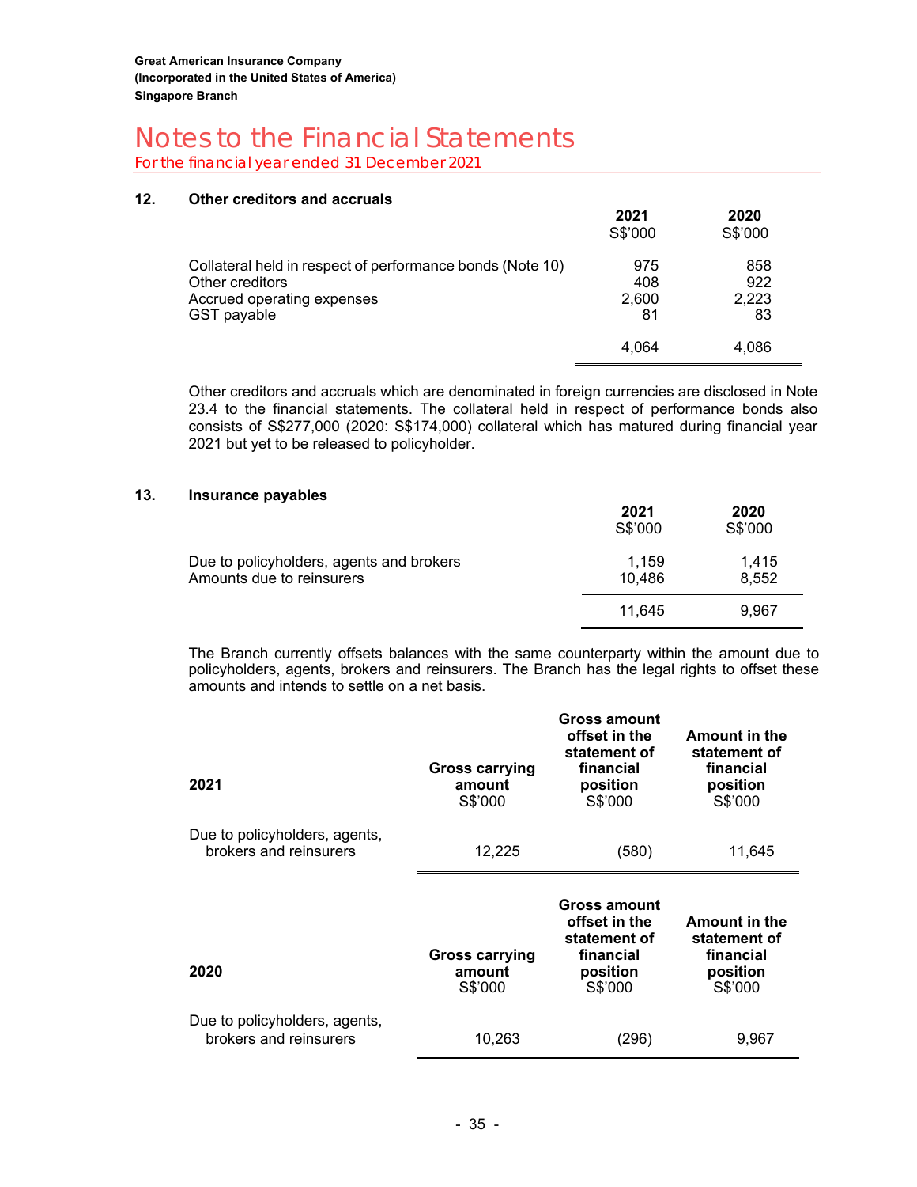## 12. Other creditors and accruals

| | 2021 S$'000 | 2020 S$'000 |
|---|---|---|
| Collateral held in respect of performance bonds (Note 10) | 975 | 858 |
| Other creditors | 408 | 922 |
| Accrued operating expenses | 2,600 | 2,223 |
| GST payable | 81 | 83 |
| | 4,064 | 4,086 |

Other creditors and accruals which are denominated in foreign currencies are disclosed in Note 23.4 to the financial statements. The collateral held in respect of performance bonds also consists of S$277,000 (2020: S$174,000) collateral which has matured during financial year 2021 but yet to be released to policyholder.

## 13. Insurance payables

| | 2021 S$'000 | 2020 S$'000 |
|---|---|---|
| Due to policyholders, agents and brokers | 1,159 | 1,415 |
| Amounts due to reinsurers | 10,486 | 8,552 |
| | 11,645 | 9,967 |

The Branch currently offsets balances with the same counterparty within the amount due to policyholders, agents, brokers and reinsurers. The Branch has the legal rights to offset these amounts and intends to settle on a net basis.

| 2021 | Gross carrying amount S$'000 | Gross amount offset in the statement of financial position S$'000 | Amount in the statement of financial position S$'000 |
|---|---|---|---|
| Due to policyholders, agents, brokers and reinsurers | 12,225 | (580) | 11,645 |

| 2020 | Gross carrying amount S$'000 | Gross amount offset in the statement of financial position S$'000 | Amount in the statement of financial position S$'000 |
|---|---|---|---|
| Due to policyholders, agents, brokers and reinsurers | 10,263 | (296) | 9,967 |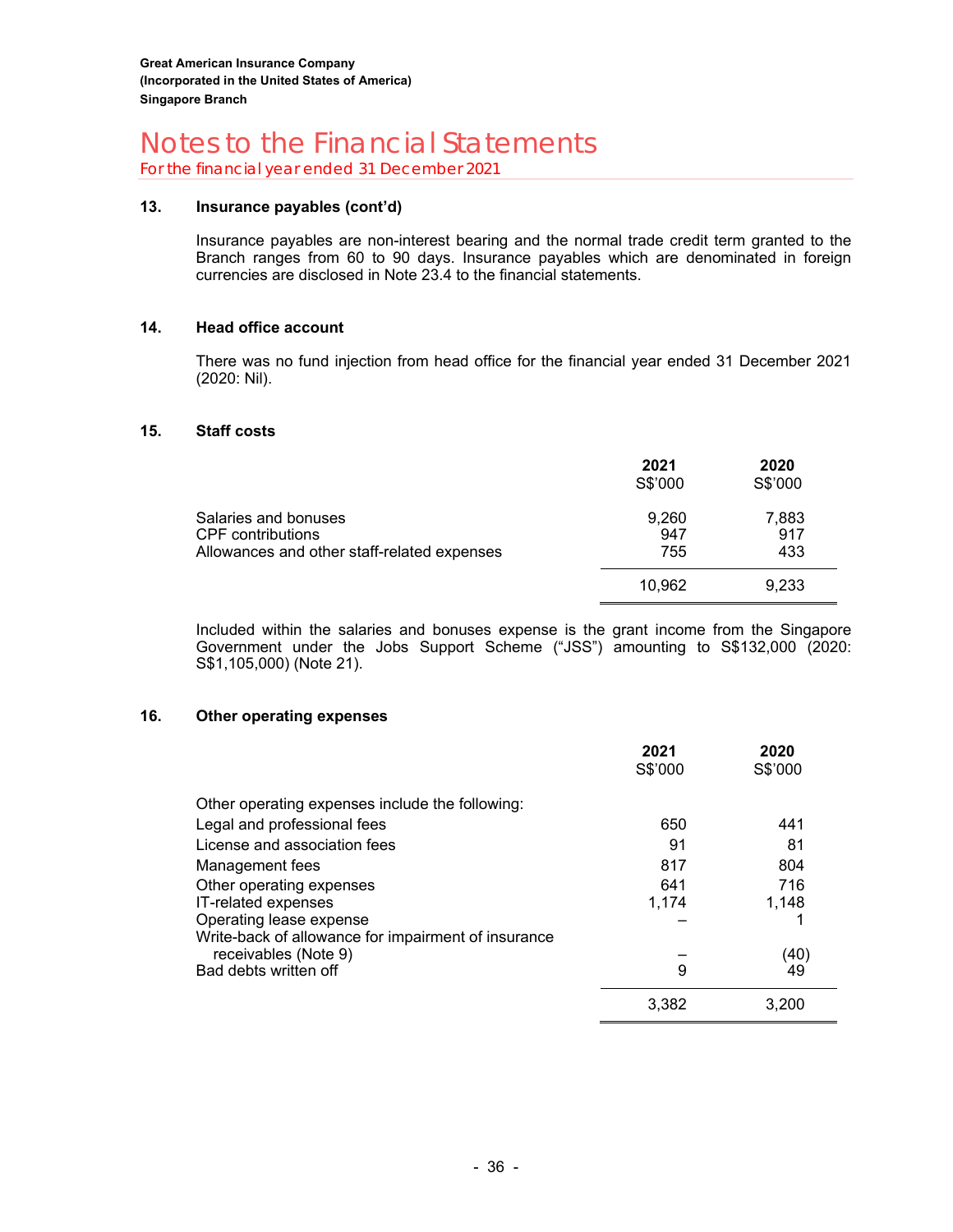Great American Insurance Company
(Incorporated in the United States of America)
Singapore Branch

# Notes to the Financial Statements
For the financial year ended 31 December 2021

## 13. Insurance payables (cont'd)

Insurance payables are non-interest bearing and the normal trade credit term granted to the Branch ranges from 60 to 90 days. Insurance payables which are denominated in foreign currencies are disclosed in Note 23.4 to the financial statements.

## 14. Head office account

There was no fund injection from head office for the financial year ended 31 December 2021 (2020: Nil).

## 15. Staff costs

| | 2021<br>S$'000 | 2020<br>S$'000 |
|---|---|---|
| Salaries and bonuses | 9,260 | 7,883 |
| CPF contributions | 947 | 917 |
| Allowances and other staff-related expenses | 755 | 433 |
| | 10,962 | 9,233 |

Included within the salaries and bonuses expense is the grant income from the Singapore Government under the Jobs Support Scheme ("JSS") amounting to S$132,000 (2020: S$1,105,000) (Note 21).

## 16. Other operating expenses

| | 2021<br>S$'000 | 2020<br>S$'000 |
|---|---|---|
| Other operating expenses include the following: | | |
| Legal and professional fees | 650 | 441 |
| License and association fees | 91 | 81 |
| Management fees | 817 | 804 |
| Other operating expenses | 641 | 716 |
| IT-related expenses | 1,174 | 1,148 |
| Operating lease expense | – | 1 |
| Write-back of allowance for impairment of insurance receivables (Note 9) | – | (40) |
| Bad debts written off | 9 | 49 |
| | 3,382 | 3,200 |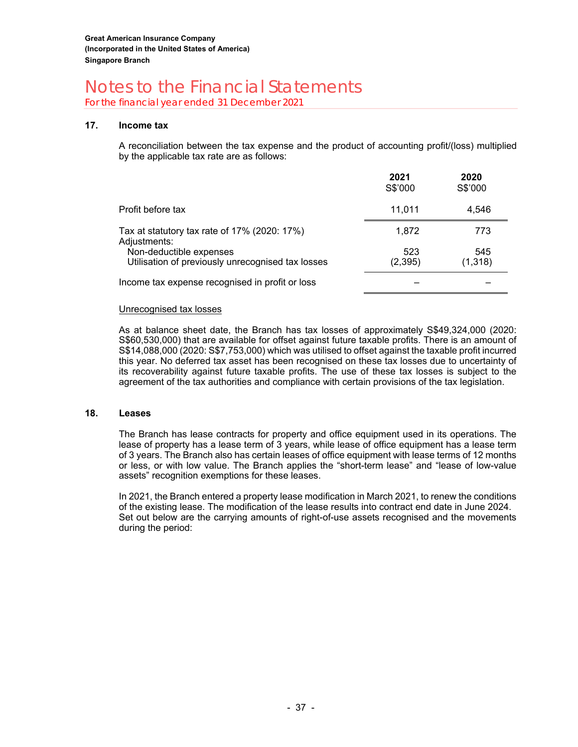**Great American Insurance Company**
**(Incorporated in the United States of America)**
**Singapore Branch**

# Notes to the Financial Statements

For the financial year ended 31 December 2021

## 17. Income tax

A reconciliation between the tax expense and the product of accounting profit/(loss) multiplied by the applicable tax rate are as follows:

| | 2021<br>S$'000 | 2020<br>S$'000 |
|---|---|---|
| Profit before tax | 11,011 | 4,546 |
| Tax at statutory tax rate of 17% (2020: 17%) | 1,872 | 773 |
| Adjustments: | | |
| Non-deductible expenses | 523 | 545 |
| Utilisation of previously unrecognised tax losses | (2,395) | (1,318) |
| Income tax expense recognised in profit or loss | – | – |

Unrecognised tax losses

As at balance sheet date, the Branch has tax losses of approximately S$49,324,000 (2020: S$60,530,000) that are available for offset against future taxable profits. There is an amount of S$14,088,000 (2020: S$7,753,000) which was utilised to offset against the taxable profit incurred this year. No deferred tax asset has been recognised on these tax losses due to uncertainty of its recoverability against future taxable profits. The use of these tax losses is subject to the agreement of the tax authorities and compliance with certain provisions of the tax legislation.

## 18. Leases

The Branch has lease contracts for property and office equipment used in its operations. The lease of property has a lease term of 3 years, while lease of office equipment has a lease term of 3 years. The Branch also has certain leases of office equipment with lease terms of 12 months or less, or with low value. The Branch applies the "short-term lease" and "lease of low-value assets" recognition exemptions for these leases.

In 2021, the Branch entered a property lease modification in March 2021, to renew the conditions of the existing lease. The modification of the lease results into contract end date in June 2024. Set out below are the carrying amounts of right-of-use assets recognised and the movements during the period: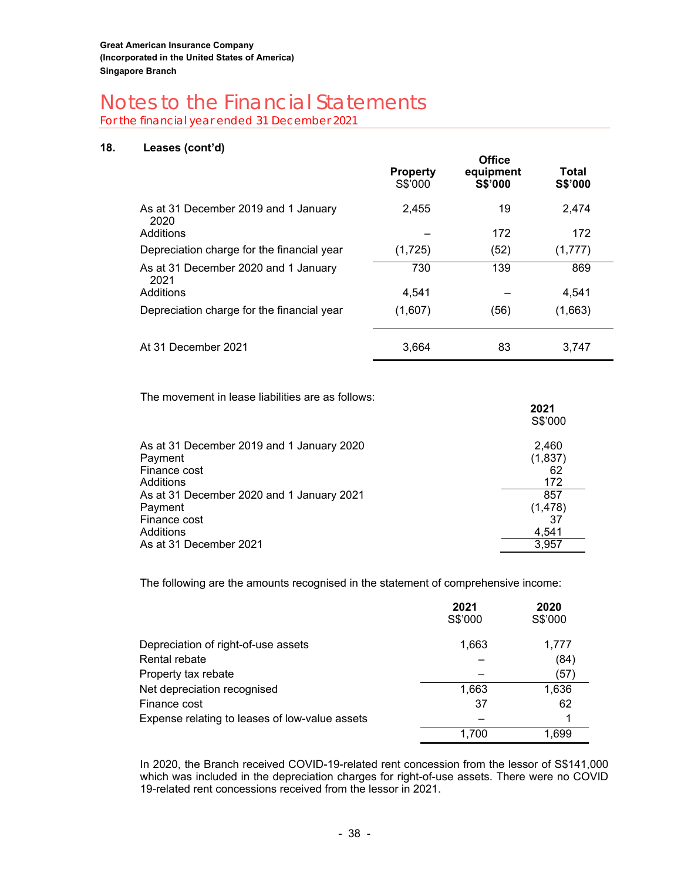Great American Insurance Company
(Incorporated in the United States of America)
Singapore Branch

# Notes to the Financial Statements

For the financial year ended 31 December 2021

## 18. Leases (cont'd)

| | Property S$'000 | Office equipment S$'000 | Total S$'000 |
|---|---|---|---|
| As at 31 December 2019 and 1 January 2020 | 2,455 | 19 | 2,474 |
| Additions | – | 172 | 172 |
| Depreciation charge for the financial year | (1,725) | (52) | (1,777) |
| As at 31 December 2020 and 1 January 2021 | 730 | 139 | 869 |
| Additions | 4,541 | – | 4,541 |
| Depreciation charge for the financial year | (1,607) | (56) | (1,663) |
| At 31 December 2021 | 3,664 | 83 | 3,747 |

The movement in lease liabilities are as follows:

| | 2021 S$'000 |
|---|---|
| As at 31 December 2019 and 1 January 2020 | 2,460 |
| Payment | (1,837) |
| Finance cost | 62 |
| Additions | 172 |
| As at 31 December 2020 and 1 January 2021 | 857 |
| Payment | (1,478) |
| Finance cost | 37 |
| Additions | 4,541 |
| As at 31 December 2021 | 3,957 |

The following are the amounts recognised in the statement of comprehensive income:

| | 2021 S$'000 | 2020 S$'000 |
|---|---|---|
| Depreciation of right-of-use assets | 1,663 | 1,777 |
| Rental rebate | – | (84) |
| Property tax rebate | – | (57) |
| Net depreciation recognised | 1,663 | 1,636 |
| Finance cost | 37 | 62 |
| Expense relating to leases of low-value assets | – | 1 |
| | 1,700 | 1,699 |

In 2020, the Branch received COVID-19-related rent concession from the lessor of S$141,000 which was included in the depreciation charges for right-of-use assets. There were no COVID 19-related rent concessions received from the lessor in 2021.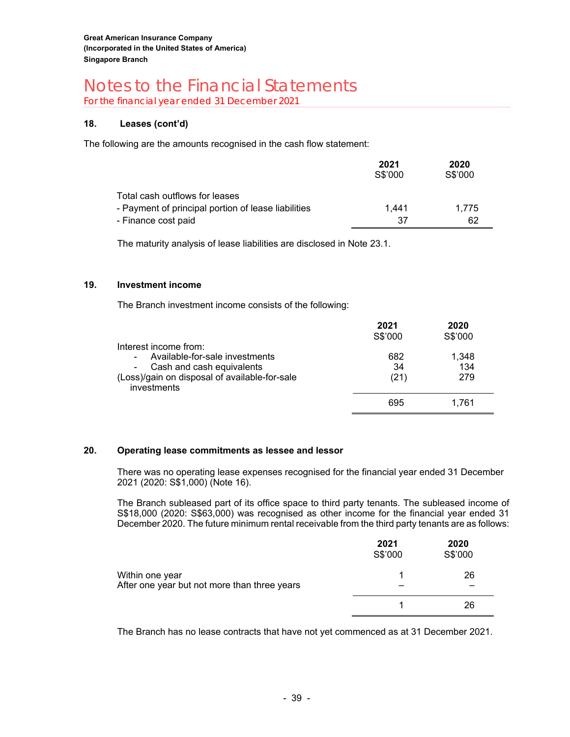**Great American Insurance Company**
**(Incorporated in the United States of America)**
**Singapore Branch**

# Notes to the Financial Statements

For the financial year ended 31 December 2021

## 18. Leases (cont'd)

The following are the amounts recognised in the cash flow statement:

| | **2021** S$'000 | **2020** S$'000 |
|---|---|---|
| Total cash outflows for leases | | |
| - Payment of principal portion of lease liabilities | 1,441 | 1,775 |
| - Finance cost paid | 37 | 62 |

The maturity analysis of lease liabilities are disclosed in Note 23.1.

## 19. Investment income

The Branch investment income consists of the following:

| | **2021** S$'000 | **2020** S$'000 |
|---|---|---|
| Interest income from: | | |
| - Available-for-sale investments | 682 | 1,348 |
| - Cash and cash equivalents | 34 | 134 |
| (Loss)/gain on disposal of available-for-sale investments | (21) | 279 |
| | 695 | 1,761 |

## 20. Operating lease commitments as lessee and lessor

There was no operating lease expenses recognised for the financial year ended 31 December 2021 (2020: S$1,000) (Note 16).

The Branch subleased part of its office space to third party tenants. The subleased income of S$18,000 (2020: S$63,000) was recognised as other income for the financial year ended 31 December 2020. The future minimum rental receivable from the third party tenants are as follows:

| | **2021** S$'000 | **2020** S$'000 |
|---|---|---|
| Within one year | 1 | 26 |
| After one year but not more than three years | – | – |
| | 1 | 26 |

The Branch has no lease contracts that have not yet commenced as at 31 December 2021.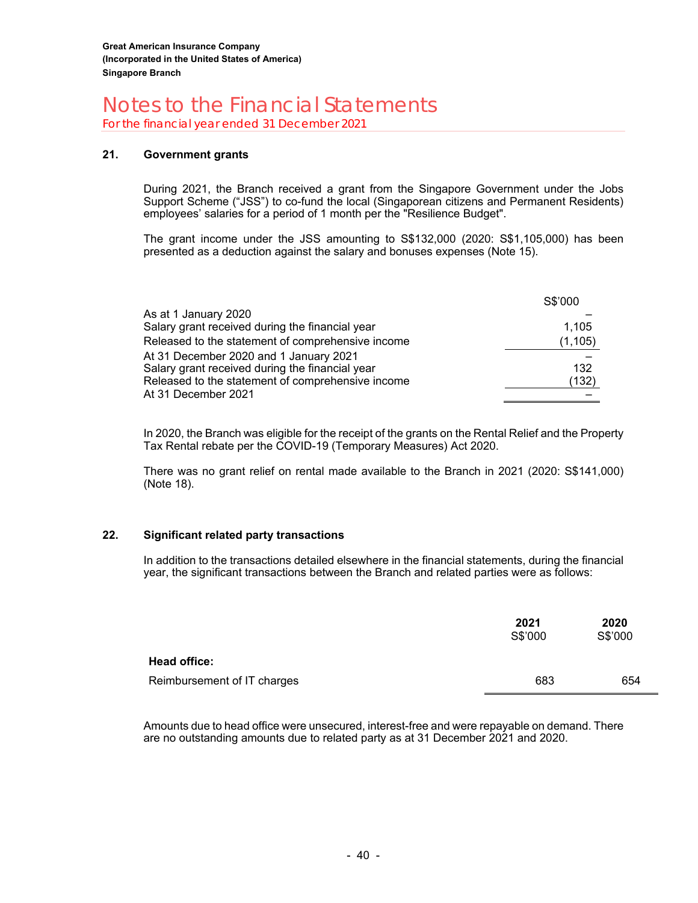## 21. Government grants

During 2021, the Branch received a grant from the Singapore Government under the Jobs Support Scheme ("JSS") to co-fund the local (Singaporean citizens and Permanent Residents) employees' salaries for a period of 1 month per the "Resilience Budget".

The grant income under the JSS amounting to S$132,000 (2020: S$1,105,000) has been presented as a deduction against the salary and bonuses expenses (Note 15).

| | S$'000 |
|---|---|
| As at 1 January 2020 | – |
| Salary grant received during the financial year | 1,105 |
| Released to the statement of comprehensive income | (1,105) |
| At 31 December 2020 and 1 January 2021 | – |
| Salary grant received during the financial year | 132 |
| Released to the statement of comprehensive income | (132) |
| At 31 December 2021 | – |

In 2020, the Branch was eligible for the receipt of the grants on the Rental Relief and the Property Tax Rental rebate per the COVID-19 (Temporary Measures) Act 2020.

There was no grant relief on rental made available to the Branch in 2021 (2020: S$141,000) (Note 18).

## 22. Significant related party transactions

In addition to the transactions detailed elsewhere in the financial statements, during the financial year, the significant transactions between the Branch and related parties were as follows:

| | **2021** S$'000 | **2020** S$'000 |
|---|---|---|
| **Head office:** | | |
| Reimbursement of IT charges | 683 | 654 |

Amounts due to head office were unsecured, interest-free and were repayable on demand. There are no outstanding amounts due to related party as at 31 December 2021 and 2020.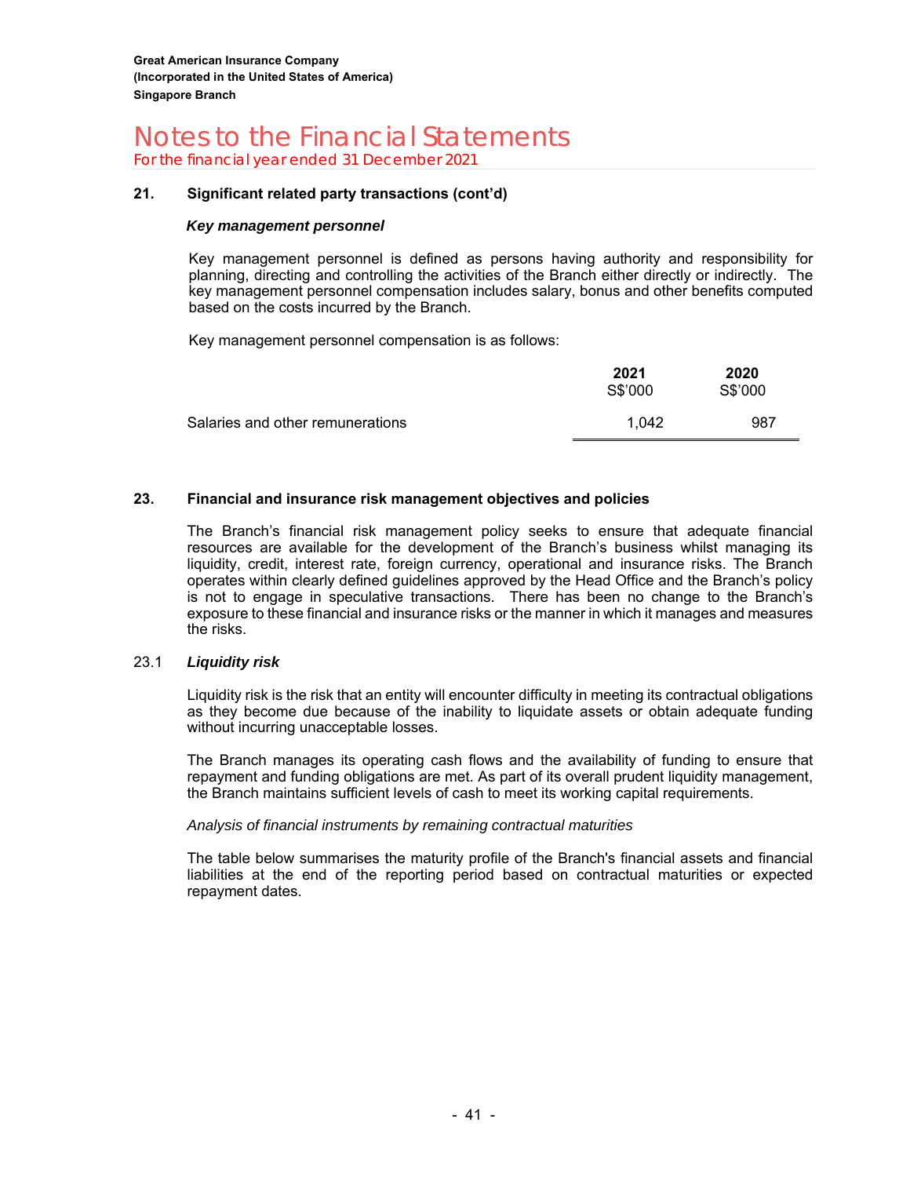## 21. Significant related party transactions (cont'd)

### *Key management personnel*

Key management personnel is defined as persons having authority and responsibility for planning, directing and controlling the activities of the Branch either directly or indirectly. The key management personnel compensation includes salary, bonus and other benefits computed based on the costs incurred by the Branch.

Key management personnel compensation is as follows:

| | 2021 | 2020 |
|---|---|---|
| | S$'000 | S$'000 |
| Salaries and other remunerations | 1,042 | 987 |

## 23. Financial and insurance risk management objectives and policies

The Branch's financial risk management policy seeks to ensure that adequate financial resources are available for the development of the Branch's business whilst managing its liquidity, credit, interest rate, foreign currency, operational and insurance risks. The Branch operates within clearly defined guidelines approved by the Head Office and the Branch's policy is not to engage in speculative transactions. There has been no change to the Branch's exposure to these financial and insurance risks or the manner in which it manages and measures the risks.

### 23.1 *Liquidity risk*

Liquidity risk is the risk that an entity will encounter difficulty in meeting its contractual obligations as they become due because of the inability to liquidate assets or obtain adequate funding without incurring unacceptable losses.

The Branch manages its operating cash flows and the availability of funding to ensure that repayment and funding obligations are met. As part of its overall prudent liquidity management, the Branch maintains sufficient levels of cash to meet its working capital requirements.

*Analysis of financial instruments by remaining contractual maturities*

The table below summarises the maturity profile of the Branch's financial assets and financial liabilities at the end of the reporting period based on contractual maturities or expected repayment dates.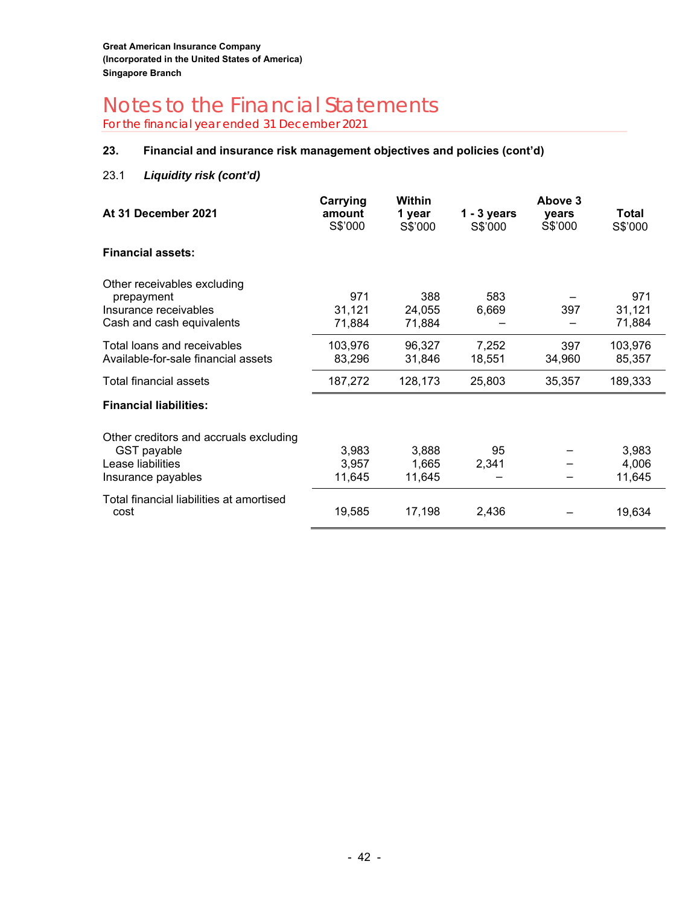**Great American Insurance Company**
**(Incorporated in the United States of America)**
**Singapore Branch**

# Notes to the Financial Statements

For the financial year ended 31 December 2021

### 23. Financial and insurance risk management objectives and policies (cont'd)

#### 23.1 *Liquidity risk (cont'd)*

| At 31 December 2021 | Carrying amount S$'000 | Within 1 year S$'000 | 1 - 3 years S$'000 | Above 3 years S$'000 | Total S$'000 |
|---|---|---|---|---|---|
| **Financial assets:** | | | | | |
| Other receivables excluding prepayment | 971 | 388 | 583 | – | 971 |
| Insurance receivables | 31,121 | 24,055 | 6,669 | 397 | 31,121 |
| Cash and cash equivalents | 71,884 | 71,884 | – | – | 71,884 |
| Total loans and receivables | 103,976 | 96,327 | 7,252 | 397 | 103,976 |
| Available-for-sale financial assets | 83,296 | 31,846 | 18,551 | 34,960 | 85,357 |
| Total financial assets | 187,272 | 128,173 | 25,803 | 35,357 | 189,333 |
| **Financial liabilities:** | | | | | |
| Other creditors and accruals excluding GST payable | 3,983 | 3,888 | 95 | – | 3,983 |
| Lease liabilities | 3,957 | 1,665 | 2,341 | – | 4,006 |
| Insurance payables | 11,645 | 11,645 | – | – | 11,645 |
| Total financial liabilities at amortised cost | 19,585 | 17,198 | 2,436 | – | 19,634 |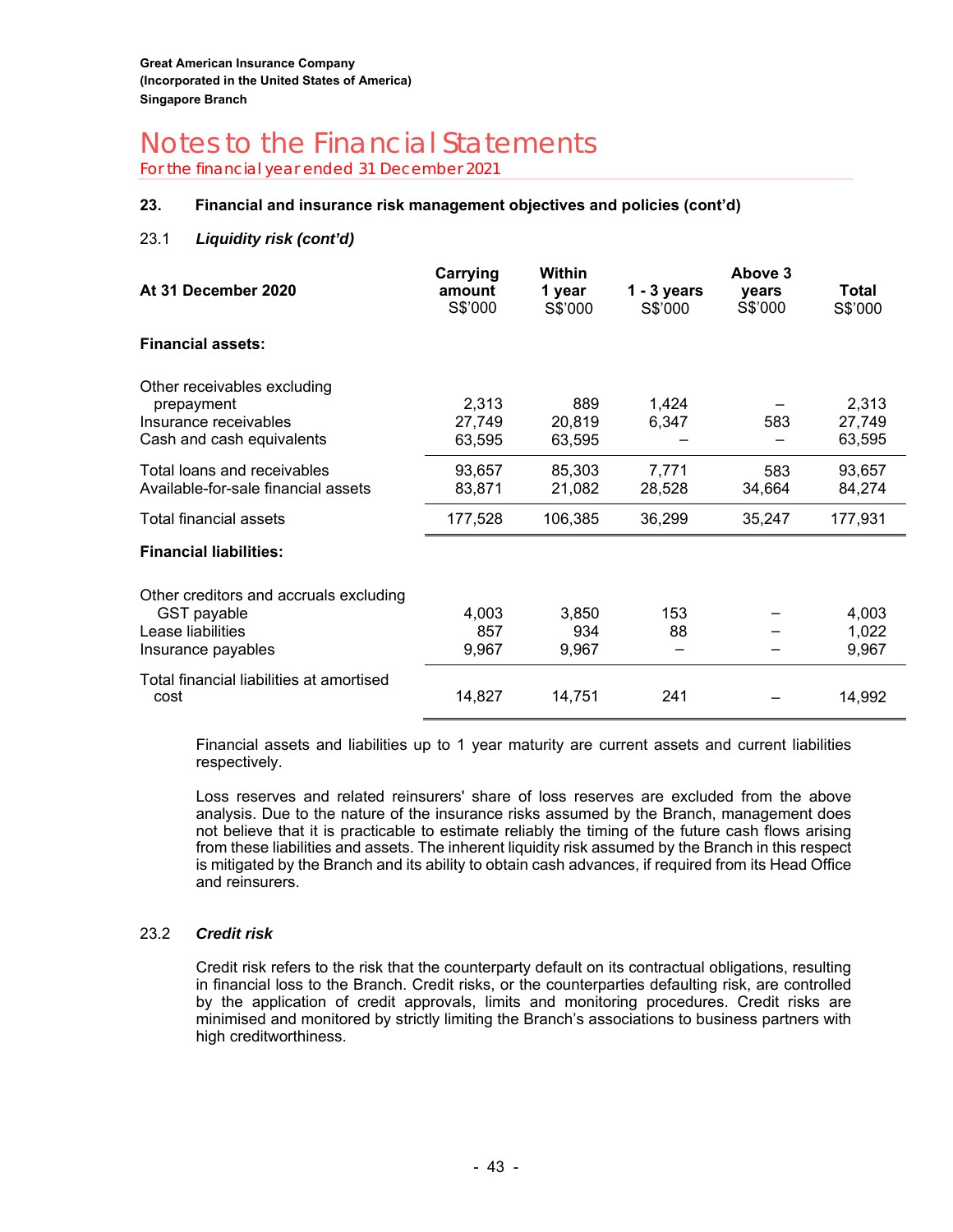Great American Insurance Company
(Incorporated in the United States of America)
Singapore Branch

# Notes to the Financial Statements

For the financial year ended 31 December 2021

## 23. Financial and insurance risk management objectives and policies (cont'd)

### 23.1 *Liquidity risk (cont'd)*

| At 31 December 2020 | Carrying amount S$'000 | Within 1 year S$'000 | 1 - 3 years S$'000 | Above 3 years S$'000 | Total S$'000 |
|---|---|---|---|---|---|
| **Financial assets:** | | | | | |
| Other receivables excluding prepayment | 2,313 | 889 | 1,424 | – | 2,313 |
| Insurance receivables | 27,749 | 20,819 | 6,347 | 583 | 27,749 |
| Cash and cash equivalents | 63,595 | 63,595 | – | – | 63,595 |
| Total loans and receivables | 93,657 | 85,303 | 7,771 | 583 | 93,657 |
| Available-for-sale financial assets | 83,871 | 21,082 | 28,528 | 34,664 | 84,274 |
| Total financial assets | 177,528 | 106,385 | 36,299 | 35,247 | 177,931 |
| **Financial liabilities:** | | | | | |
| Other creditors and accruals excluding GST payable | 4,003 | 3,850 | 153 | – | 4,003 |
| Lease liabilities | 857 | 934 | 88 | – | 1,022 |
| Insurance payables | 9,967 | 9,967 | – | – | 9,967 |
| Total financial liabilities at amortised cost | 14,827 | 14,751 | 241 | – | 14,992 |

Financial assets and liabilities up to 1 year maturity are current assets and current liabilities respectively.

Loss reserves and related reinsurers' share of loss reserves are excluded from the above analysis. Due to the nature of the insurance risks assumed by the Branch, management does not believe that it is practicable to estimate reliably the timing of the future cash flows arising from these liabilities and assets. The inherent liquidity risk assumed by the Branch in this respect is mitigated by the Branch and its ability to obtain cash advances, if required from its Head Office and reinsurers.

### 23.2 *Credit risk*

Credit risk refers to the risk that the counterparty default on its contractual obligations, resulting in financial loss to the Branch. Credit risks, or the counterparties defaulting risk, are controlled by the application of credit approvals, limits and monitoring procedures. Credit risks are minimised and monitored by strictly limiting the Branch's associations to business partners with high creditworthiness.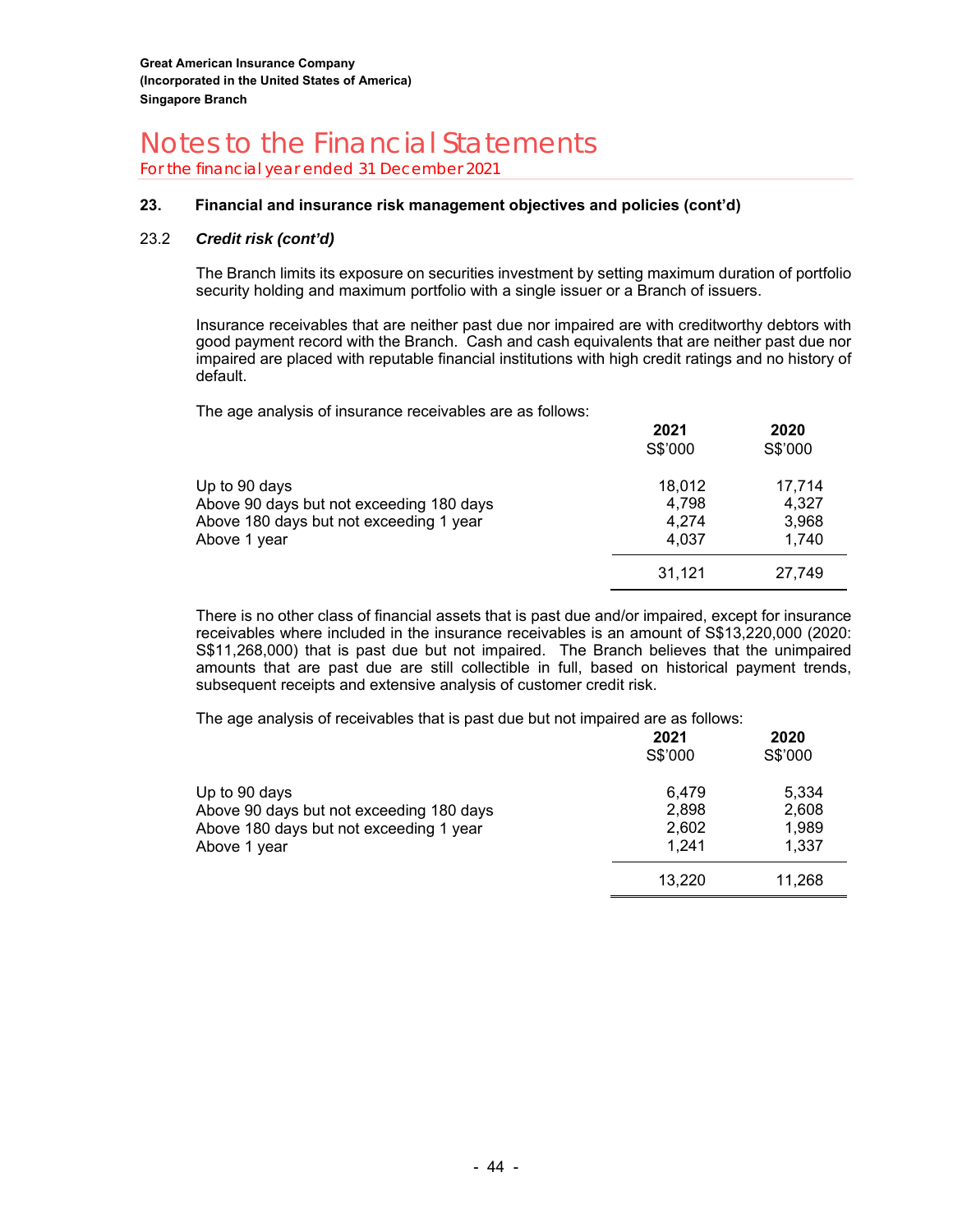## 23. Financial and insurance risk management objectives and policies (cont'd)

### 23.2 *Credit risk (cont'd)*

The Branch limits its exposure on securities investment by setting maximum duration of portfolio security holding and maximum portfolio with a single issuer or a Branch of issuers.

Insurance receivables that are neither past due nor impaired are with creditworthy debtors with good payment record with the Branch. Cash and cash equivalents that are neither past due nor impaired are placed with reputable financial institutions with high credit ratings and no history of default.

The age analysis of insurance receivables are as follows:

| | 2021 | 2020 |
|---|---|---|
| | S$'000 | S$'000 |
| Up to 90 days | 18,012 | 17,714 |
| Above 90 days but not exceeding 180 days | 4,798 | 4,327 |
| Above 180 days but not exceeding 1 year | 4,274 | 3,968 |
| Above 1 year | 4,037 | 1,740 |
| | 31,121 | 27,749 |

There is no other class of financial assets that is past due and/or impaired, except for insurance receivables where included in the insurance receivables is an amount of S$13,220,000 (2020: S$11,268,000) that is past due but not impaired. The Branch believes that the unimpaired amounts that are past due are still collectible in full, based on historical payment trends, subsequent receipts and extensive analysis of customer credit risk.

The age analysis of receivables that is past due but not impaired are as follows:

| | 2021 | 2020 |
|---|---|---|
| | S$'000 | S$'000 |
| Up to 90 days | 6,479 | 5,334 |
| Above 90 days but not exceeding 180 days | 2,898 | 2,608 |
| Above 180 days but not exceeding 1 year | 2,602 | 1,989 |
| Above 1 year | 1,241 | 1,337 |
| | 13,220 | 11,268 |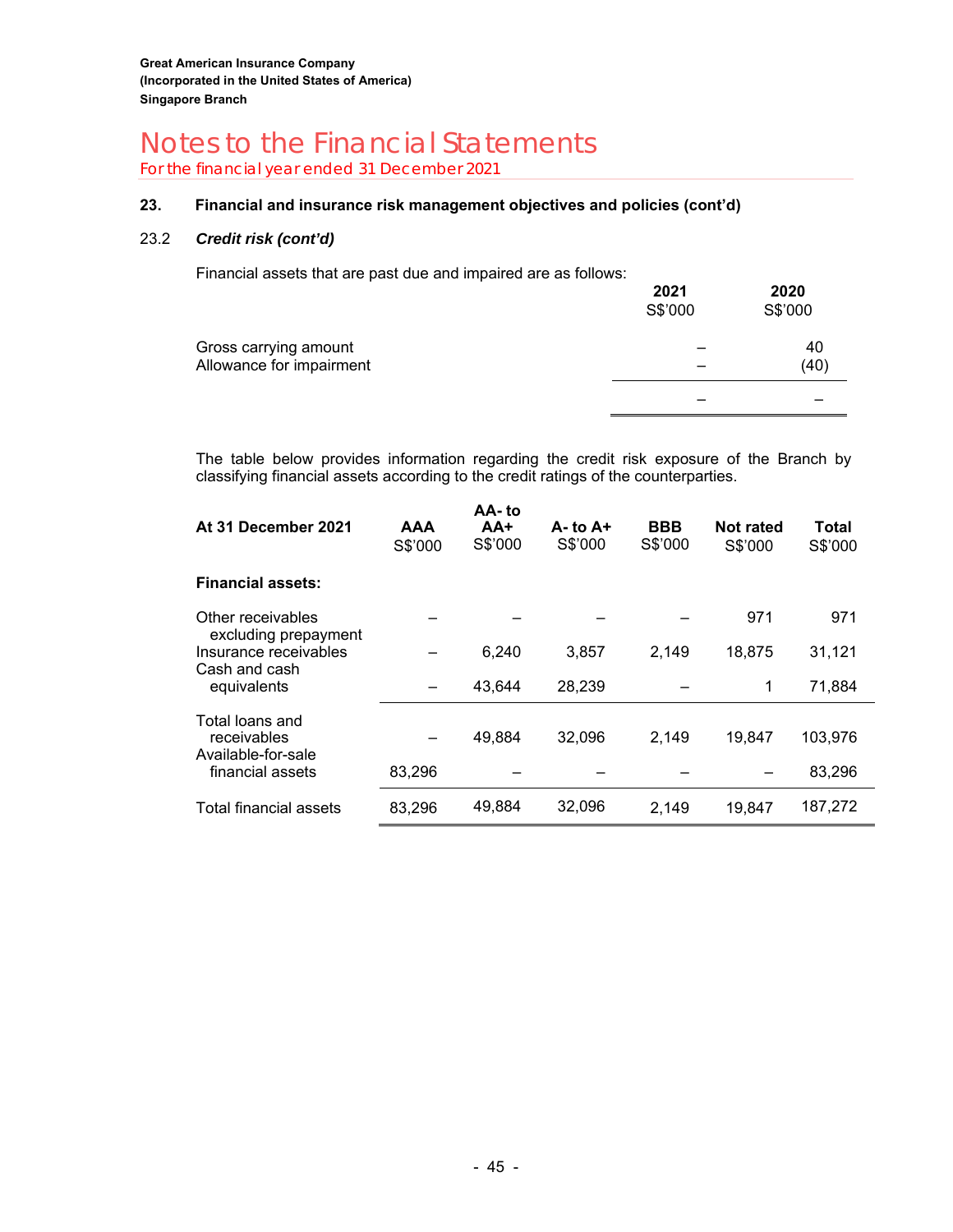Great American Insurance Company
(Incorporated in the United States of America)
Singapore Branch

# Notes to the Financial Statements

For the financial year ended 31 December 2021

## 23. Financial and insurance risk management objectives and policies (cont'd)

### 23.2 *Credit risk (cont'd)*

Financial assets that are past due and impaired are as follows:

| | 2021 S$'000 | 2020 S$'000 |
|---|---|---|
| Gross carrying amount | – | 40 |
| Allowance for impairment | – | (40) |
| | – | – |

The table below provides information regarding the credit risk exposure of the Branch by classifying financial assets according to the credit ratings of the counterparties.

| At 31 December 2021 | AAA S$'000 | AA- to AA+ S$'000 | A- to A+ S$'000 | BBB S$'000 | Not rated S$'000 | Total S$'000 |
|---|---|---|---|---|---|---|
| **Financial assets:** | | | | | | |
| Other receivables excluding prepayment | – | – | – | – | 971 | 971 |
| Insurance receivables | – | 6,240 | 3,857 | 2,149 | 18,875 | 31,121 |
| Cash and cash equivalents | – | 43,644 | 28,239 | – | 1 | 71,884 |
| Total loans and receivables | – | 49,884 | 32,096 | 2,149 | 19,847 | 103,976 |
| Available-for-sale financial assets | 83,296 | – | – | – | – | 83,296 |
| Total financial assets | 83,296 | 49,884 | 32,096 | 2,149 | 19,847 | 187,272 |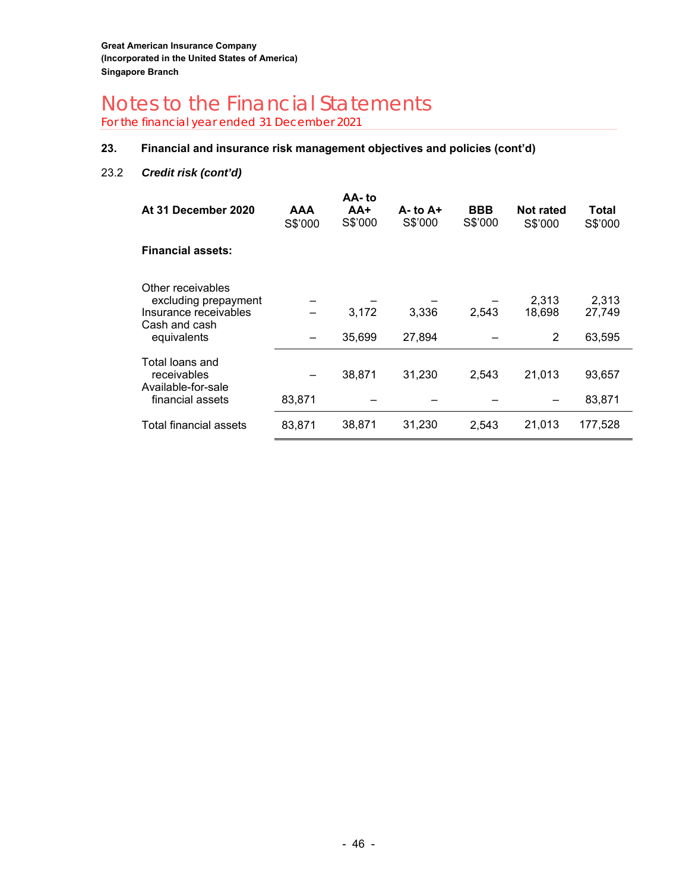Great American Insurance Company
(Incorporated in the United States of America)
Singapore Branch

# Notes to the Financial Statements

For the financial year ended 31 December 2021

## 23. Financial and insurance risk management objectives and policies (cont'd)

### 23.2 *Credit risk (cont'd)*

| At 31 December 2020 | AAA S$'000 | AA- to AA+ S$'000 | A- to A+ S$'000 | BBB S$'000 | Not rated S$'000 | Total S$'000 |
|---|---|---|---|---|---|---|
| **Financial assets:** | | | | | | |
| Other receivables excluding prepayment | – | – | – | – | 2,313 | 2,313 |
| Insurance receivables | – | 3,172 | 3,336 | 2,543 | 18,698 | 27,749 |
| Cash and cash equivalents | – | 35,699 | 27,894 | – | 2 | 63,595 |
| Total loans and receivables | – | 38,871 | 31,230 | 2,543 | 21,013 | 93,657 |
| Available-for-sale financial assets | 83,871 | – | – | – | – | 83,871 |
| Total financial assets | 83,871 | 38,871 | 31,230 | 2,543 | 21,013 | 177,528 |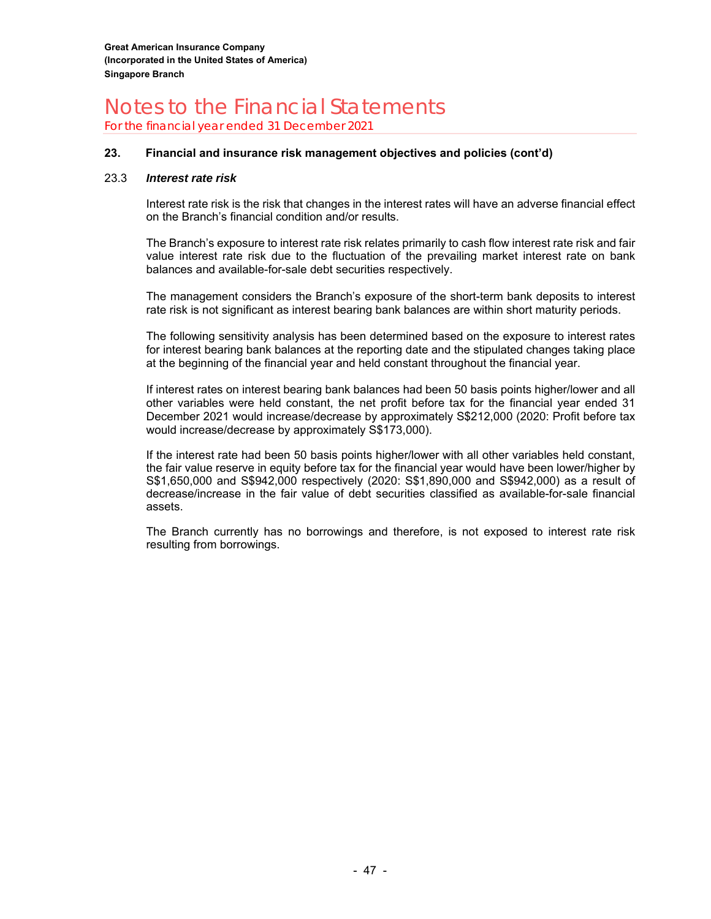## 23. Financial and insurance risk management objectives and policies (cont'd)

### 23.3 *Interest rate risk*

Interest rate risk is the risk that changes in the interest rates will have an adverse financial effect on the Branch's financial condition and/or results.

The Branch's exposure to interest rate risk relates primarily to cash flow interest rate risk and fair value interest rate risk due to the fluctuation of the prevailing market interest rate on bank balances and available-for-sale debt securities respectively.

The management considers the Branch's exposure of the short-term bank deposits to interest rate risk is not significant as interest bearing bank balances are within short maturity periods.

The following sensitivity analysis has been determined based on the exposure to interest rates for interest bearing bank balances at the reporting date and the stipulated changes taking place at the beginning of the financial year and held constant throughout the financial year.

If interest rates on interest bearing bank balances had been 50 basis points higher/lower and all other variables were held constant, the net profit before tax for the financial year ended 31 December 2021 would increase/decrease by approximately S$212,000 (2020: Profit before tax would increase/decrease by approximately S$173,000).

If the interest rate had been 50 basis points higher/lower with all other variables held constant, the fair value reserve in equity before tax for the financial year would have been lower/higher by S$1,650,000 and S$942,000 respectively (2020: S$1,890,000 and S$942,000) as a result of decrease/increase in the fair value of debt securities classified as available-for-sale financial assets.

The Branch currently has no borrowings and therefore, is not exposed to interest rate risk resulting from borrowings.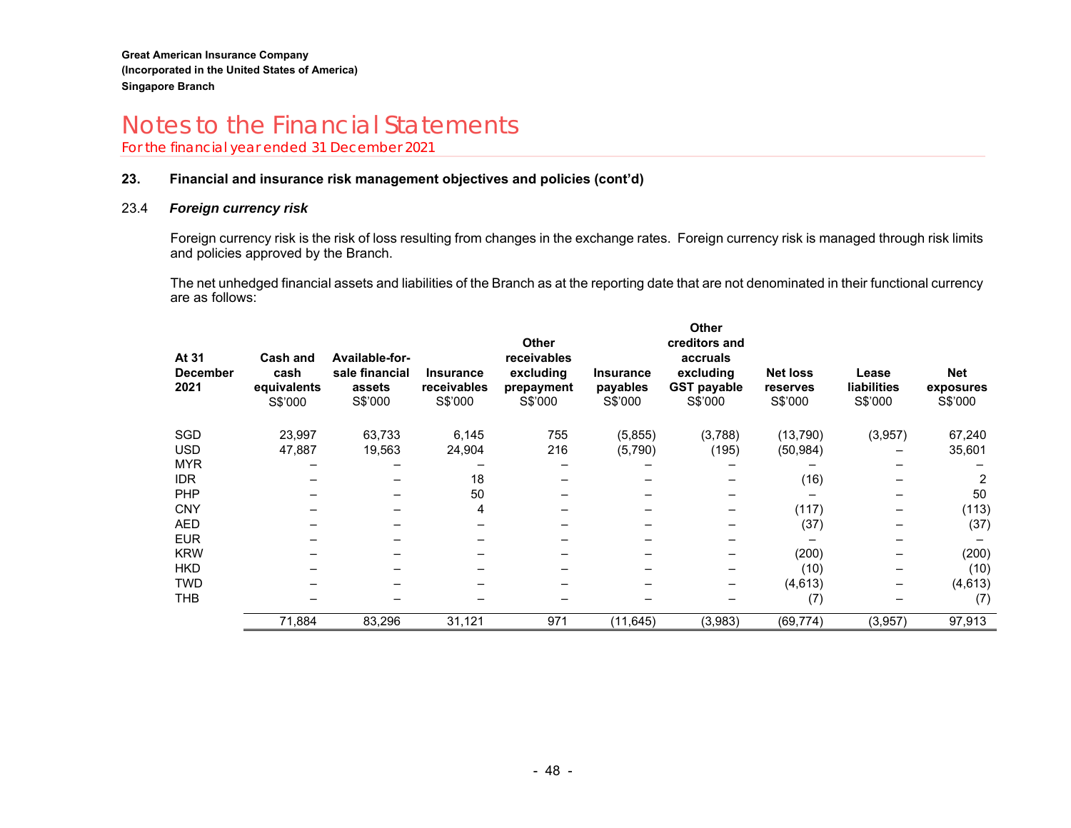Great American Insurance Company
(Incorporated in the United States of America)
Singapore Branch

# Notes to the Financial Statements
For the financial year ended 31 December 2021

## 23. Financial and insurance risk management objectives and policies (cont'd)

### 23.4 *Foreign currency risk*

Foreign currency risk is the risk of loss resulting from changes in the exchange rates. Foreign currency risk is managed through risk limits and policies approved by the Branch.

The net unhedged financial assets and liabilities of the Branch as at the reporting date that are not denominated in their functional currency are as follows:

| At 31 December 2021 | Cash and cash equivalents S$'000 | Available-for-sale financial assets S$'000 | Insurance receivables S$'000 | Other receivables excluding prepayment S$'000 | Insurance payables S$'000 | Other creditors and accruals excluding GST payable S$'000 | Net loss reserves S$'000 | Lease liabilities S$'000 | Net exposures S$'000 |
|---|---|---|---|---|---|---|---|---|---|
| SGD | 23,997 | 63,733 | 6,145 | 755 | (5,855) | (3,788) | (13,790) | (3,957) | 67,240 |
| USD | 47,887 | 19,563 | 24,904 | 216 | (5,790) | (195) | (50,984) | – | 35,601 |
| MYR | – | – | – | – | – | – | – | – | – |
| IDR | – | – | 18 | – | – | – | (16) | – | 2 |
| PHP | – | – | 50 | – | – | – | – | – | 50 |
| CNY | – | – | 4 | – | – | – | (117) | – | (113) |
| AED | – | – | – | – | – | – | (37) | – | (37) |
| EUR | – | – | – | – | – | – | – | – | – |
| KRW | – | – | – | – | – | – | (200) | – | (200) |
| HKD | – | – | – | – | – | – | (10) | – | (10) |
| TWD | – | – | – | – | – | – | (4,613) | – | (4,613) |
| THB | – | – | – | – | – | – | (7) | – | (7) |
| | 71,884 | 83,296 | 31,121 | 971 | (11,645) | (3,983) | (69,774) | (3,957) | 97,913 |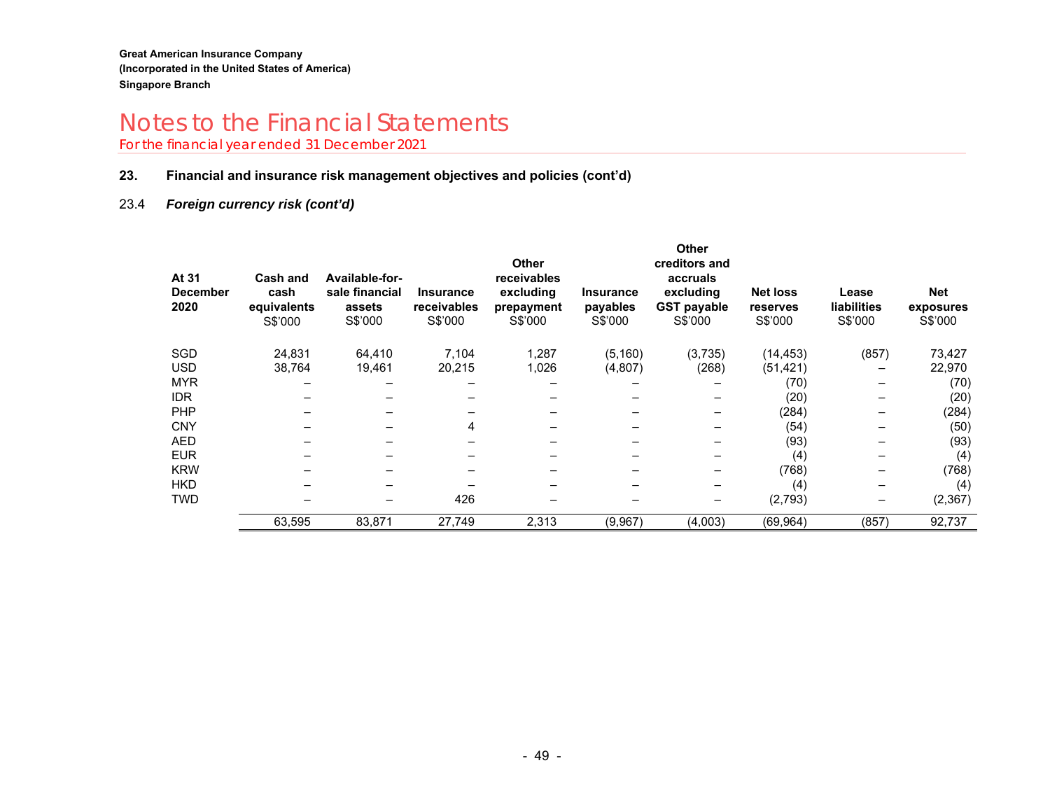Great American Insurance Company
(Incorporated in the United States of America)
Singapore Branch

# Notes to the Financial Statements

For the financial year ended 31 December 2021

## 23. Financial and insurance risk management objectives and policies (cont'd)

### 23.4 *Foreign currency risk (cont'd)*

| At 31 December 2020 | Cash and cash equivalents S$'000 | Available-for-sale financial assets S$'000 | Insurance receivables S$'000 | Other receivables excluding prepayment S$'000 | Insurance payables S$'000 | Other creditors and accruals excluding GST payable S$'000 | Net loss reserves S$'000 | Lease liabilities S$'000 | Net exposures S$'000 |
|---|---|---|---|---|---|---|---|---|---|
| SGD | 24,831 | 64,410 | 7,104 | 1,287 | (5,160) | (3,735) | (14,453) | (857) | 73,427 |
| USD | 38,764 | 19,461 | 20,215 | 1,026 | (4,807) | (268) | (51,421) | – | 22,970 |
| MYR | – | – | – | – | – | – | (70) | – | (70) |
| IDR | – | – | – | – | – | – | (20) | – | (20) |
| PHP | – | – | – | – | – | – | (284) | – | (284) |
| CNY | – | – | 4 | – | – | – | (54) | – | (50) |
| AED | – | – | – | – | – | – | (93) | – | (93) |
| EUR | – | – | – | – | – | – | (4) | – | (4) |
| KRW | – | – | – | – | – | – | (768) | – | (768) |
| HKD | – | – | – | – | – | – | (4) | – | (4) |
| TWD | – | – | 426 | – | – | – | (2,793) | – | (2,367) |
| | 63,595 | 83,871 | 27,749 | 2,313 | (9,967) | (4,003) | (69,964) | (857) | 92,737 |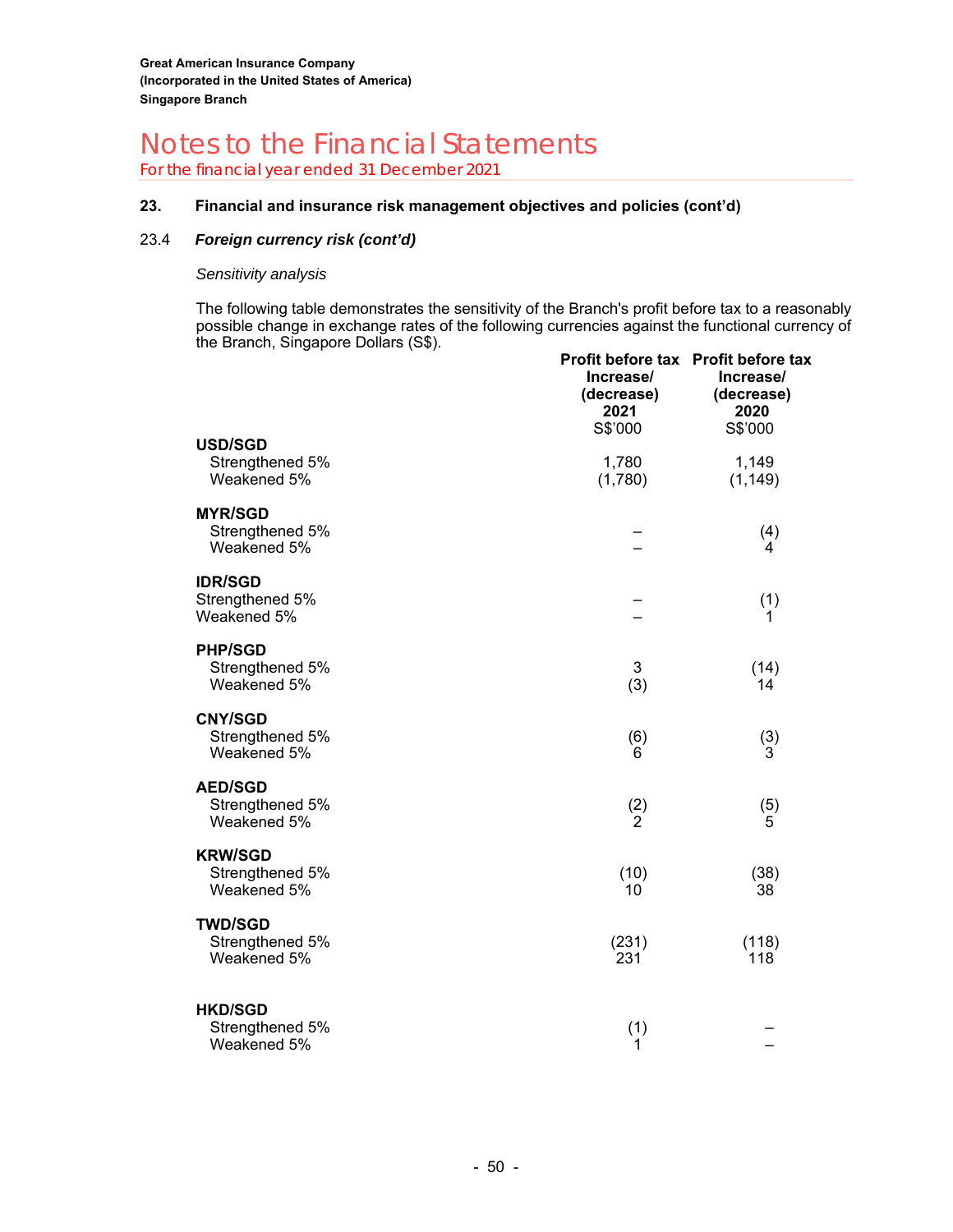**Great American Insurance Company**
**(Incorporated in the United States of America)**
**Singapore Branch**

# Notes to the Financial Statements

For the financial year ended 31 December 2021

## 23. Financial and insurance risk management objectives and policies (cont'd)

### 23.4 *Foreign currency risk (cont'd)*

*Sensitivity analysis*

The following table demonstrates the sensitivity of the Branch's profit before tax to a reasonably possible change in exchange rates of the following currencies against the functional currency of the Branch, Singapore Dollars (S$).

| | Profit before tax Increase/ (decrease) 2021 S$'000 | Profit before tax Increase/ (decrease) 2020 S$'000 |
|---|---|---|
| **USD/SGD** | | |
| Strengthened 5% | 1,780 | 1,149 |
| Weakened 5% | (1,780) | (1,149) |
| **MYR/SGD** | | |
| Strengthened 5% | – | (4) |
| Weakened 5% | – | 4 |
| **IDR/SGD** | | |
| Strengthened 5% | – | (1) |
| Weakened 5% | – | 1 |
| **PHP/SGD** | | |
| Strengthened 5% | 3 | (14) |
| Weakened 5% | (3) | 14 |
| **CNY/SGD** | | |
| Strengthened 5% | (6) | (3) |
| Weakened 5% | 6 | 3 |
| **AED/SGD** | | |
| Strengthened 5% | (2) | (5) |
| Weakened 5% | 2 | 5 |
| **KRW/SGD** | | |
| Strengthened 5% | (10) | (38) |
| Weakened 5% | 10 | 38 |
| **TWD/SGD** | | |
| Strengthened 5% | (231) | (118) |
| Weakened 5% | 231 | 118 |
| **HKD/SGD** | | |
| Strengthened 5% | (1) | – |
| Weakened 5% | 1 | – |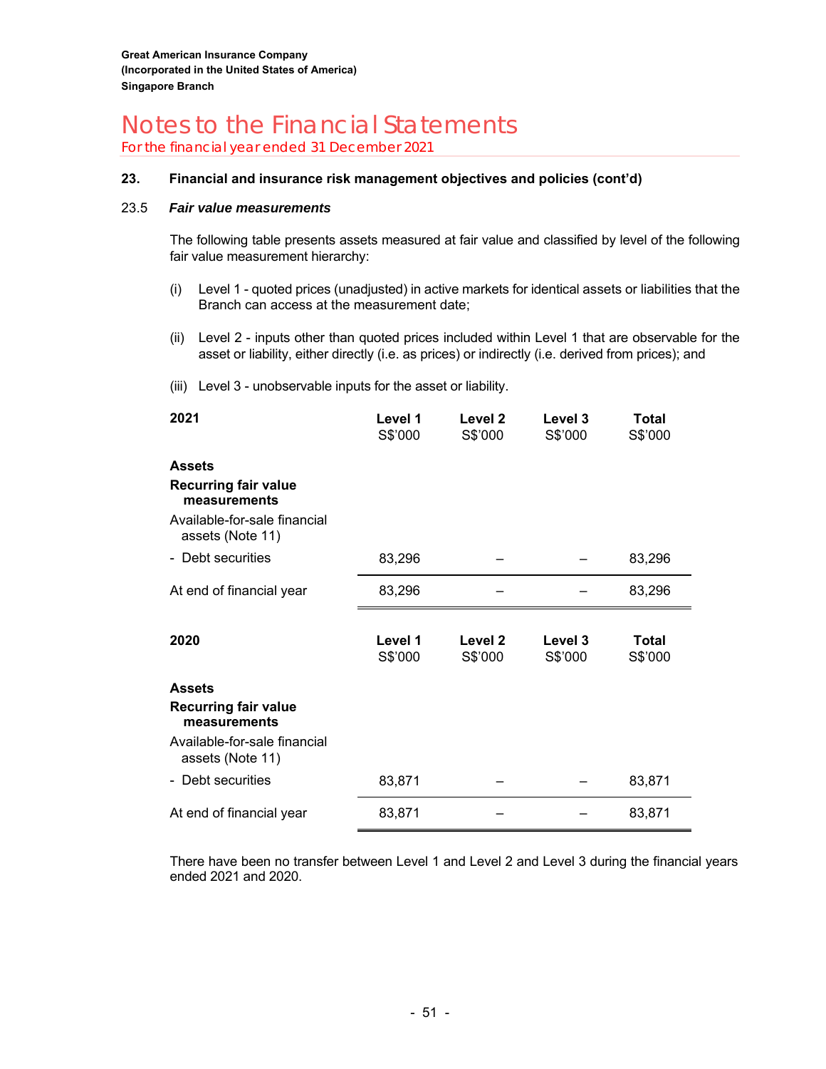Great American Insurance Company
(Incorporated in the United States of America)
Singapore Branch

# Notes to the Financial Statements

For the financial year ended 31 December 2021

## 23. Financial and insurance risk management objectives and policies (cont'd)

### 23.5 *Fair value measurements*

The following table presents assets measured at fair value and classified by level of the following fair value measurement hierarchy:

(i) Level 1 - quoted prices (unadjusted) in active markets for identical assets or liabilities that the Branch can access at the measurement date;

(ii) Level 2 - inputs other than quoted prices included within Level 1 that are observable for the asset or liability, either directly (i.e. as prices) or indirectly (i.e. derived from prices); and

(iii) Level 3 - unobservable inputs for the asset or liability.

| **2021** | **Level 1** S$'000 | **Level 2** S$'000 | **Level 3** S$'000 | **Total** S$'000 |
|---|---|---|---|---|
| **Assets** | | | | |
| **Recurring fair value measurements** | | | | |
| Available-for-sale financial assets (Note 11) | | | | |
| - Debt securities | 83,296 | – | – | 83,296 |
| At end of financial year | 83,296 | – | – | 83,296 |

| **2020** | **Level 1** S$'000 | **Level 2** S$'000 | **Level 3** S$'000 | **Total** S$'000 |
|---|---|---|---|---|
| **Assets** | | | | |
| **Recurring fair value measurements** | | | | |
| Available-for-sale financial assets (Note 11) | | | | |
| - Debt securities | 83,871 | – | – | 83,871 |
| At end of financial year | 83,871 | – | – | 83,871 |

There have been no transfer between Level 1 and Level 2 and Level 3 during the financial years ended 2021 and 2020.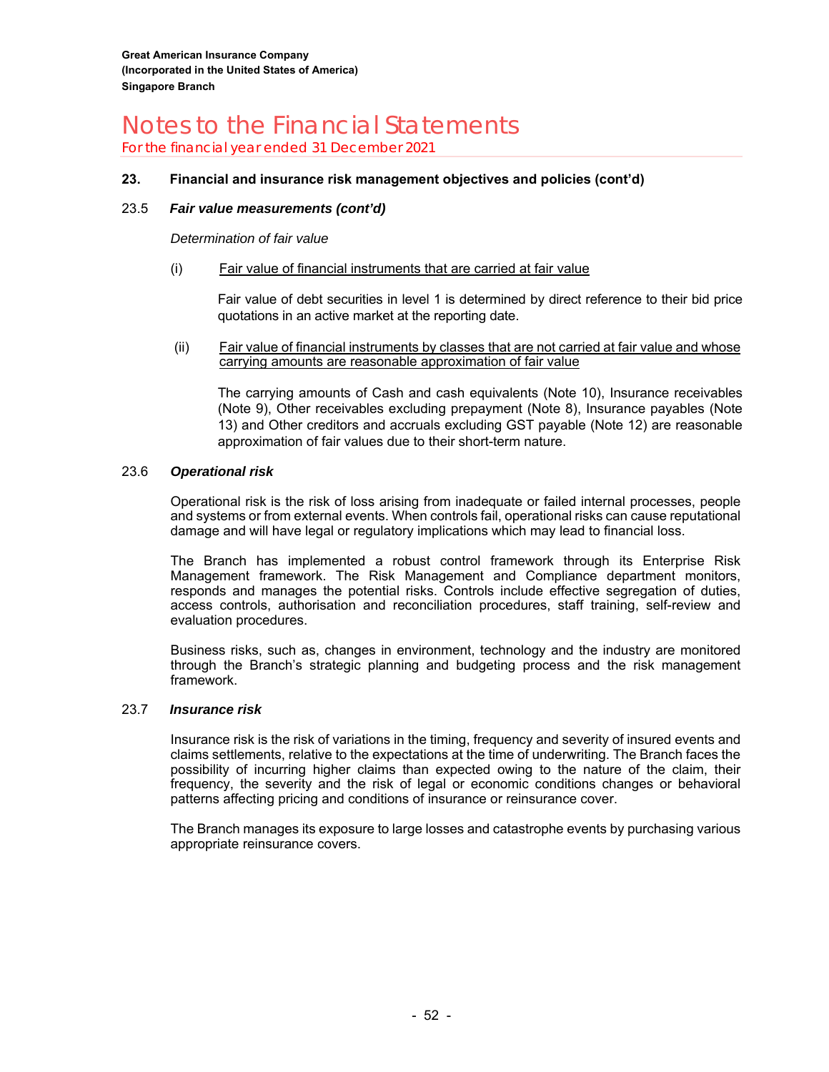## 23. Financial and insurance risk management objectives and policies (cont'd)

### 23.5 *Fair value measurements (cont'd)*

*Determination of fair value*

(i) Fair value of financial instruments that are carried at fair value

Fair value of debt securities in level 1 is determined by direct reference to their bid price quotations in an active market at the reporting date.

(ii) Fair value of financial instruments by classes that are not carried at fair value and whose carrying amounts are reasonable approximation of fair value

The carrying amounts of Cash and cash equivalents (Note 10), Insurance receivables (Note 9), Other receivables excluding prepayment (Note 8), Insurance payables (Note 13) and Other creditors and accruals excluding GST payable (Note 12) are reasonable approximation of fair values due to their short-term nature.

### 23.6 *Operational risk*

Operational risk is the risk of loss arising from inadequate or failed internal processes, people and systems or from external events. When controls fail, operational risks can cause reputational damage and will have legal or regulatory implications which may lead to financial loss.

The Branch has implemented a robust control framework through its Enterprise Risk Management framework. The Risk Management and Compliance department monitors, responds and manages the potential risks. Controls include effective segregation of duties, access controls, authorisation and reconciliation procedures, staff training, self-review and evaluation procedures.

Business risks, such as, changes in environment, technology and the industry are monitored through the Branch's strategic planning and budgeting process and the risk management framework.

### 23.7 *Insurance risk*

Insurance risk is the risk of variations in the timing, frequency and severity of insured events and claims settlements, relative to the expectations at the time of underwriting. The Branch faces the possibility of incurring higher claims than expected owing to the nature of the claim, their frequency, the severity and the risk of legal or economic conditions changes or behavioral patterns affecting pricing and conditions of insurance or reinsurance cover.

The Branch manages its exposure to large losses and catastrophe events by purchasing various appropriate reinsurance covers.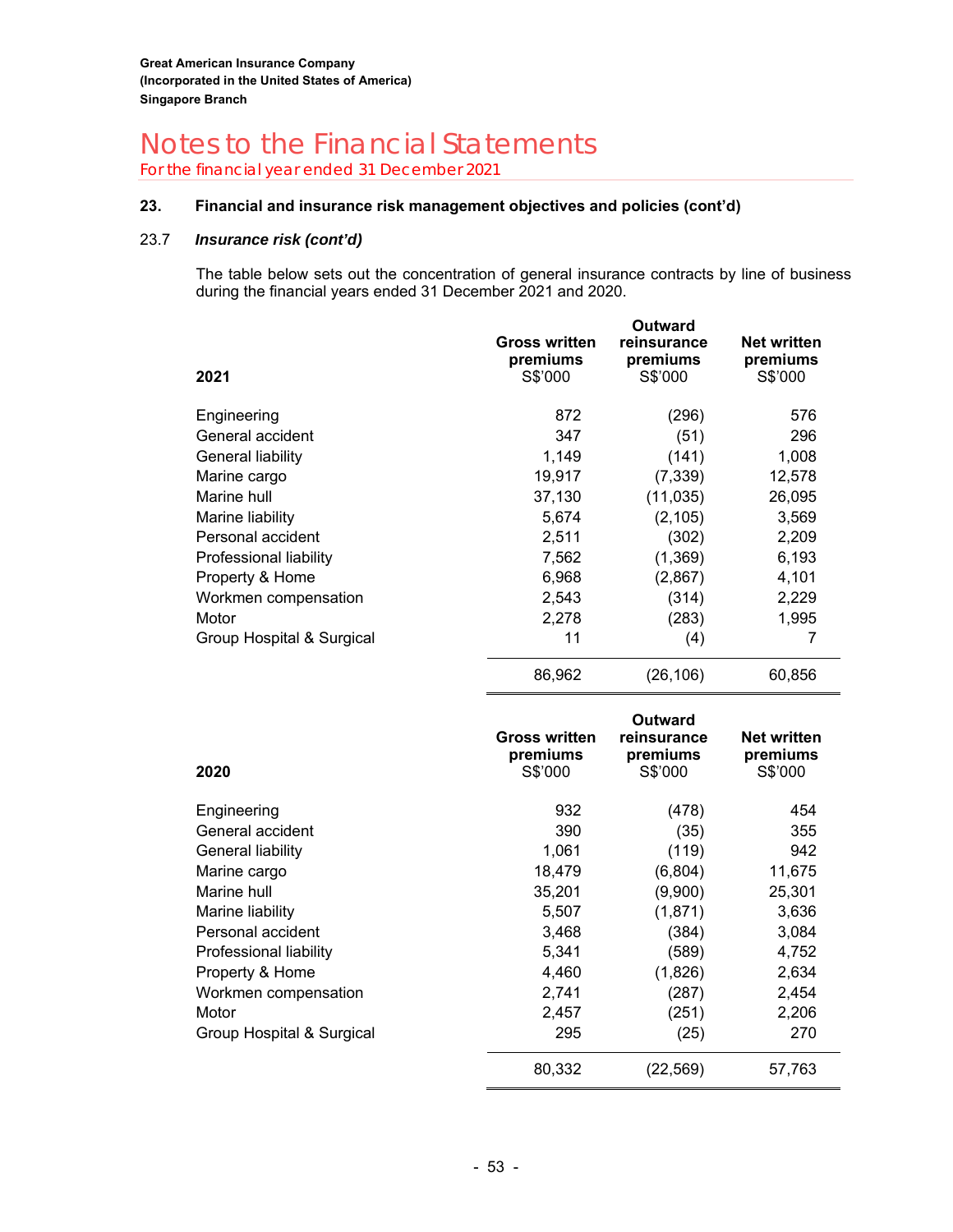Great American Insurance Company
(Incorporated in the United States of America)
Singapore Branch

# Notes to the Financial Statements

For the financial year ended 31 December 2021

## 23. Financial and insurance risk management objectives and policies (cont'd)

### 23.7 *Insurance risk (cont'd)*

The table below sets out the concentration of general insurance contracts by line of business during the financial years ended 31 December 2021 and 2020.

| 2021 | Gross written premiums S$'000 | Outward reinsurance premiums S$'000 | Net written premiums S$'000 |
|---|---|---|---|
| Engineering | 872 | (296) | 576 |
| General accident | 347 | (51) | 296 |
| General liability | 1,149 | (141) | 1,008 |
| Marine cargo | 19,917 | (7,339) | 12,578 |
| Marine hull | 37,130 | (11,035) | 26,095 |
| Marine liability | 5,674 | (2,105) | 3,569 |
| Personal accident | 2,511 | (302) | 2,209 |
| Professional liability | 7,562 | (1,369) | 6,193 |
| Property & Home | 6,968 | (2,867) | 4,101 |
| Workmen compensation | 2,543 | (314) | 2,229 |
| Motor | 2,278 | (283) | 1,995 |
| Group Hospital & Surgical | 11 | (4) | 7 |
| | 86,962 | (26,106) | 60,856 |

| 2020 | Gross written premiums S$'000 | Outward reinsurance premiums S$'000 | Net written premiums S$'000 |
|---|---|---|---|
| Engineering | 932 | (478) | 454 |
| General accident | 390 | (35) | 355 |
| General liability | 1,061 | (119) | 942 |
| Marine cargo | 18,479 | (6,804) | 11,675 |
| Marine hull | 35,201 | (9,900) | 25,301 |
| Marine liability | 5,507 | (1,871) | 3,636 |
| Personal accident | 3,468 | (384) | 3,084 |
| Professional liability | 5,341 | (589) | 4,752 |
| Property & Home | 4,460 | (1,826) | 2,634 |
| Workmen compensation | 2,741 | (287) | 2,454 |
| Motor | 2,457 | (251) | 2,206 |
| Group Hospital & Surgical | 295 | (25) | 270 |
| | 80,332 | (22,569) | 57,763 |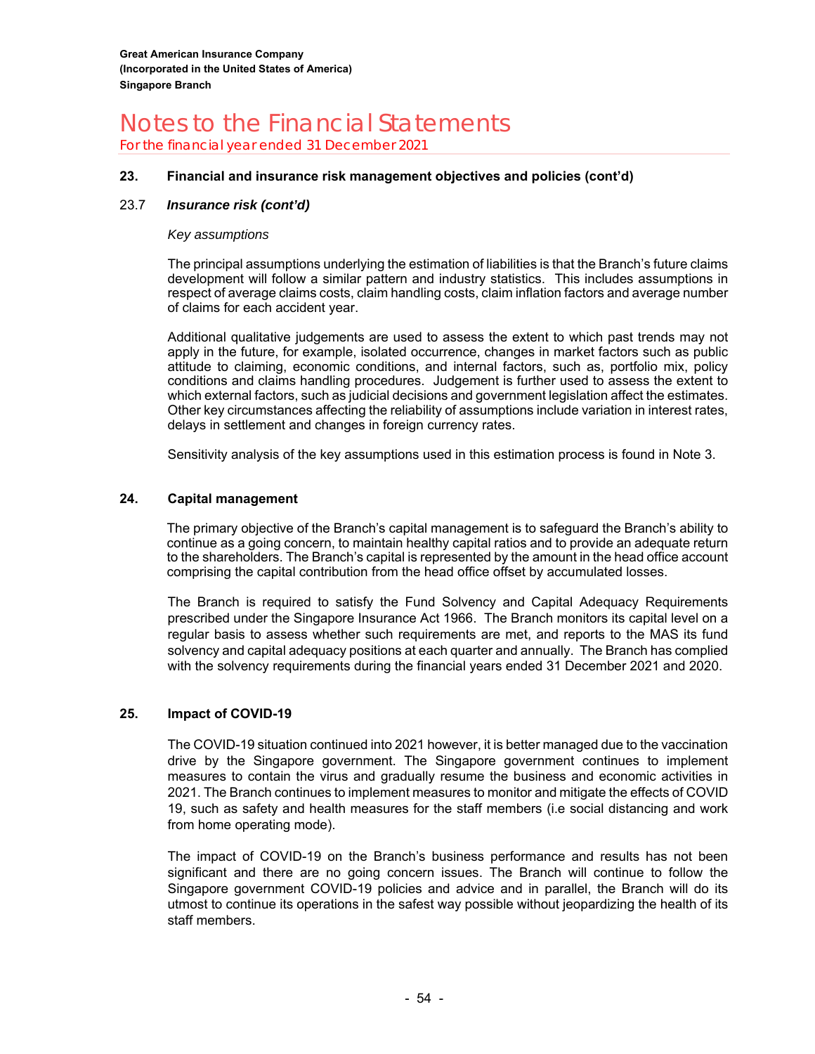## 23. Financial and insurance risk management objectives and policies (cont'd)

### 23.7 *Insurance risk (cont'd)*

*Key assumptions*

The principal assumptions underlying the estimation of liabilities is that the Branch's future claims development will follow a similar pattern and industry statistics. This includes assumptions in respect of average claims costs, claim handling costs, claim inflation factors and average number of claims for each accident year.

Additional qualitative judgements are used to assess the extent to which past trends may not apply in the future, for example, isolated occurrence, changes in market factors such as public attitude to claiming, economic conditions, and internal factors, such as, portfolio mix, policy conditions and claims handling procedures. Judgement is further used to assess the extent to which external factors, such as judicial decisions and government legislation affect the estimates. Other key circumstances affecting the reliability of assumptions include variation in interest rates, delays in settlement and changes in foreign currency rates.

Sensitivity analysis of the key assumptions used in this estimation process is found in Note 3.

## 24. Capital management

The primary objective of the Branch's capital management is to safeguard the Branch's ability to continue as a going concern, to maintain healthy capital ratios and to provide an adequate return to the shareholders. The Branch's capital is represented by the amount in the head office account comprising the capital contribution from the head office offset by accumulated losses.

The Branch is required to satisfy the Fund Solvency and Capital Adequacy Requirements prescribed under the Singapore Insurance Act 1966. The Branch monitors its capital level on a regular basis to assess whether such requirements are met, and reports to the MAS its fund solvency and capital adequacy positions at each quarter and annually. The Branch has complied with the solvency requirements during the financial years ended 31 December 2021 and 2020.

## 25. Impact of COVID-19

The COVID-19 situation continued into 2021 however, it is better managed due to the vaccination drive by the Singapore government. The Singapore government continues to implement measures to contain the virus and gradually resume the business and economic activities in 2021. The Branch continues to implement measures to monitor and mitigate the effects of COVID 19, such as safety and health measures for the staff members (i.e social distancing and work from home operating mode).

The impact of COVID-19 on the Branch's business performance and results has not been significant and there are no going concern issues. The Branch will continue to follow the Singapore government COVID-19 policies and advice and in parallel, the Branch will do its utmost to continue its operations in the safest way possible without jeopardizing the health of its staff members.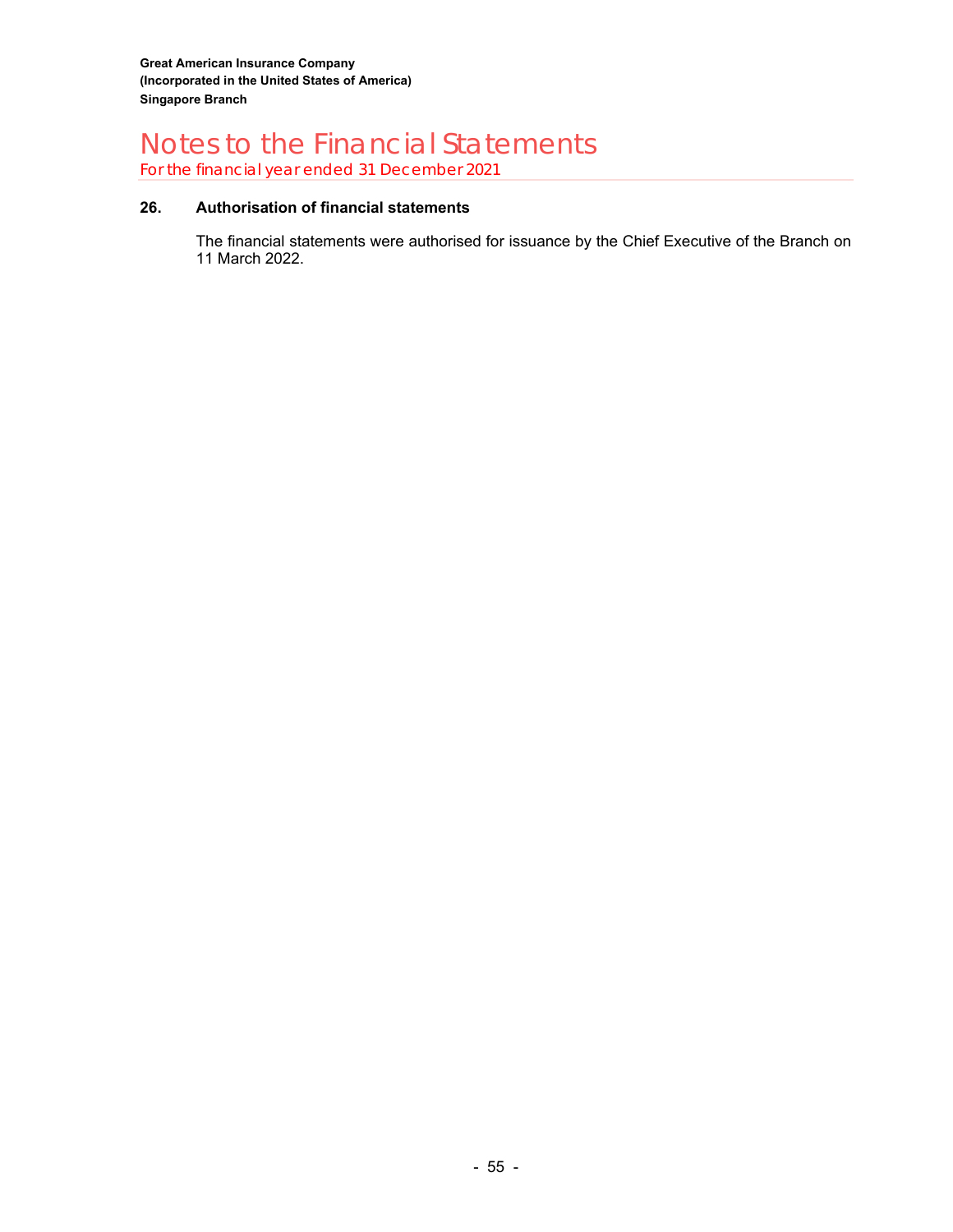## 26. Authorisation of financial statements

The financial statements were authorised for issuance by the Chief Executive of the Branch on 11 March 2022.